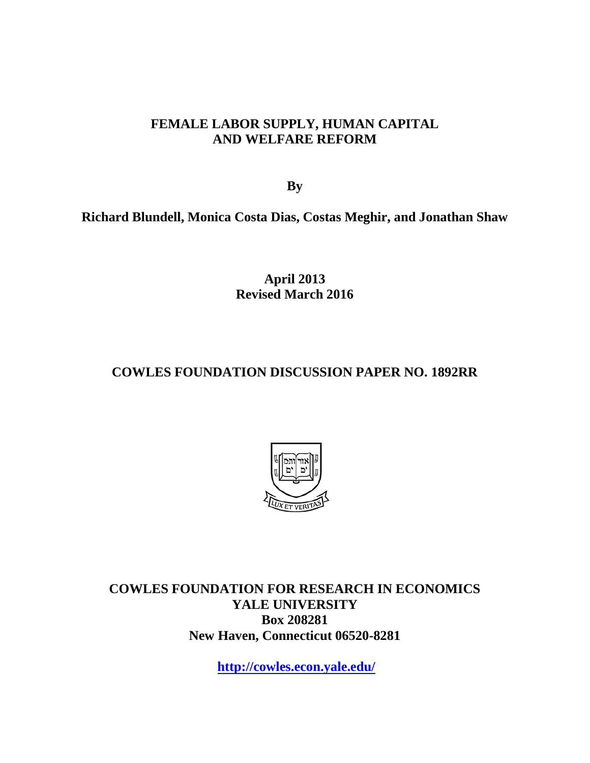# FEMALE LABOR SUPPLY, HUMAN CAPITAL AND WELFARE REFORM

**By**

**Richard Blundell, Monica Costa Dias, Costas Meghir, and Jonathan Shaw**

**April 2013**
**Revised March 2016**

**COWLES FOUNDATION DISCUSSION PAPER NO. 1892RR**

**COWLES FOUNDATION FOR RESEARCH IN ECONOMICS**
**YALE UNIVERSITY**
**Box 208281**
**New Haven, Connecticut 06520-8281**

**http://cowles.econ.yale.edu/**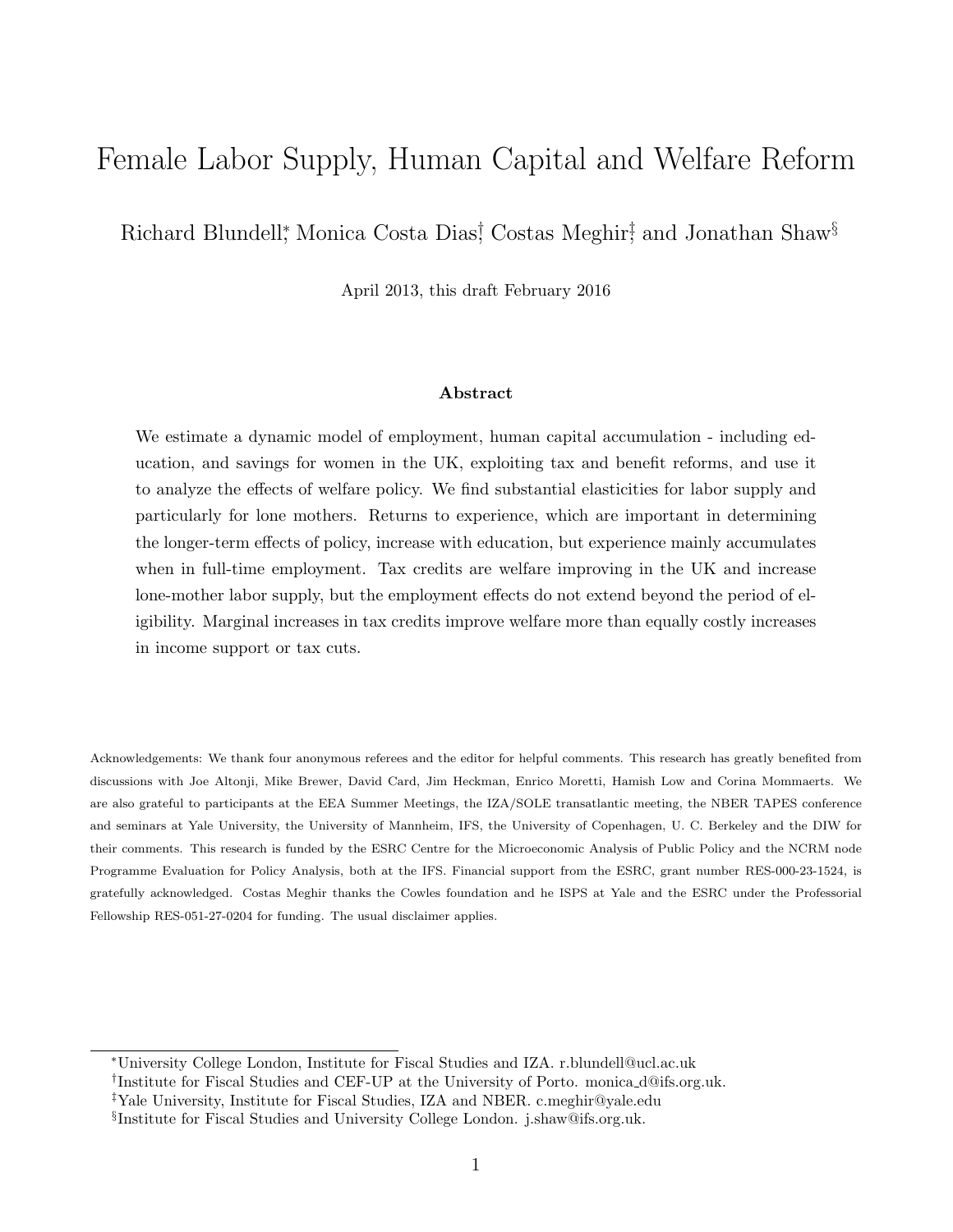# Female Labor Supply, Human Capital and Welfare Reform

Richard Blundell[*], Monica Costa Dias[†], Costas Meghir[‡], and Jonathan Shaw[§]

April 2013, this draft February 2016

### Abstract

We estimate a dynamic model of employment, human capital accumulation - including education, and savings for women in the UK, exploiting tax and benefit reforms, and use it to analyze the effects of welfare policy. We find substantial elasticities for labor supply and particularly for lone mothers. Returns to experience, which are important in determining the longer-term effects of policy, increase with education, but experience mainly accumulates when in full-time employment. Tax credits are welfare improving in the UK and increase lone-mother labor supply, but the employment effects do not extend beyond the period of eligibility. Marginal increases in tax credits improve welfare more than equally costly increases in income support or tax cuts.

Acknowledgements: We thank four anonymous referees and the editor for helpful comments. This research has greatly benefited from discussions with Joe Altonji, Mike Brewer, David Card, Jim Heckman, Enrico Moretti, Hamish Low and Corina Mommaerts. We are also grateful to participants at the EEA Summer Meetings, the IZA/SOLE transatlantic meeting, the NBER TAPES conference and seminars at Yale University, the University of Mannheim, IFS, the University of Copenhagen, U. C. Berkeley and the DIW for their comments. This research is funded by the ESRC Centre for the Microeconomic Analysis of Public Policy and the NCRM node Programme Evaluation for Policy Analysis, both at the IFS. Financial support from the ESRC, grant number RES-000-23-1524, is gratefully acknowledged. Costas Meghir thanks the Cowles foundation and he ISPS at Yale and the ESRC under the Professorial Fellowship RES-051-27-0204 for funding. The usual disclaimer applies.

[*]University College London, Institute for Fiscal Studies and IZA. r.blundell@ucl.ac.uk

[†]Institute for Fiscal Studies and CEF-UP at the University of Porto. monica_d@ifs.org.uk.

[‡]Yale University, Institute for Fiscal Studies, IZA and NBER. c.meghir@yale.edu

[§]Institute for Fiscal Studies and University College London. j.shaw@ifs.org.uk.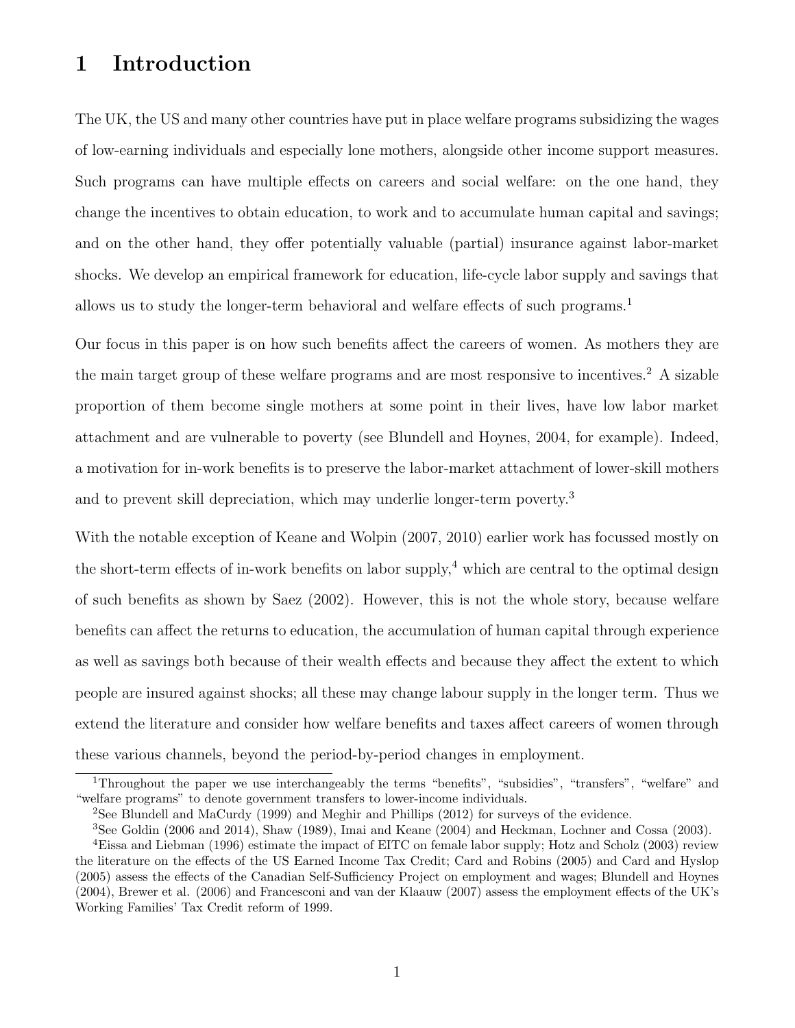# 1 Introduction

The UK, the US and many other countries have put in place welfare programs subsidizing the wages of low-earning individuals and especially lone mothers, alongside other income support measures. Such programs can have multiple effects on careers and social welfare: on the one hand, they change the incentives to obtain education, to work and to accumulate human capital and savings; and on the other hand, they offer potentially valuable (partial) insurance against labor-market shocks. We develop an empirical framework for education, life-cycle labor supply and savings that allows us to study the longer-term behavioral and welfare effects of such programs.[1]

Our focus in this paper is on how such benefits affect the careers of women. As mothers they are the main target group of these welfare programs and are most responsive to incentives.[2] A sizable proportion of them become single mothers at some point in their lives, have low labor market attachment and are vulnerable to poverty (see Blundell and Hoynes, 2004, for example). Indeed, a motivation for in-work benefits is to preserve the labor-market attachment of lower-skill mothers and to prevent skill depreciation, which may underlie longer-term poverty.[3]

With the notable exception of Keane and Wolpin (2007, 2010) earlier work has focussed mostly on the short-term effects of in-work benefits on labor supply,[4] which are central to the optimal design of such benefits as shown by Saez (2002). However, this is not the whole story, because welfare benefits can affect the returns to education, the accumulation of human capital through experience as well as savings both because of their wealth effects and because they affect the extent to which people are insured against shocks; all these may change labour supply in the longer term. Thus we extend the literature and consider how welfare benefits and taxes affect careers of women through these various channels, beyond the period-by-period changes in employment.

[1] Throughout the paper we use interchangeably the terms "benefits", "subsidies", "transfers", "welfare" and "welfare programs" to denote government transfers to lower-income individuals.

[2] See Blundell and MaCurdy (1999) and Meghir and Phillips (2012) for surveys of the evidence.

[3] See Goldin (2006 and 2014), Shaw (1989), Imai and Keane (2004) and Heckman, Lochner and Cossa (2003).

[4] Eissa and Liebman (1996) estimate the impact of EITC on female labor supply; Hotz and Scholz (2003) review the literature on the effects of the US Earned Income Tax Credit; Card and Robins (2005) and Card and Hyslop (2005) assess the effects of the Canadian Self-Sufficiency Project on employment and wages; Blundell and Hoynes (2004), Brewer et al. (2006) and Francesconi and van der Klaauw (2007) assess the employment effects of the UK's Working Families' Tax Credit reform of 1999.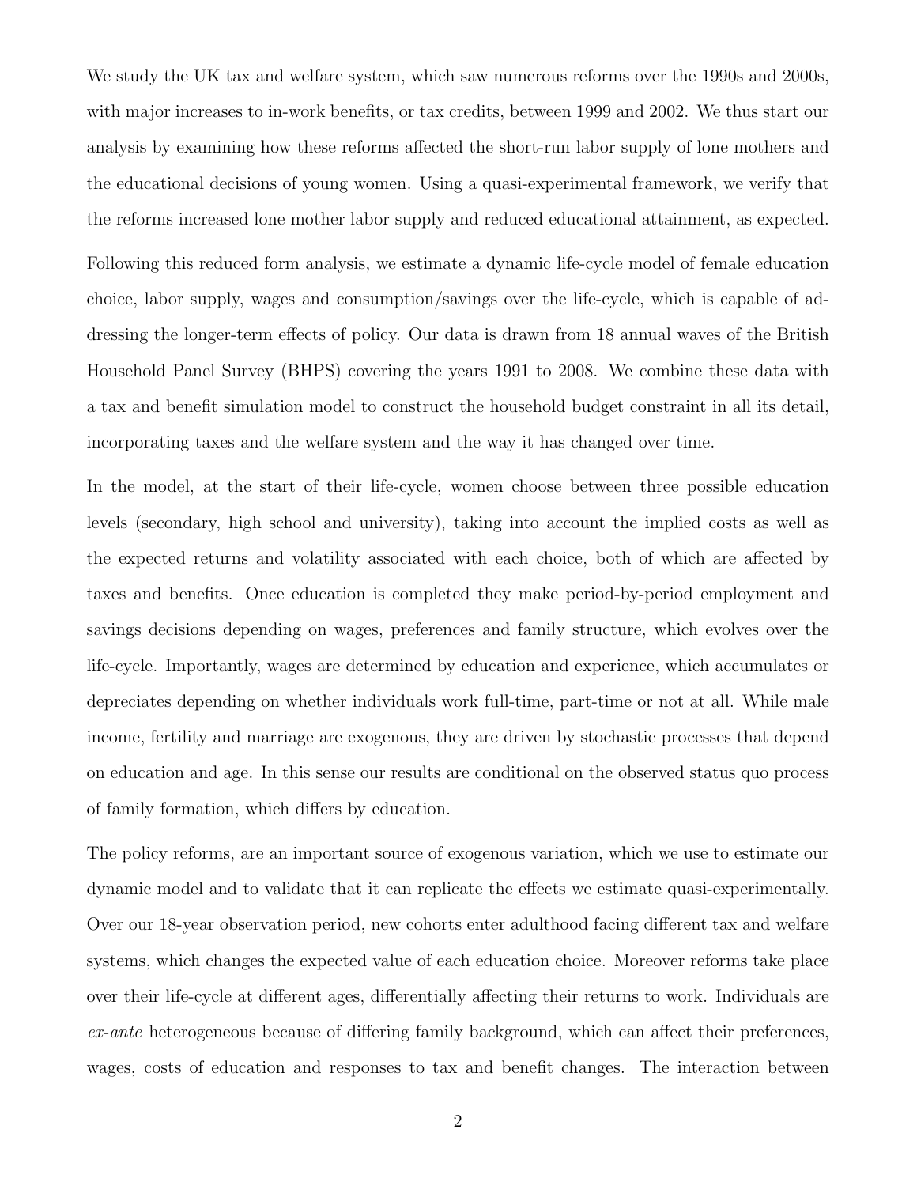We study the UK tax and welfare system, which saw numerous reforms over the 1990s and 2000s, with major increases to in-work benefits, or tax credits, between 1999 and 2002. We thus start our analysis by examining how these reforms affected the short-run labor supply of lone mothers and the educational decisions of young women. Using a quasi-experimental framework, we verify that the reforms increased lone mother labor supply and reduced educational attainment, as expected.

Following this reduced form analysis, we estimate a dynamic life-cycle model of female education choice, labor supply, wages and consumption/savings over the life-cycle, which is capable of addressing the longer-term effects of policy. Our data is drawn from 18 annual waves of the British Household Panel Survey (BHPS) covering the years 1991 to 2008. We combine these data with a tax and benefit simulation model to construct the household budget constraint in all its detail, incorporating taxes and the welfare system and the way it has changed over time.

In the model, at the start of their life-cycle, women choose between three possible education levels (secondary, high school and university), taking into account the implied costs as well as the expected returns and volatility associated with each choice, both of which are affected by taxes and benefits. Once education is completed they make period-by-period employment and savings decisions depending on wages, preferences and family structure, which evolves over the life-cycle. Importantly, wages are determined by education and experience, which accumulates or depreciates depending on whether individuals work full-time, part-time or not at all. While male income, fertility and marriage are exogenous, they are driven by stochastic processes that depend on education and age. In this sense our results are conditional on the observed status quo process of family formation, which differs by education.

The policy reforms, are an important source of exogenous variation, which we use to estimate our dynamic model and to validate that it can replicate the effects we estimate quasi-experimentally. Over our 18-year observation period, new cohorts enter adulthood facing different tax and welfare systems, which changes the expected value of each education choice. Moreover reforms take place over their life-cycle at different ages, differentially affecting their returns to work. Individuals are *ex-ante* heterogeneous because of differing family background, which can affect their preferences, wages, costs of education and responses to tax and benefit changes. The interaction between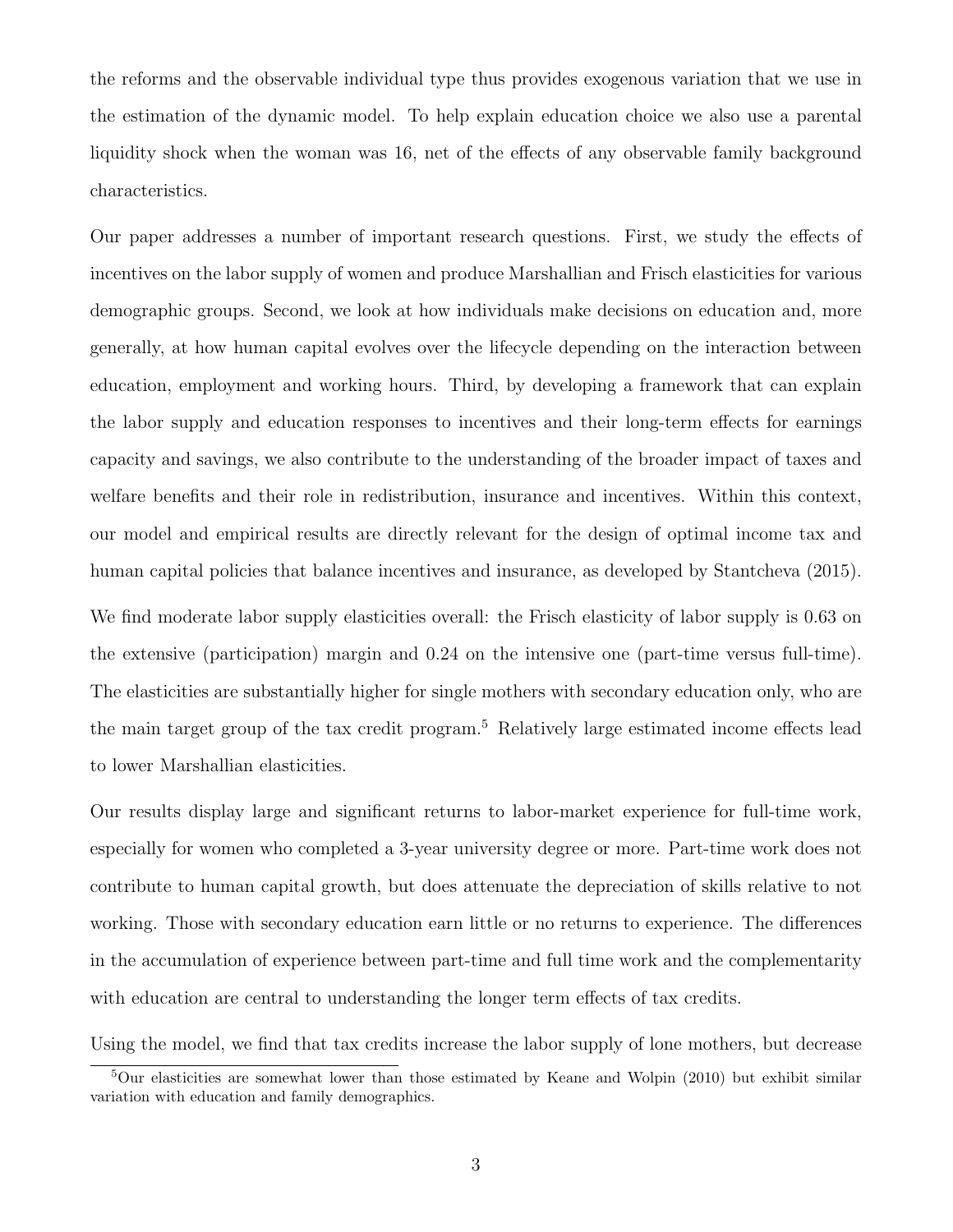the reforms and the observable individual type thus provides exogenous variation that we use in the estimation of the dynamic model. To help explain education choice we also use a parental liquidity shock when the woman was 16, net of the effects of any observable family background characteristics.

Our paper addresses a number of important research questions. First, we study the effects of incentives on the labor supply of women and produce Marshallian and Frisch elasticities for various demographic groups. Second, we look at how individuals make decisions on education and, more generally, at how human capital evolves over the lifecycle depending on the interaction between education, employment and working hours. Third, by developing a framework that can explain the labor supply and education responses to incentives and their long-term effects for earnings capacity and savings, we also contribute to the understanding of the broader impact of taxes and welfare benefits and their role in redistribution, insurance and incentives. Within this context, our model and empirical results are directly relevant for the design of optimal income tax and human capital policies that balance incentives and insurance, as developed by Stantcheva (2015).

We find moderate labor supply elasticities overall: the Frisch elasticity of labor supply is 0.63 on the extensive (participation) margin and 0.24 on the intensive one (part-time versus full-time). The elasticities are substantially higher for single mothers with secondary education only, who are the main target group of the tax credit program.[5] Relatively large estimated income effects lead to lower Marshallian elasticities.

Our results display large and significant returns to labor-market experience for full-time work, especially for women who completed a 3-year university degree or more. Part-time work does not contribute to human capital growth, but does attenuate the depreciation of skills relative to not working. Those with secondary education earn little or no returns to experience. The differences in the accumulation of experience between part-time and full time work and the complementarity with education are central to understanding the longer term effects of tax credits.

Using the model, we find that tax credits increase the labor supply of lone mothers, but decrease

[5] Our elasticities are somewhat lower than those estimated by Keane and Wolpin (2010) but exhibit similar variation with education and family demographics.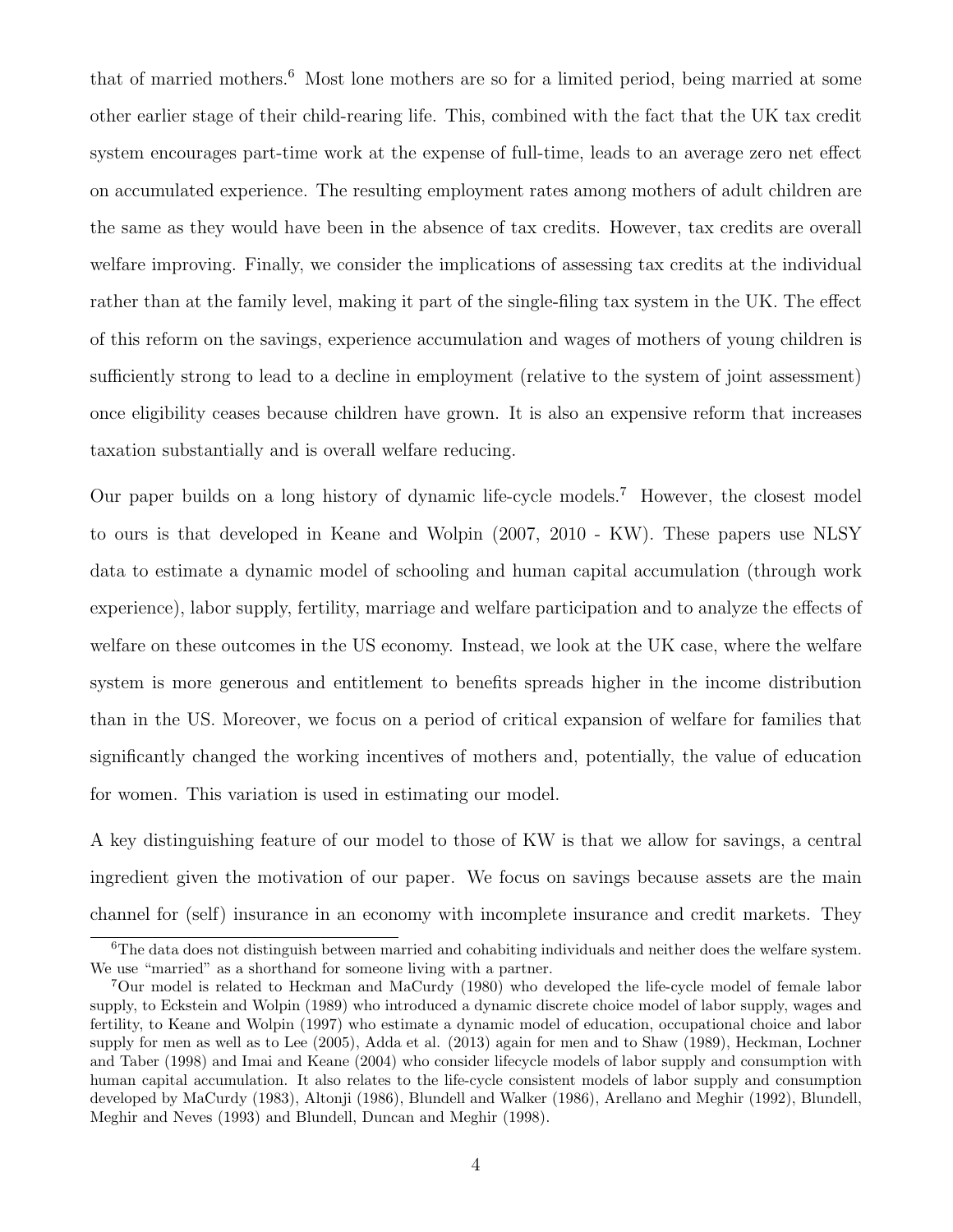that of married mothers.[6] Most lone mothers are so for a limited period, being married at some other earlier stage of their child-rearing life. This, combined with the fact that the UK tax credit system encourages part-time work at the expense of full-time, leads to an average zero net effect on accumulated experience. The resulting employment rates among mothers of adult children are the same as they would have been in the absence of tax credits. However, tax credits are overall welfare improving. Finally, we consider the implications of assessing tax credits at the individual rather than at the family level, making it part of the single-filing tax system in the UK. The effect of this reform on the savings, experience accumulation and wages of mothers of young children is sufficiently strong to lead to a decline in employment (relative to the system of joint assessment) once eligibility ceases because children have grown. It is also an expensive reform that increases taxation substantially and is overall welfare reducing.

Our paper builds on a long history of dynamic life-cycle models.[7] However, the closest model to ours is that developed in Keane and Wolpin (2007, 2010 - KW). These papers use NLSY data to estimate a dynamic model of schooling and human capital accumulation (through work experience), labor supply, fertility, marriage and welfare participation and to analyze the effects of welfare on these outcomes in the US economy. Instead, we look at the UK case, where the welfare system is more generous and entitlement to benefits spreads higher in the income distribution than in the US. Moreover, we focus on a period of critical expansion of welfare for families that significantly changed the working incentives of mothers and, potentially, the value of education for women. This variation is used in estimating our model.

A key distinguishing feature of our model to those of KW is that we allow for savings, a central ingredient given the motivation of our paper. We focus on savings because assets are the main channel for (self) insurance in an economy with incomplete insurance and credit markets. They

[6] The data does not distinguish between married and cohabiting individuals and neither does the welfare system. We use "married" as a shorthand for someone living with a partner.

[7] Our model is related to Heckman and MaCurdy (1980) who developed the life-cycle model of female labor supply, to Eckstein and Wolpin (1989) who introduced a dynamic discrete choice model of labor supply, wages and fertility, to Keane and Wolpin (1997) who estimate a dynamic model of education, occupational choice and labor supply for men as well as to Lee (2005), Adda et al. (2013) again for men and to Shaw (1989), Heckman, Lochner and Taber (1998) and Imai and Keane (2004) who consider lifecycle models of labor supply and consumption with human capital accumulation. It also relates to the life-cycle consistent models of labor supply and consumption developed by MaCurdy (1983), Altonji (1986), Blundell and Walker (1986), Arellano and Meghir (1992), Blundell, Meghir and Neves (1993) and Blundell, Duncan and Meghir (1998).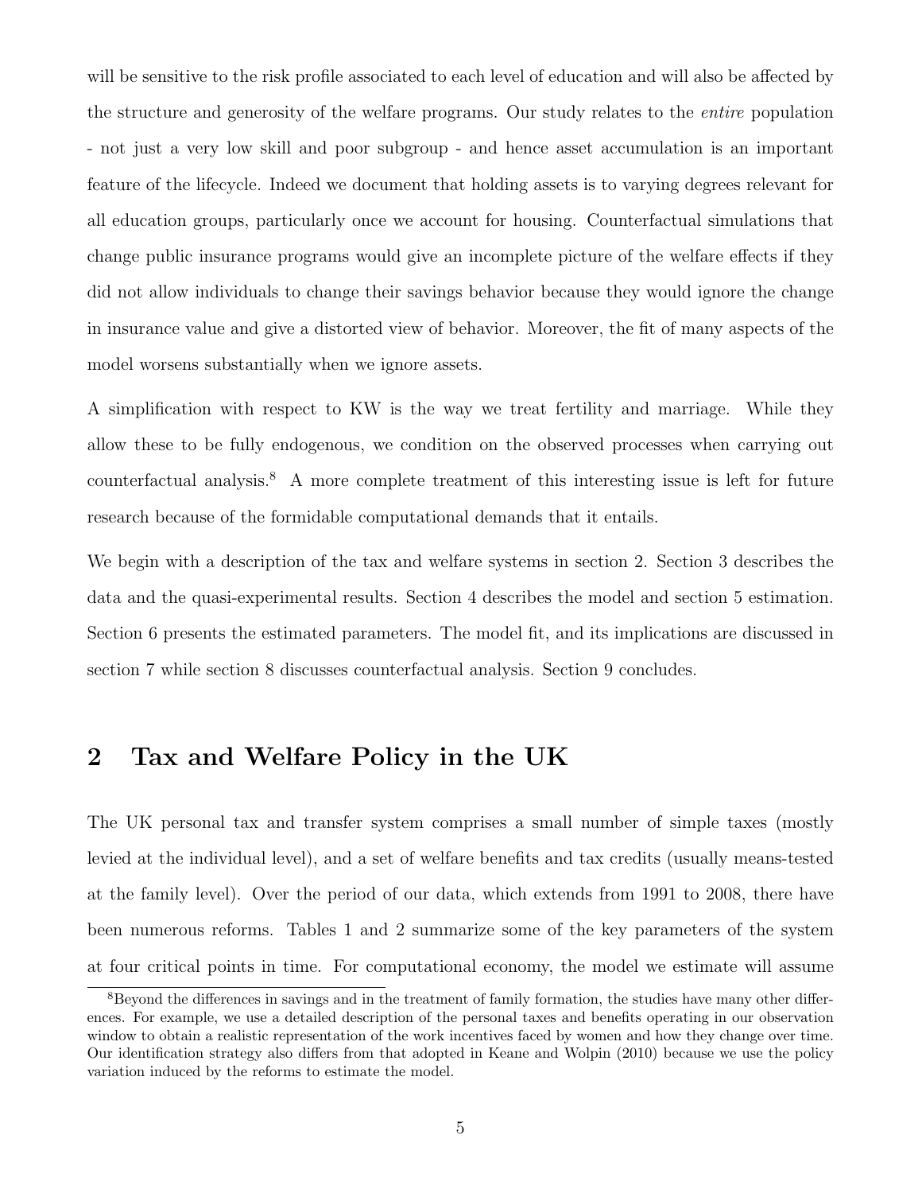will be sensitive to the risk profile associated to each level of education and will also be affected by the structure and generosity of the welfare programs. Our study relates to the *entire* population - not just a very low skill and poor subgroup - and hence asset accumulation is an important feature of the lifecycle. Indeed we document that holding assets is to varying degrees relevant for all education groups, particularly once we account for housing. Counterfactual simulations that change public insurance programs would give an incomplete picture of the welfare effects if they did not allow individuals to change their savings behavior because they would ignore the change in insurance value and give a distorted view of behavior. Moreover, the fit of many aspects of the model worsens substantially when we ignore assets.

A simplification with respect to KW is the way we treat fertility and marriage. While they allow these to be fully endogenous, we condition on the observed processes when carrying out counterfactual analysis.[8] A more complete treatment of this interesting issue is left for future research because of the formidable computational demands that it entails.

We begin with a description of the tax and welfare systems in section 2. Section 3 describes the data and the quasi-experimental results. Section 4 describes the model and section 5 estimation. Section 6 presents the estimated parameters. The model fit, and its implications are discussed in section 7 while section 8 discusses counterfactual analysis. Section 9 concludes.

## 2 Tax and Welfare Policy in the UK

The UK personal tax and transfer system comprises a small number of simple taxes (mostly levied at the individual level), and a set of welfare benefits and tax credits (usually means-tested at the family level). Over the period of our data, which extends from 1991 to 2008, there have been numerous reforms. Tables 1 and 2 summarize some of the key parameters of the system at four critical points in time. For computational economy, the model we estimate will assume

[8] Beyond the differences in savings and in the treatment of family formation, the studies have many other differences. For example, we use a detailed description of the personal taxes and benefits operating in our observation window to obtain a realistic representation of the work incentives faced by women and how they change over time. Our identification strategy also differs from that adopted in Keane and Wolpin (2010) because we use the policy variation induced by the reforms to estimate the model.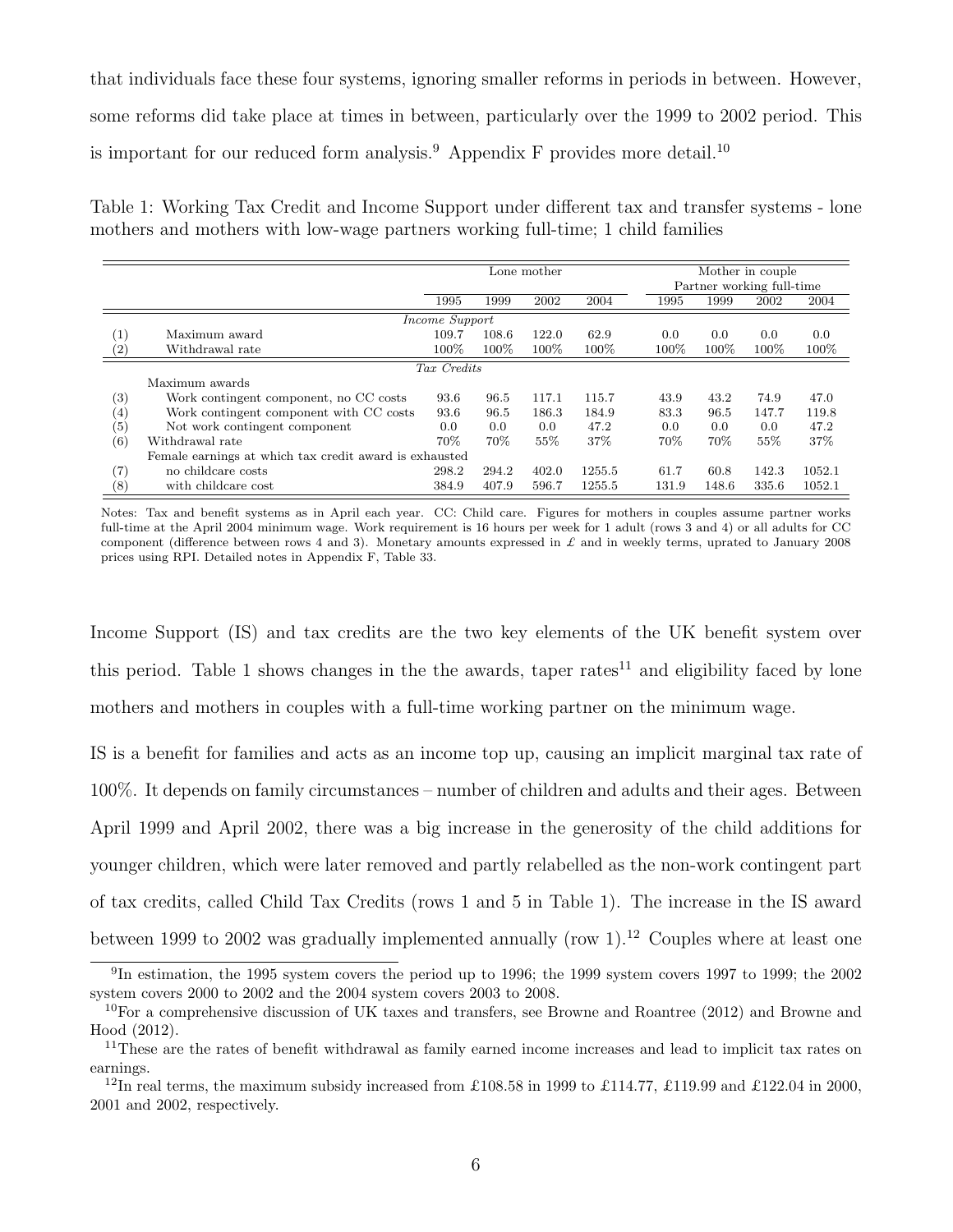that individuals face these four systems, ignoring smaller reforms in periods in between. However, some reforms did take place at times in between, particularly over the 1999 to 2002 period. This is important for our reduced form analysis.[9] Appendix F provides more detail.[10]

Table 1: Working Tax Credit and Income Support under different tax and transfer systems - lone mothers and mothers with low-wage partners working full-time; 1 child families

| | | Lone mother | | | | Mother in couple Partner working full-time | | | |
|---|---|---|---|---|---|---|---|---|---|
| | | 1995 | 1999 | 2002 | 2004 | 1995 | 1999 | 2002 | 2004 |
| | | *Income Support* | | | | | | | |
| (1) | Maximum award | 109.7 | 108.6 | 122.0 | 62.9 | 0.0 | 0.0 | 0.0 | 0.0 |
| (2) | Withdrawal rate | 100% | 100% | 100% | 100% | 100% | 100% | 100% | 100% |
| | | *Tax Credits* | | | | | | | |
| | Maximum awards | | | | | | | | |
| (3) | Work contingent component, no CC costs | 93.6 | 96.5 | 117.1 | 115.7 | 43.9 | 43.2 | 74.9 | 47.0 |
| (4) | Work contingent component with CC costs | 93.6 | 96.5 | 186.3 | 184.9 | 83.3 | 96.5 | 147.7 | 119.8 |
| (5) | Not work contingent component | 0.0 | 0.0 | 0.0 | 47.2 | 0.0 | 0.0 | 0.0 | 47.2 |
| (6) | Withdrawal rate | 70% | 70% | 55% | 37% | 70% | 70% | 55% | 37% |
| | Female earnings at which tax credit award is exhausted | | | | | | | | |
| (7) | no childcare costs | 298.2 | 294.2 | 402.0 | 1255.5 | 61.7 | 60.8 | 142.3 | 1052.1 |
| (8) | with childcare cost | 384.9 | 407.9 | 596.7 | 1255.5 | 131.9 | 148.6 | 335.6 | 1052.1 |

Notes: Tax and benefit systems as in April each year. CC: Child care. Figures for mothers in couples assume partner works full-time at the April 2004 minimum wage. Work requirement is 16 hours per week for 1 adult (rows 3 and 4) or all adults for CC component (difference between rows 4 and 3). Monetary amounts expressed in £ and in weekly terms, uprated to January 2008 prices using RPI. Detailed notes in Appendix F, Table 33.

Income Support (IS) and tax credits are the two key elements of the UK benefit system over this period. Table 1 shows changes in the the awards, taper rates[11] and eligibility faced by lone mothers and mothers in couples with a full-time working partner on the minimum wage.

IS is a benefit for families and acts as an income top up, causing an implicit marginal tax rate of 100%. It depends on family circumstances – number of children and adults and their ages. Between April 1999 and April 2002, there was a big increase in the generosity of the child additions for younger children, which were later removed and partly relabelled as the non-work contingent part of tax credits, called Child Tax Credits (rows 1 and 5 in Table 1). The increase in the IS award between 1999 to 2002 was gradually implemented annually (row 1).[12] Couples where at least one

[9] In estimation, the 1995 system covers the period up to 1996; the 1999 system covers 1997 to 1999; the 2002 system covers 2000 to 2002 and the 2004 system covers 2003 to 2008.

[10] For a comprehensive discussion of UK taxes and transfers, see Browne and Roantree (2012) and Browne and Hood (2012).

[11] These are the rates of benefit withdrawal as family earned income increases and lead to implicit tax rates on earnings.

[12] In real terms, the maximum subsidy increased from £108.58 in 1999 to £114.77, £119.99 and £122.04 in 2000, 2001 and 2002, respectively.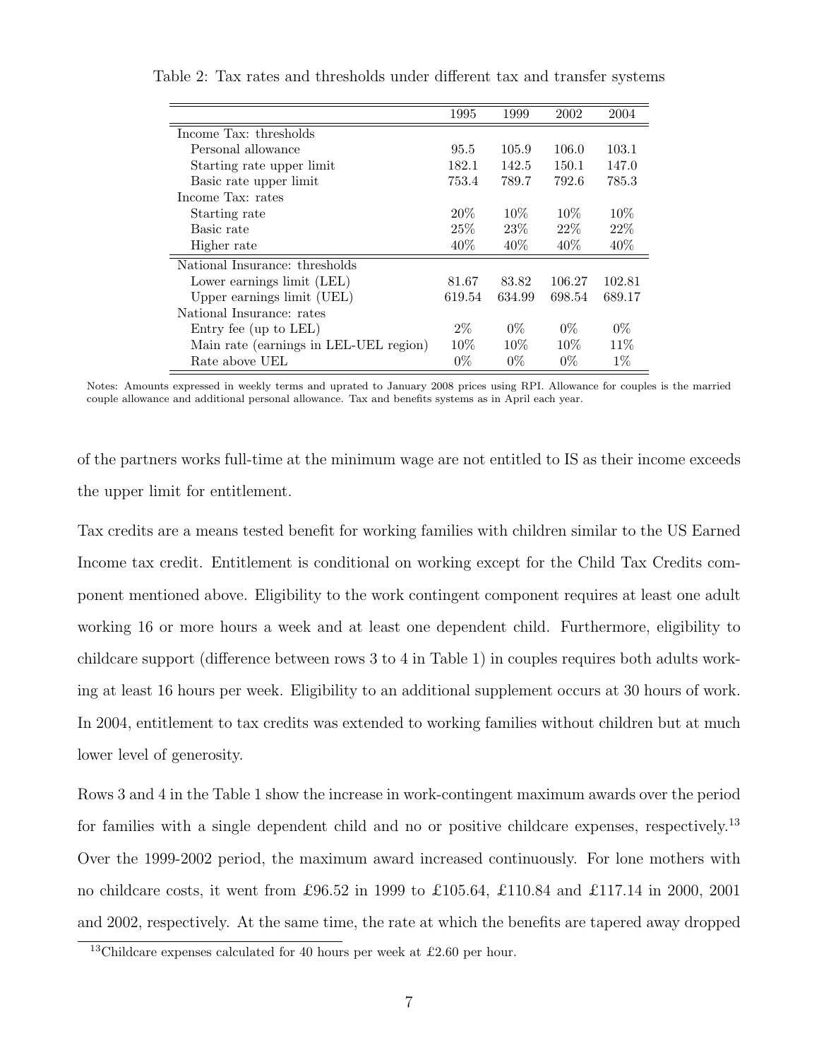Table 2: Tax rates and thresholds under different tax and transfer systems

| | 1995 | 1999 | 2002 | 2004 |
|---|---|---|---|---|
| Income Tax: thresholds | | | | |
| Personal allowance | 95.5 | 105.9 | 106.0 | 103.1 |
| Starting rate upper limit | 182.1 | 142.5 | 150.1 | 147.0 |
| Basic rate upper limit | 753.4 | 789.7 | 792.6 | 785.3 |
| Income Tax: rates | | | | |
| Starting rate | 20% | 10% | 10% | 10% |
| Basic rate | 25% | 23% | 22% | 22% |
| Higher rate | 40% | 40% | 40% | 40% |
| National Insurance: thresholds | | | | |
| Lower earnings limit (LEL) | 81.67 | 83.82 | 106.27 | 102.81 |
| Upper earnings limit (UEL) | 619.54 | 634.99 | 698.54 | 689.17 |
| National Insurance: rates | | | | |
| Entry fee (up to LEL) | 2% | 0% | 0% | 0% |
| Main rate (earnings in LEL-UEL region) | 10% | 10% | 10% | 11% |
| Rate above UEL | 0% | 0% | 0% | 1% |

Notes: Amounts expressed in weekly terms and uprated to January 2008 prices using RPI. Allowance for couples is the married couple allowance and additional personal allowance. Tax and benefits systems as in April each year.

of the partners works full-time at the minimum wage are not entitled to IS as their income exceeds the upper limit for entitlement.

Tax credits are a means tested benefit for working families with children similar to the US Earned Income tax credit. Entitlement is conditional on working except for the Child Tax Credits component mentioned above. Eligibility to the work contingent component requires at least one adult working 16 or more hours a week and at least one dependent child. Furthermore, eligibility to childcare support (difference between rows 3 to 4 in Table 1) in couples requires both adults working at least 16 hours per week. Eligibility to an additional supplement occurs at 30 hours of work. In 2004, entitlement to tax credits was extended to working families without children but at much lower level of generosity.

Rows 3 and 4 in the Table 1 show the increase in work-contingent maximum awards over the period for families with a single dependent child and no or positive childcare expenses, respectively.[13] Over the 1999-2002 period, the maximum award increased continuously. For lone mothers with no childcare costs, it went from £96.52 in 1999 to £105.64, £110.84 and £117.14 in 2000, 2001 and 2002, respectively. At the same time, the rate at which the benefits are tapered away dropped

[13] Childcare expenses calculated for 40 hours per week at £2.60 per hour.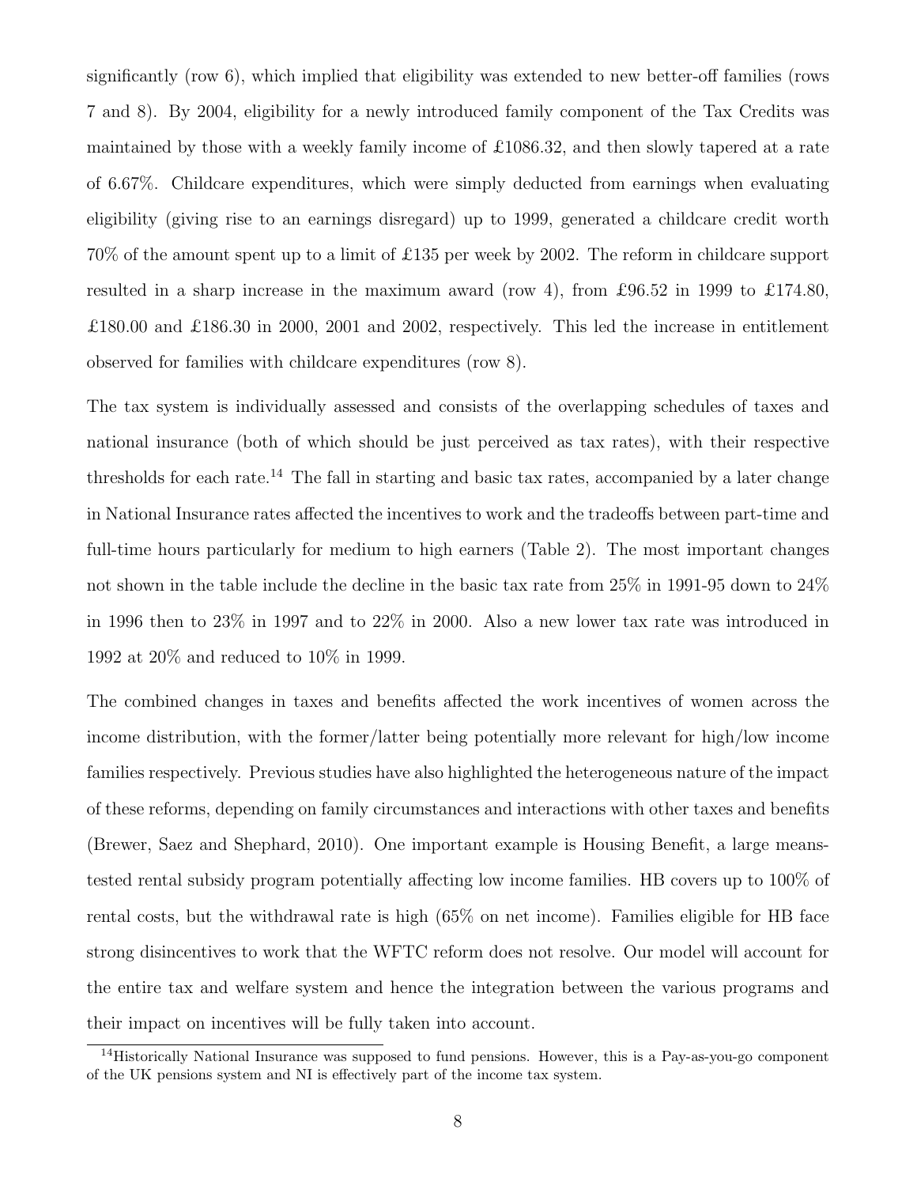significantly (row 6), which implied that eligibility was extended to new better-off families (rows 7 and 8). By 2004, eligibility for a newly introduced family component of the Tax Credits was maintained by those with a weekly family income of £1086.32, and then slowly tapered at a rate of 6.67%. Childcare expenditures, which were simply deducted from earnings when evaluating eligibility (giving rise to an earnings disregard) up to 1999, generated a childcare credit worth 70% of the amount spent up to a limit of £135 per week by 2002. The reform in childcare support resulted in a sharp increase in the maximum award (row 4), from £96.52 in 1999 to £174.80, £180.00 and £186.30 in 2000, 2001 and 2002, respectively. This led the increase in entitlement observed for families with childcare expenditures (row 8).

The tax system is individually assessed and consists of the overlapping schedules of taxes and national insurance (both of which should be just perceived as tax rates), with their respective thresholds for each rate.[14] The fall in starting and basic tax rates, accompanied by a later change in National Insurance rates affected the incentives to work and the tradeoffs between part-time and full-time hours particularly for medium to high earners (Table 2). The most important changes not shown in the table include the decline in the basic tax rate from 25% in 1991-95 down to 24% in 1996 then to 23% in 1997 and to 22% in 2000. Also a new lower tax rate was introduced in 1992 at 20% and reduced to 10% in 1999.

The combined changes in taxes and benefits affected the work incentives of women across the income distribution, with the former/latter being potentially more relevant for high/low income families respectively. Previous studies have also highlighted the heterogeneous nature of the impact of these reforms, depending on family circumstances and interactions with other taxes and benefits (Brewer, Saez and Shephard, 2010). One important example is Housing Benefit, a large means-tested rental subsidy program potentially affecting low income families. HB covers up to 100% of rental costs, but the withdrawal rate is high (65% on net income). Families eligible for HB face strong disincentives to work that the WFTC reform does not resolve. Our model will account for the entire tax and welfare system and hence the integration between the various programs and their impact on incentives will be fully taken into account.

[14] Historically National Insurance was supposed to fund pensions. However, this is a Pay-as-you-go component of the UK pensions system and NI is effectively part of the income tax system.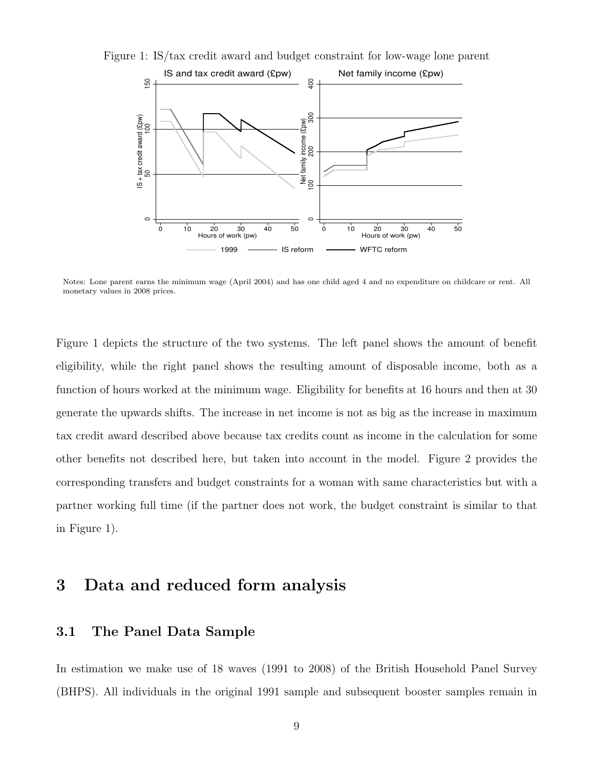Figure 1: IS/tax credit award and budget constraint for low-wage lone parent

Notes: Lone parent earns the minimum wage (April 2004) and has one child aged 4 and no expenditure on childcare or rent. All monetary values in 2008 prices.

Figure 1 depicts the structure of the two systems. The left panel shows the amount of benefit eligibility, while the right panel shows the resulting amount of disposable income, both as a function of hours worked at the minimum wage. Eligibility for benefits at 16 hours and then at 30 generate the upwards shifts. The increase in net income is not as big as the increase in maximum tax credit award described above because tax credits count as income in the calculation for some other benefits not described here, but taken into account in the model. Figure 2 provides the corresponding transfers and budget constraints for a woman with same characteristics but with a partner working full time (if the partner does not work, the budget constraint is similar to that in Figure 1).

## 3 Data and reduced form analysis

### 3.1 The Panel Data Sample

In estimation we make use of 18 waves (1991 to 2008) of the British Household Panel Survey (BHPS). All individuals in the original 1991 sample and subsequent booster samples remain in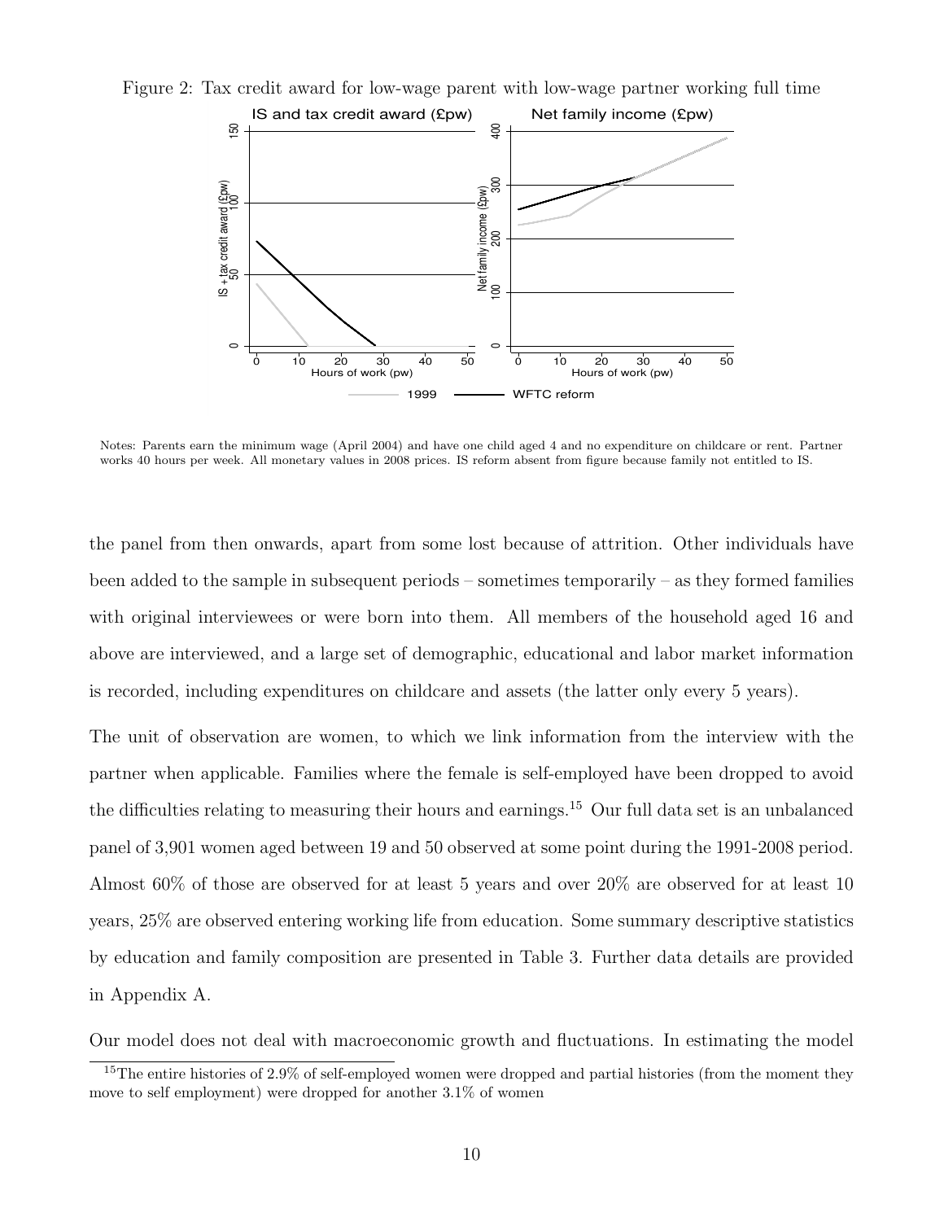Figure 2: Tax credit award for low-wage parent with low-wage partner working full time

Notes: Parents earn the minimum wage (April 2004) and have one child aged 4 and no expenditure on childcare or rent. Partner works 40 hours per week. All monetary values in 2008 prices. IS reform absent from figure because family not entitled to IS.

the panel from then onwards, apart from some lost because of attrition. Other individuals have been added to the sample in subsequent periods – sometimes temporarily – as they formed families with original interviewees or were born into them. All members of the household aged 16 and above are interviewed, and a large set of demographic, educational and labor market information is recorded, including expenditures on childcare and assets (the latter only every 5 years).

The unit of observation are women, to which we link information from the interview with the partner when applicable. Families where the female is self-employed have been dropped to avoid the difficulties relating to measuring their hours and earnings.[15] Our full data set is an unbalanced panel of 3,901 women aged between 19 and 50 observed at some point during the 1991-2008 period. Almost 60% of those are observed for at least 5 years and over 20% are observed for at least 10 years, 25% are observed entering working life from education. Some summary descriptive statistics by education and family composition are presented in Table 3. Further data details are provided in Appendix A.

Our model does not deal with macroeconomic growth and fluctuations. In estimating the model

[15]The entire histories of 2.9% of self-employed women were dropped and partial histories (from the moment they move to self employment) were dropped for another 3.1% of women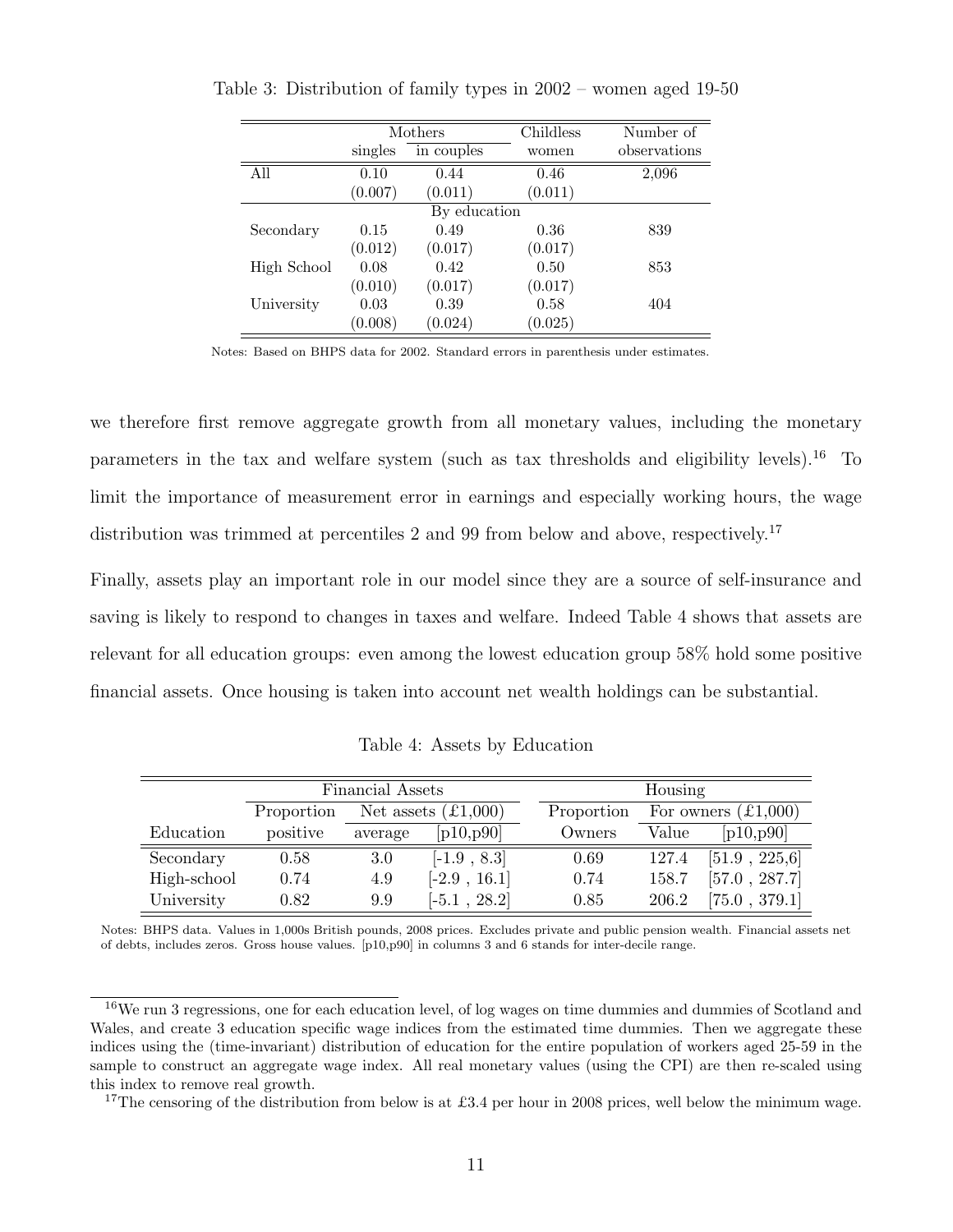Table 3: Distribution of family types in 2002 – women aged 19-50

| | Mothers | | Childless | Number of |
|---|---|---|---|---|
| | singles | in couples | women | observations |
| All | 0.10 | 0.44 | 0.46 | 2,096 |
| | (0.007) | (0.011) | (0.011) | |
| | | By education | | |
| Secondary | 0.15 | 0.49 | 0.36 | 839 |
| | (0.012) | (0.017) | (0.017) | |
| High School | 0.08 | 0.42 | 0.50 | 853 |
| | (0.010) | (0.017) | (0.017) | |
| University | 0.03 | 0.39 | 0.58 | 404 |
| | (0.008) | (0.024) | (0.025) | |

Notes: Based on BHPS data for 2002. Standard errors in parenthesis under estimates.

we therefore first remove aggregate growth from all monetary values, including the monetary parameters in the tax and welfare system (such as tax thresholds and eligibility levels).[16] To limit the importance of measurement error in earnings and especially working hours, the wage distribution was trimmed at percentiles 2 and 99 from below and above, respectively.[17]

Finally, assets play an important role in our model since they are a source of self-insurance and saving is likely to respond to changes in taxes and welfare. Indeed Table 4 shows that assets are relevant for all education groups: even among the lowest education group 58% hold some positive financial assets. Once housing is taken into account net wealth holdings can be substantial.

Table 4: Assets by Education

| | Financial Assets | | | Housing | | |
|---|---|---|---|---|---|---|
| | Proportion | Net assets (£1,000) | | Proportion | For owners (£1,000) | |
| Education | positive | average | [p10,p90] | Owners | Value | [p10,p90] |
| Secondary | 0.58 | 3.0 | [-1.9 , 8.3] | 0.69 | 127.4 | [51.9 , 225,6] |
| High-school | 0.74 | 4.9 | [-2.9 , 16.1] | 0.74 | 158.7 | [57.0 , 287.7] |
| University | 0.82 | 9.9 | [-5.1 , 28.2] | 0.85 | 206.2 | [75.0 , 379.1] |

Notes: BHPS data. Values in 1,000s British pounds, 2008 prices. Excludes private and public pension wealth. Financial assets net of debts, includes zeros. Gross house values. [p10,p90] in columns 3 and 6 stands for inter-decile range.

[16]We run 3 regressions, one for each education level, of log wages on time dummies and dummies of Scotland and Wales, and create 3 education specific wage indices from the estimated time dummies. Then we aggregate these indices using the (time-invariant) distribution of education for the entire population of workers aged 25-59 in the sample to construct an aggregate wage index. All real monetary values (using the CPI) are then re-scaled using this index to remove real growth.

[17]The censoring of the distribution from below is at £3.4 per hour in 2008 prices, well below the minimum wage.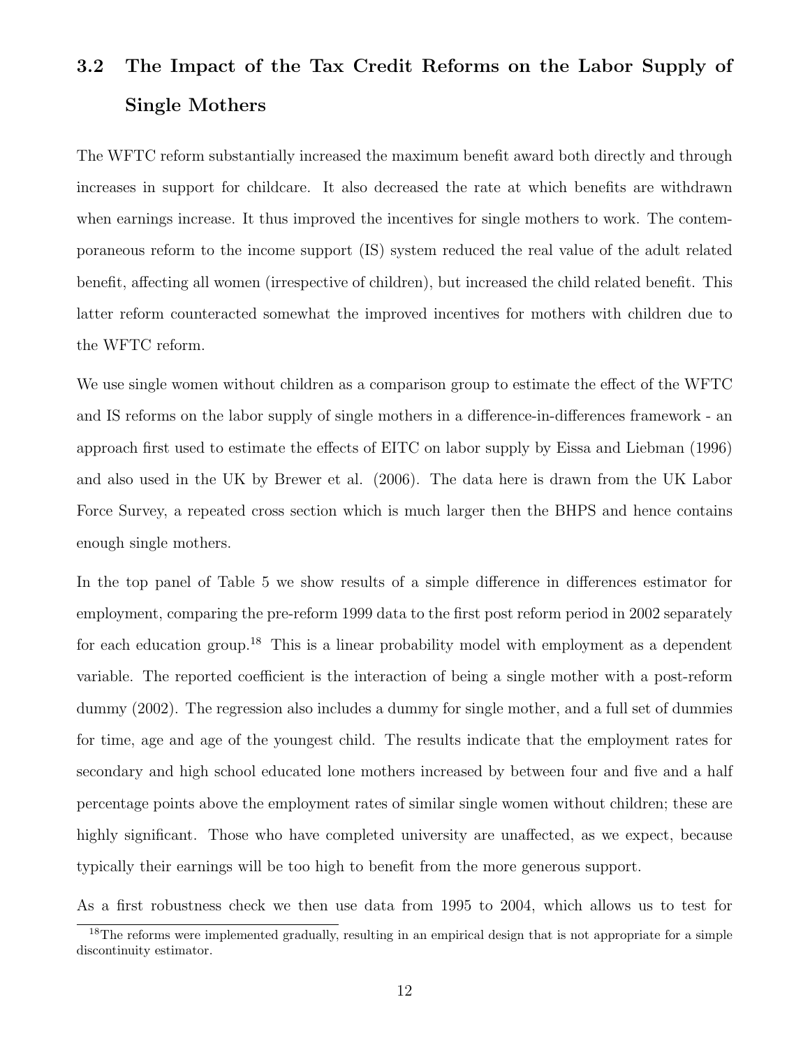### 3.2 The Impact of the Tax Credit Reforms on the Labor Supply of Single Mothers

The WFTC reform substantially increased the maximum benefit award both directly and through increases in support for childcare. It also decreased the rate at which benefits are withdrawn when earnings increase. It thus improved the incentives for single mothers to work. The contemporaneous reform to the income support (IS) system reduced the real value of the adult related benefit, affecting all women (irrespective of children), but increased the child related benefit. This latter reform counteracted somewhat the improved incentives for mothers with children due to the WFTC reform.

We use single women without children as a comparison group to estimate the effect of the WFTC and IS reforms on the labor supply of single mothers in a difference-in-differences framework - an approach first used to estimate the effects of EITC on labor supply by Eissa and Liebman (1996) and also used in the UK by Brewer et al. (2006). The data here is drawn from the UK Labor Force Survey, a repeated cross section which is much larger then the BHPS and hence contains enough single mothers.

In the top panel of Table 5 we show results of a simple difference in differences estimator for employment, comparing the pre-reform 1999 data to the first post reform period in 2002 separately for each education group.[18] This is a linear probability model with employment as a dependent variable. The reported coefficient is the interaction of being a single mother with a post-reform dummy (2002). The regression also includes a dummy for single mother, and a full set of dummies for time, age and age of the youngest child. The results indicate that the employment rates for secondary and high school educated lone mothers increased by between four and five and a half percentage points above the employment rates of similar single women without children; these are highly significant. Those who have completed university are unaffected, as we expect, because typically their earnings will be too high to benefit from the more generous support.

As a first robustness check we then use data from 1995 to 2004, which allows us to test for

[18] The reforms were implemented gradually, resulting in an empirical design that is not appropriate for a simple discontinuity estimator.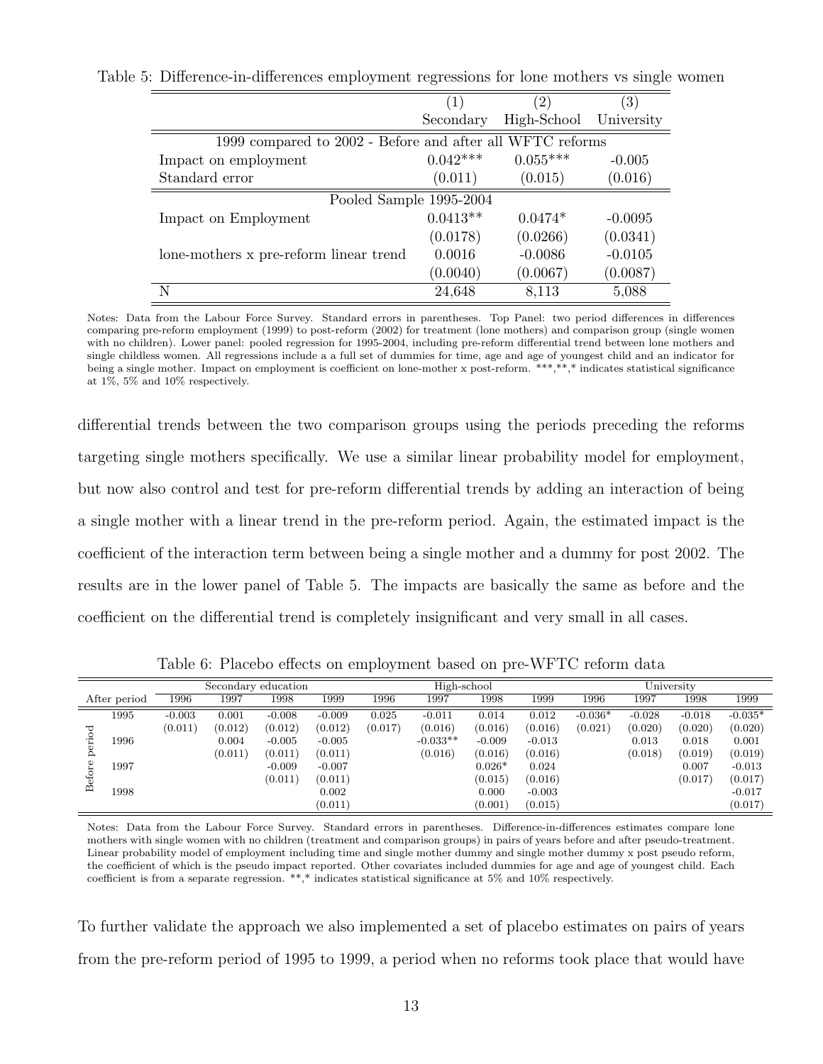Table 5: Difference-in-differences employment regressions for lone mothers vs single women

| | (1) Secondary | (2) High-School | (3) University |
|---|---|---|---|
| 1999 compared to 2002 - Before and after all WFTC reforms | | | |
| Impact on employment | 0.042*** | 0.055*** | -0.005 |
| Standard error | (0.011) | (0.015) | (0.016) |
| Pooled Sample 1995-2004 | | | |
| Impact on Employment | 0.0413** | 0.0474* | -0.0095 |
| | (0.0178) | (0.0266) | (0.0341) |
| lone-mothers x pre-reform linear trend | 0.0016 | -0.0086 | -0.0105 |
| | (0.0040) | (0.0067) | (0.0087) |
| N | 24,648 | 8,113 | 5,088 |

Notes: Data from the Labour Force Survey. Standard errors in parentheses. Top Panel: two period differences in differences comparing pre-reform employment (1999) to post-reform (2002) for treatment (lone mothers) and comparison group (single women with no children). Lower panel: pooled regression for 1995-2004, including pre-reform differential trend between lone mothers and single childless women. All regressions include a a full set of dummies for time, age and age of youngest child and an indicator for being a single mother. Impact on employment is coefficient on lone-mother x post-reform. ***,**,* indicates statistical significance at 1%, 5% and 10% respectively.

differential trends between the two comparison groups using the periods preceding the reforms targeting single mothers specifically. We use a similar linear probability model for employment, but now also control and test for pre-reform differential trends by adding an interaction of being a single mother with a linear trend in the pre-reform period. Again, the estimated impact is the coefficient of the interaction term between being a single mother and a dummy for post 2002. The results are in the lower panel of Table 5. The impacts are basically the same as before and the coefficient on the differential trend is completely insignificant and very small in all cases.

Table 6: Placebo effects on employment based on pre-WFTC reform data

| | | Secondary education | | | | High-school | | | | University | | | |
|---|---|---|---|---|---|---|---|---|---|---|---|---|---|
| | After period | 1996 | 1997 | 1998 | 1999 | 1996 | 1997 | 1998 | 1999 | 1996 | 1997 | 1998 | 1999 |
| Before period | 1995 | -0.003 | 0.001 | -0.008 | -0.009 | 0.025 | -0.011 | 0.014 | 0.012 | -0.036* | -0.028 | -0.018 | -0.035* |
| | | (0.011) | (0.012) | (0.012) | (0.012) | (0.017) | (0.016) | (0.016) | (0.016) | (0.021) | (0.020) | (0.020) | (0.020) |
| | 1996 | | 0.004 | -0.005 | -0.005 | | -0.033** | -0.009 | -0.013 | | 0.013 | 0.018 | 0.001 |
| | | | (0.011) | (0.011) | (0.011) | | (0.016) | (0.016) | (0.016) | | (0.018) | (0.019) | (0.019) |
| | 1997 | | | -0.009 | -0.007 | | | 0.026* | 0.024 | | | 0.007 | -0.013 |
| | | | | (0.011) | (0.011) | | | (0.015) | (0.016) | | | (0.017) | (0.017) |
| | 1998 | | | | 0.002 | | | 0.000 | -0.003 | | | | -0.017 |
| | | | | | (0.011) | | | (0.001) | (0.015) | | | | (0.017) |

Notes: Data from the Labour Force Survey. Standard errors in parentheses. Difference-in-differences estimates compare lone mothers with single women with no children (treatment and comparison groups) in pairs of years before and after pseudo-treatment. Linear probability model of employment including time and single mother dummy and single mother dummy x post pseudo reform, the coefficient of which is the pseudo impact reported. Other covariates included dummies for age and age of youngest child. Each coefficient is from a separate regression. **,* indicates statistical significance at 5% and 10% respectively.

To further validate the approach we also implemented a set of placebo estimates on pairs of years from the pre-reform period of 1995 to 1999, a period when no reforms took place that would have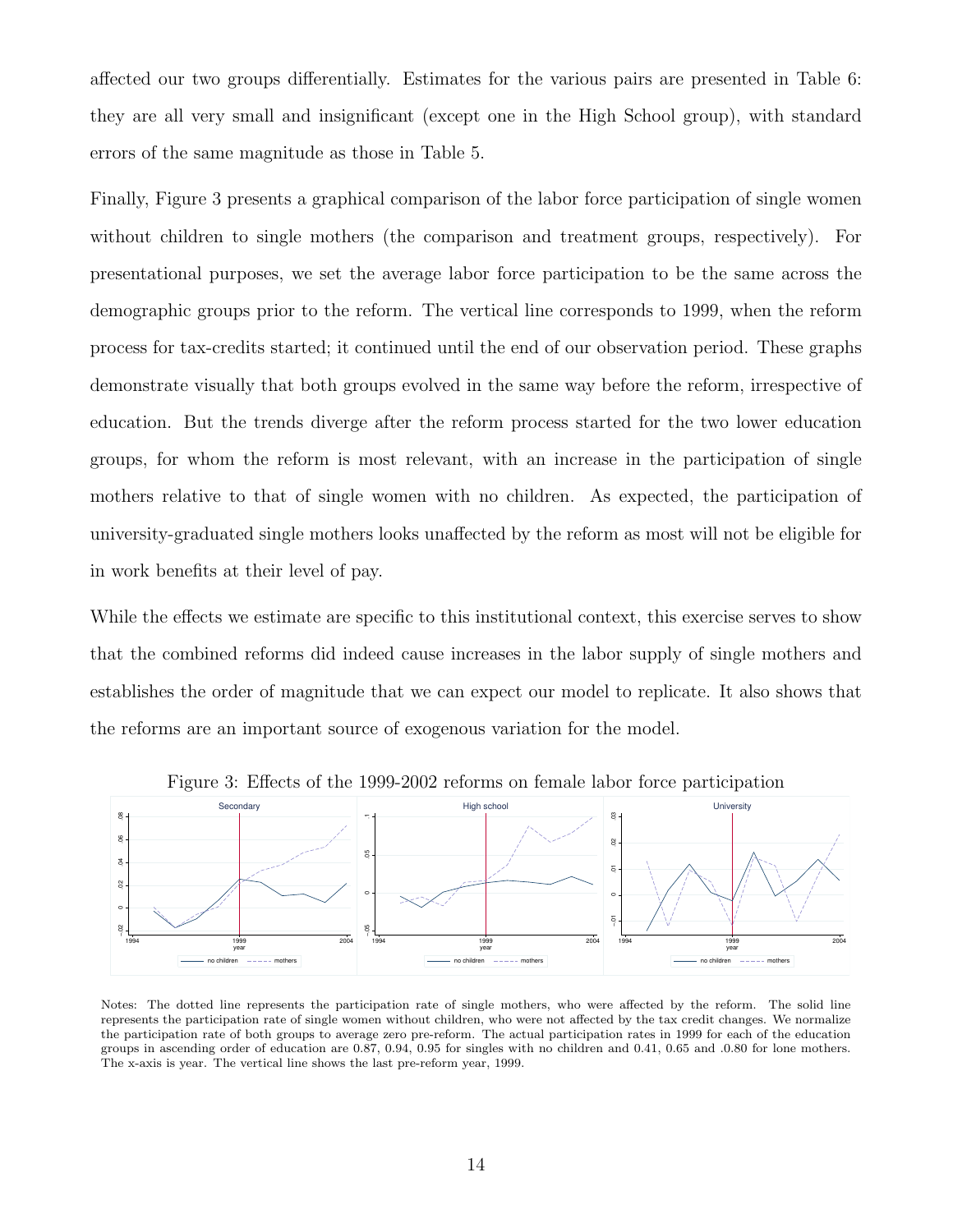affected our two groups differentially. Estimates for the various pairs are presented in Table 6: they are all very small and insignificant (except one in the High School group), with standard errors of the same magnitude as those in Table 5.

Finally, Figure 3 presents a graphical comparison of the labor force participation of single women without children to single mothers (the comparison and treatment groups, respectively). For presentational purposes, we set the average labor force participation to be the same across the demographic groups prior to the reform. The vertical line corresponds to 1999, when the reform process for tax-credits started; it continued until the end of our observation period. These graphs demonstrate visually that both groups evolved in the same way before the reform, irrespective of education. But the trends diverge after the reform process started for the two lower education groups, for whom the reform is most relevant, with an increase in the participation of single mothers relative to that of single women with no children. As expected, the participation of university-graduated single mothers looks unaffected by the reform as most will not be eligible for in work benefits at their level of pay.

While the effects we estimate are specific to this institutional context, this exercise serves to show that the combined reforms did indeed cause increases in the labor supply of single mothers and establishes the order of magnitude that we can expect our model to replicate. It also shows that the reforms are an important source of exogenous variation for the model.

Figure 3: Effects of the 1999-2002 reforms on female labor force participation

Notes: The dotted line represents the participation rate of single mothers, who were affected by the reform. The solid line represents the participation rate of single women without children, who were not affected by the tax credit changes. We normalize the participation rate of both groups to average zero pre-reform. The actual participation rates in 1999 for each of the education groups in ascending order of education are 0.87, 0.94, 0.95 for singles with no children and 0.41, 0.65 and .0.80 for lone mothers. The x-axis is year. The vertical line shows the last pre-reform year, 1999.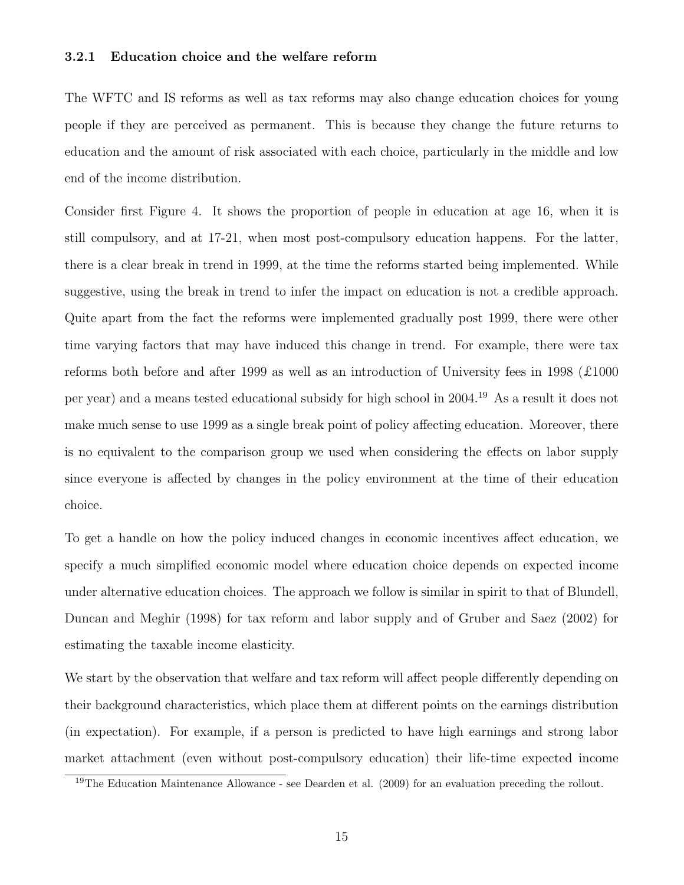### 3.2.1 Education choice and the welfare reform

The WFTC and IS reforms as well as tax reforms may also change education choices for young people if they are perceived as permanent. This is because they change the future returns to education and the amount of risk associated with each choice, particularly in the middle and low end of the income distribution.

Consider first Figure 4. It shows the proportion of people in education at age 16, when it is still compulsory, and at 17-21, when most post-compulsory education happens. For the latter, there is a clear break in trend in 1999, at the time the reforms started being implemented. While suggestive, using the break in trend to infer the impact on education is not a credible approach. Quite apart from the fact the reforms were implemented gradually post 1999, there were other time varying factors that may have induced this change in trend. For example, there were tax reforms both before and after 1999 as well as an introduction of University fees in 1998 (£1000 per year) and a means tested educational subsidy for high school in 2004.[19] As a result it does not make much sense to use 1999 as a single break point of policy affecting education. Moreover, there is no equivalent to the comparison group we used when considering the effects on labor supply since everyone is affected by changes in the policy environment at the time of their education choice.

To get a handle on how the policy induced changes in economic incentives affect education, we specify a much simplified economic model where education choice depends on expected income under alternative education choices. The approach we follow is similar in spirit to that of Blundell, Duncan and Meghir (1998) for tax reform and labor supply and of Gruber and Saez (2002) for estimating the taxable income elasticity.

We start by the observation that welfare and tax reform will affect people differently depending on their background characteristics, which place them at different points on the earnings distribution (in expectation). For example, if a person is predicted to have high earnings and strong labor market attachment (even without post-compulsory education) their life-time expected income

[19] The Education Maintenance Allowance - see Dearden et al. (2009) for an evaluation preceding the rollout.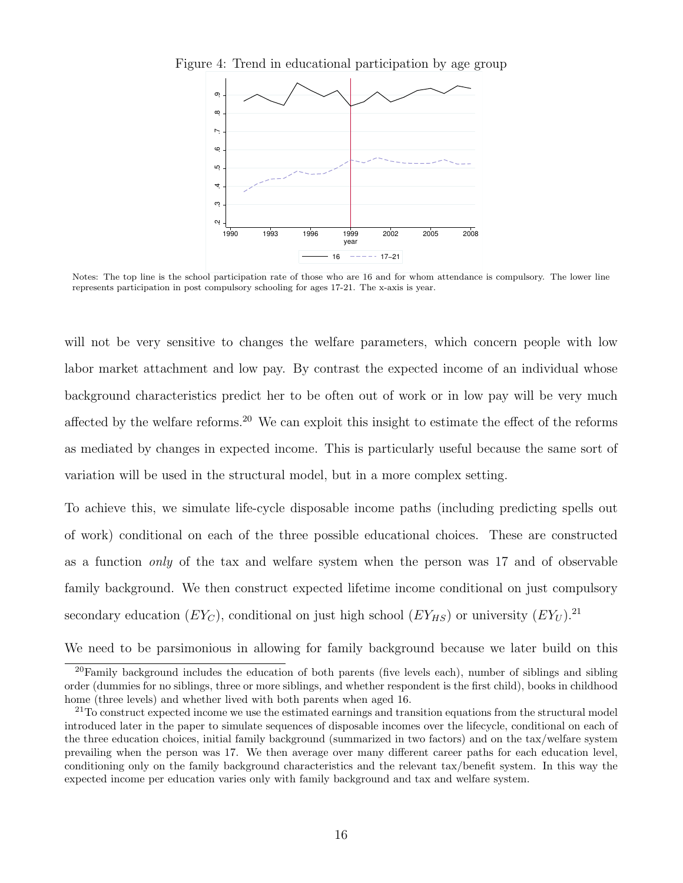Figure 4: Trend in educational participation by age group

Notes: The top line is the school participation rate of those who are 16 and for whom attendance is compulsory. The lower line represents participation in post compulsory schooling for ages 17-21. The x-axis is year.

will not be very sensitive to changes the welfare parameters, which concern people with low labor market attachment and low pay. By contrast the expected income of an individual whose background characteristics predict her to be often out of work or in low pay will be very much affected by the welfare reforms.[20] We can exploit this insight to estimate the effect of the reforms as mediated by changes in expected income. This is particularly useful because the same sort of variation will be used in the structural model, but in a more complex setting.

To achieve this, we simulate life-cycle disposable income paths (including predicting spells out of work) conditional on each of the three possible educational choices. These are constructed as a function *only* of the tax and welfare system when the person was 17 and of observable family background. We then construct expected lifetime income conditional on just compulsory secondary education ($EY_C$), conditional on just high school ($EY_{HS}$) or university ($EY_U$).[21]

We need to be parsimonious in allowing for family background because we later build on this

[20]Family background includes the education of both parents (five levels each), number of siblings and sibling order (dummies for no siblings, three or more siblings, and whether respondent is the first child), books in childhood home (three levels) and whether lived with both parents when aged 16.

[21]To construct expected income we use the estimated earnings and transition equations from the structural model introduced later in the paper to simulate sequences of disposable incomes over the lifecycle, conditional on each of the three education choices, initial family background (summarized in two factors) and on the tax/welfare system prevailing when the person was 17. We then average over many different career paths for each education level, conditioning only on the family background characteristics and the relevant tax/benefit system. In this way the expected income per education varies only with family background and tax and welfare system.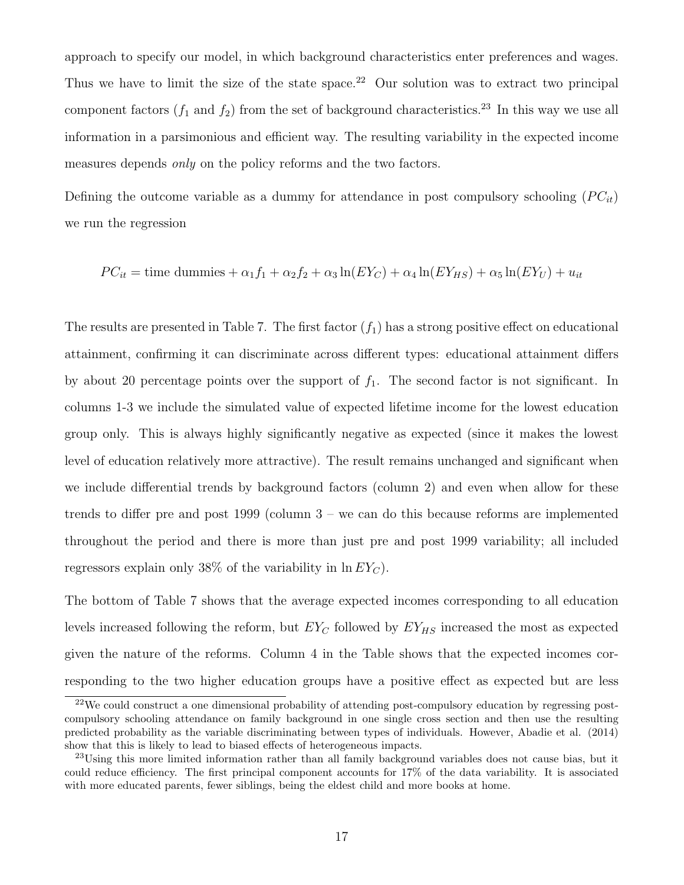approach to specify our model, in which background characteristics enter preferences and wages. Thus we have to limit the size of the state space.[22] Our solution was to extract two principal component factors ($f_1$ and $f_2$) from the set of background characteristics.[23] In this way we use all information in a parsimonious and efficient way. The resulting variability in the expected income measures depends *only* on the policy reforms and the two factors.

Defining the outcome variable as a dummy for attendance in post compulsory schooling ($PC_{it}$) we run the regression

$$PC_{it} = \text{time dummies} + \alpha_1 f_1 + \alpha_2 f_2 + \alpha_3 \ln(EY_C) + \alpha_4 \ln(EY_{HS}) + \alpha_5 \ln(EY_U) + u_{it}$$

The results are presented in Table 7. The first factor ($f_1$) has a strong positive effect on educational attainment, confirming it can discriminate across different types: educational attainment differs by about 20 percentage points over the support of $f_1$. The second factor is not significant. In columns 1-3 we include the simulated value of expected lifetime income for the lowest education group only. This is always highly significantly negative as expected (since it makes the lowest level of education relatively more attractive). The result remains unchanged and significant when we include differential trends by background factors (column 2) and even when allow for these trends to differ pre and post 1999 (column 3 – we can do this because reforms are implemented throughout the period and there is more than just pre and post 1999 variability; all included regressors explain only 38% of the variability in $\ln EY_C$).

The bottom of Table 7 shows that the average expected incomes corresponding to all education levels increased following the reform, but $EY_C$ followed by $EY_{HS}$ increased the most as expected given the nature of the reforms. Column 4 in the Table shows that the expected incomes corresponding to the two higher education groups have a positive effect as expected but are less

[22] We could construct a one dimensional probability of attending post-compulsory education by regressing post-compulsory schooling attendance on family background in one single cross section and then use the resulting predicted probability as the variable discriminating between types of individuals. However, Abadie et al. (2014) show that this is likely to lead to biased effects of heterogeneous impacts.

[23] Using this more limited information rather than all family background variables does not cause bias, but it could reduce efficiency. The first principal component accounts for 17% of the data variability. It is associated with more educated parents, fewer siblings, being the eldest child and more books at home.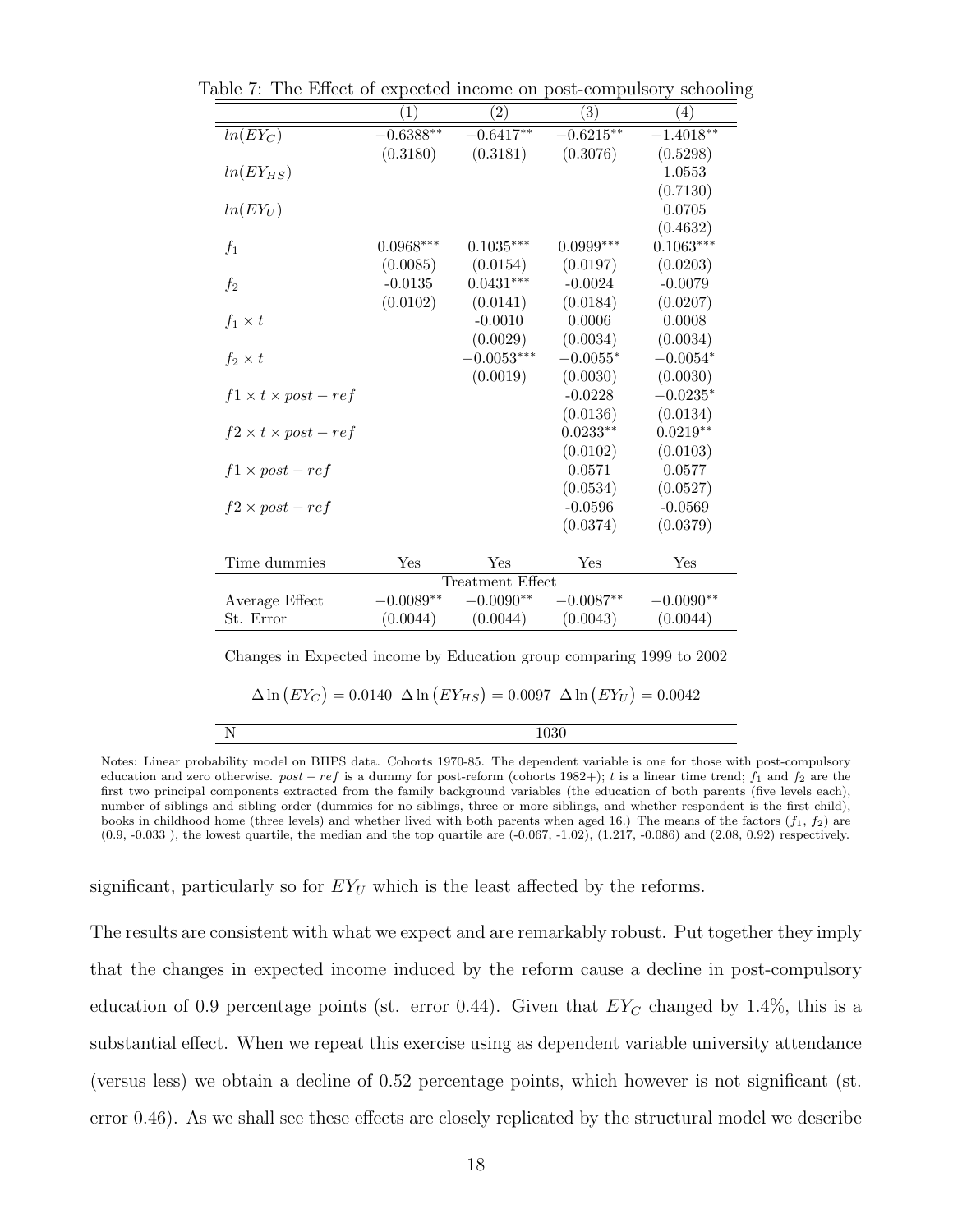Table 7: The Effect of expected income on post-compulsory schooling

| | (1) | (2) | (3) | (4) |
|---|---|---|---|---|
| $ln(EY_C)$ | $-0.6388^{**}$ | $-0.6417^{**}$ | $-0.6215^{**}$ | $-1.4018^{**}$ |
| | (0.3180) | (0.3181) | (0.3076) | (0.5298) |
| $ln(EY_{HS})$ | | | | 1.0553 |
| | | | | (0.7130) |
| $ln(EY_U)$ | | | | 0.0705 |
| | | | | (0.4632) |
| $f_1$ | $0.0968^{***}$ | $0.1035^{***}$ | $0.0999^{***}$ | $0.1063^{***}$ |
| | (0.0085) | (0.0154) | (0.0197) | (0.0203) |
| $f_2$ | -0.0135 | $0.0431^{***}$ | -0.0024 | -0.0079 |
| | (0.0102) | (0.0141) | (0.0184) | (0.0207) |
| $f_1 \times t$ | | -0.0010 | 0.0006 | 0.0008 |
| | | (0.0029) | (0.0034) | (0.0034) |
| $f_2 \times t$ | | $-0.0053^{***}$ | $-0.0055^{*}$ | $-0.0054^{*}$ |
| | | (0.0019) | (0.0030) | (0.0030) |
| $f1 \times t \times post-ref$ | | | -0.0228 | $-0.0235^{*}$ |
| | | | (0.0136) | (0.0134) |
| $f2 \times t \times post-ref$ | | | $0.0233^{**}$ | $0.0219^{**}$ |
| | | | (0.0102) | (0.0103) |
| $f1 \times post-ref$ | | | 0.0571 | 0.0577 |
| | | | (0.0534) | (0.0527) |
| $f2 \times post-ref$ | | | -0.0596 | -0.0569 |
| | | | (0.0374) | (0.0379) |
| Time dummies | Yes | Yes | Yes | Yes |
| | | Treatment Effect | | |
| Average Effect | $-0.0089^{**}$ | $-0.0090^{**}$ | $-0.0087^{**}$ | $-0.0090^{**}$ |
| St. Error | (0.0044) | (0.0044) | (0.0043) | (0.0044) |
| | | Changes in Expected income by Education group comparing 1999 to 2002 | | |
| | | $\Delta \ln \left(\overline{EY_C}\right) = 0.0140$ $\Delta \ln \left(\overline{EY_{HS}}\right) = 0.0097$ $\Delta \ln \left(\overline{EY_U}\right) = 0.0042$ | | |
| N | | 1030 | | |

Notes: Linear probability model on BHPS data. Cohorts 1970-85. The dependent variable is one for those with post-compulsory education and zero otherwise. $post-ref$ is a dummy for post-reform (cohorts 1982+); $t$ is a linear time trend; $f_1$ and $f_2$ are the first two principal components extracted from the family background variables (the education of both parents (five levels each), number of siblings and sibling order (dummies for no siblings, three or more siblings, and whether respondent is the first child), books in childhood home (three levels) and whether lived with both parents when aged 16.) The means of the factors ($f_1$, $f_2$) are (0.9, -0.033 ), the lowest quartile, the median and the top quartile are (-0.067, -1.02), (1.217, -0.086) and (2.08, 0.92) respectively.

significant, particularly so for $EY_U$ which is the least affected by the reforms.

The results are consistent with what we expect and are remarkably robust. Put together they imply that the changes in expected income induced by the reform cause a decline in post-compulsory education of 0.9 percentage points (st. error 0.44). Given that $EY_C$ changed by 1.4%, this is a substantial effect. When we repeat this exercise using as dependent variable university attendance (versus less) we obtain a decline of 0.52 percentage points, which however is not significant (st. error 0.46). As we shall see these effects are closely replicated by the structural model we describe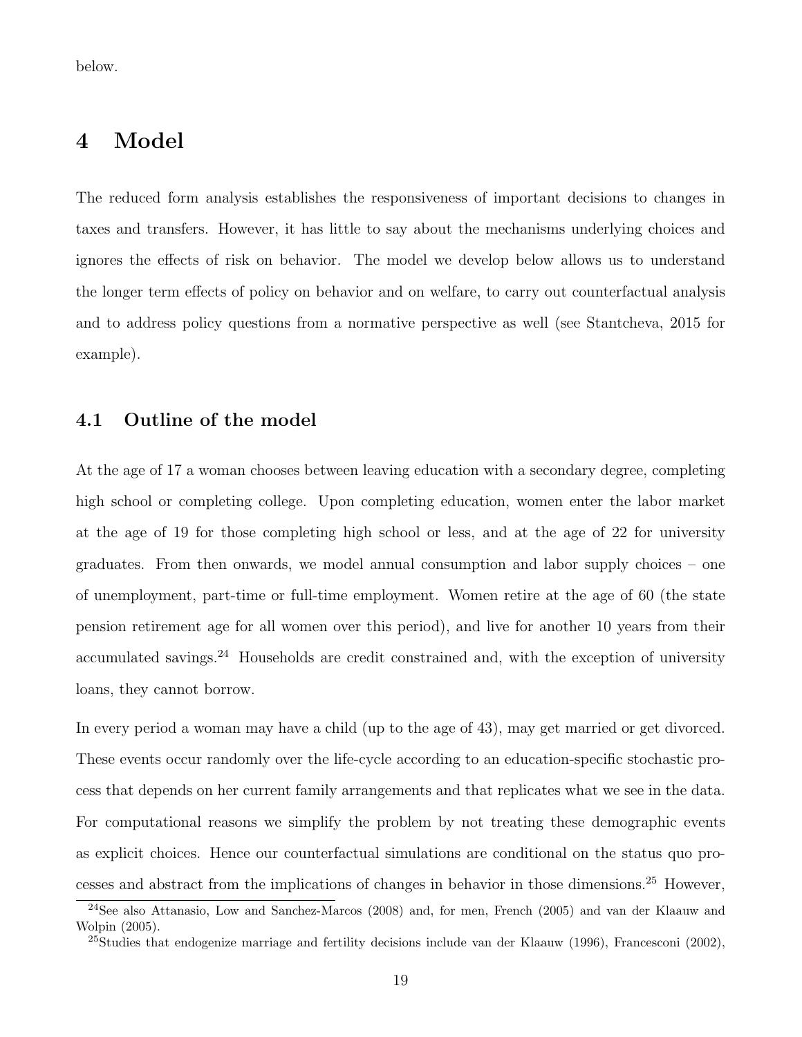below.

# 4 Model

The reduced form analysis establishes the responsiveness of important decisions to changes in taxes and transfers. However, it has little to say about the mechanisms underlying choices and ignores the effects of risk on behavior. The model we develop below allows us to understand the longer term effects of policy on behavior and on welfare, to carry out counterfactual analysis and to address policy questions from a normative perspective as well (see Stantcheva, 2015 for example).

## 4.1 Outline of the model

At the age of 17 a woman chooses between leaving education with a secondary degree, completing high school or completing college. Upon completing education, women enter the labor market at the age of 19 for those completing high school or less, and at the age of 22 for university graduates. From then onwards, we model annual consumption and labor supply choices – one of unemployment, part-time or full-time employment. Women retire at the age of 60 (the state pension retirement age for all women over this period), and live for another 10 years from their accumulated savings.[24] Households are credit constrained and, with the exception of university loans, they cannot borrow.

In every period a woman may have a child (up to the age of 43), may get married or get divorced. These events occur randomly over the life-cycle according to an education-specific stochastic process that depends on her current family arrangements and that replicates what we see in the data. For computational reasons we simplify the problem by not treating these demographic events as explicit choices. Hence our counterfactual simulations are conditional on the status quo processes and abstract from the implications of changes in behavior in those dimensions.[25] However,

[24] See also Attanasio, Low and Sanchez-Marcos (2008) and, for men, French (2005) and van der Klaauw and Wolpin (2005).

[25] Studies that endogenize marriage and fertility decisions include van der Klaauw (1996), Francesconi (2002),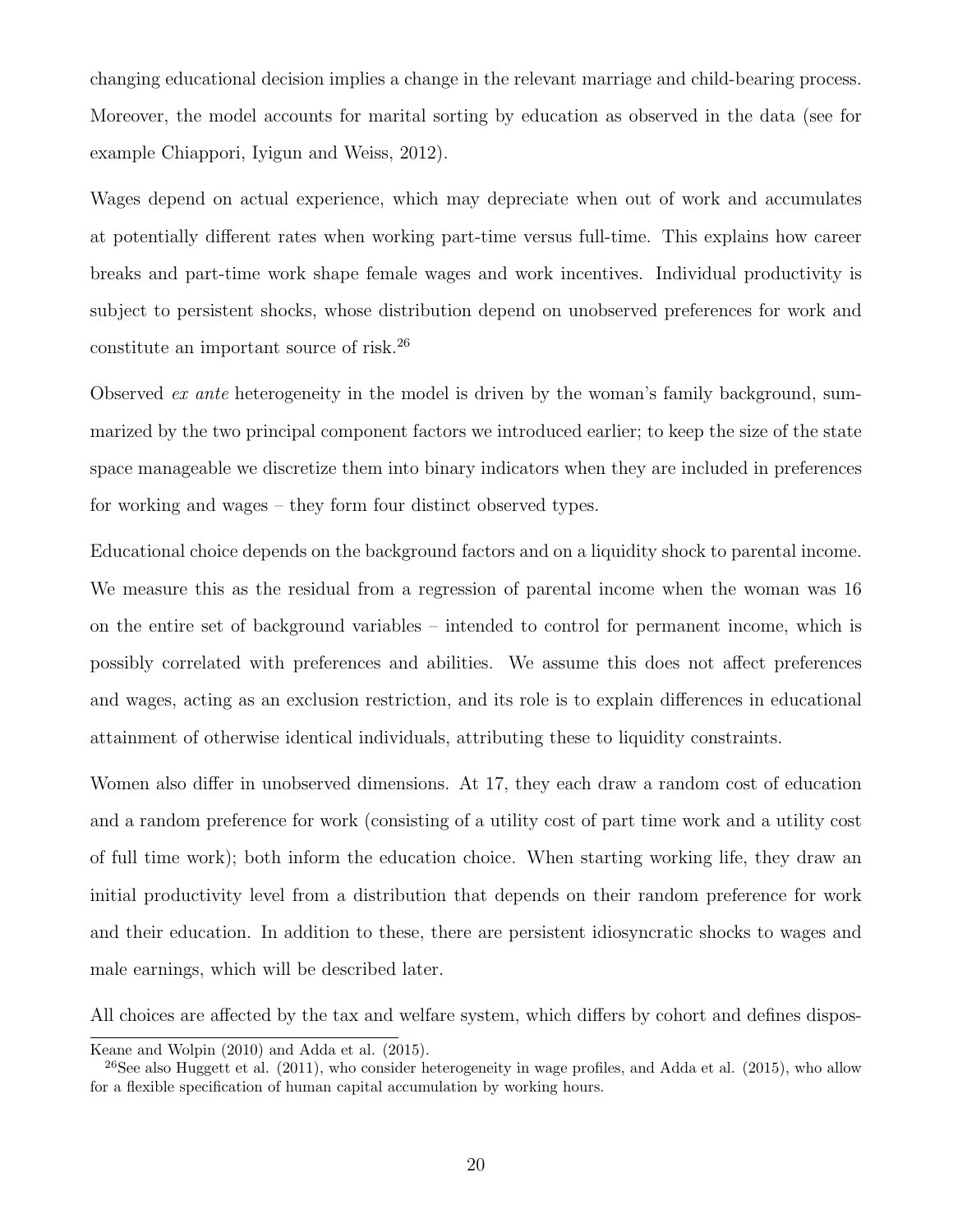changing educational decision implies a change in the relevant marriage and child-bearing process. Moreover, the model accounts for marital sorting by education as observed in the data (see for example Chiappori, Iyigun and Weiss, 2012).

Wages depend on actual experience, which may depreciate when out of work and accumulates at potentially different rates when working part-time versus full-time. This explains how career breaks and part-time work shape female wages and work incentives. Individual productivity is subject to persistent shocks, whose distribution depend on unobserved preferences for work and constitute an important source of risk.[26]

Observed *ex ante* heterogeneity in the model is driven by the woman's family background, summarized by the two principal component factors we introduced earlier; to keep the size of the state space manageable we discretize them into binary indicators when they are included in preferences for working and wages – they form four distinct observed types.

Educational choice depends on the background factors and on a liquidity shock to parental income. We measure this as the residual from a regression of parental income when the woman was 16 on the entire set of background variables – intended to control for permanent income, which is possibly correlated with preferences and abilities. We assume this does not affect preferences and wages, acting as an exclusion restriction, and its role is to explain differences in educational attainment of otherwise identical individuals, attributing these to liquidity constraints.

Women also differ in unobserved dimensions. At 17, they each draw a random cost of education and a random preference for work (consisting of a utility cost of part time work and a utility cost of full time work); both inform the education choice. When starting working life, they draw an initial productivity level from a distribution that depends on their random preference for work and their education. In addition to these, there are persistent idiosyncratic shocks to wages and male earnings, which will be described later.

All choices are affected by the tax and welfare system, which differs by cohort and defines dispos-

Keane and Wolpin (2010) and Adda et al. (2015).

[26]See also Huggett et al. (2011), who consider heterogeneity in wage profiles, and Adda et al. (2015), who allow for a flexible specification of human capital accumulation by working hours.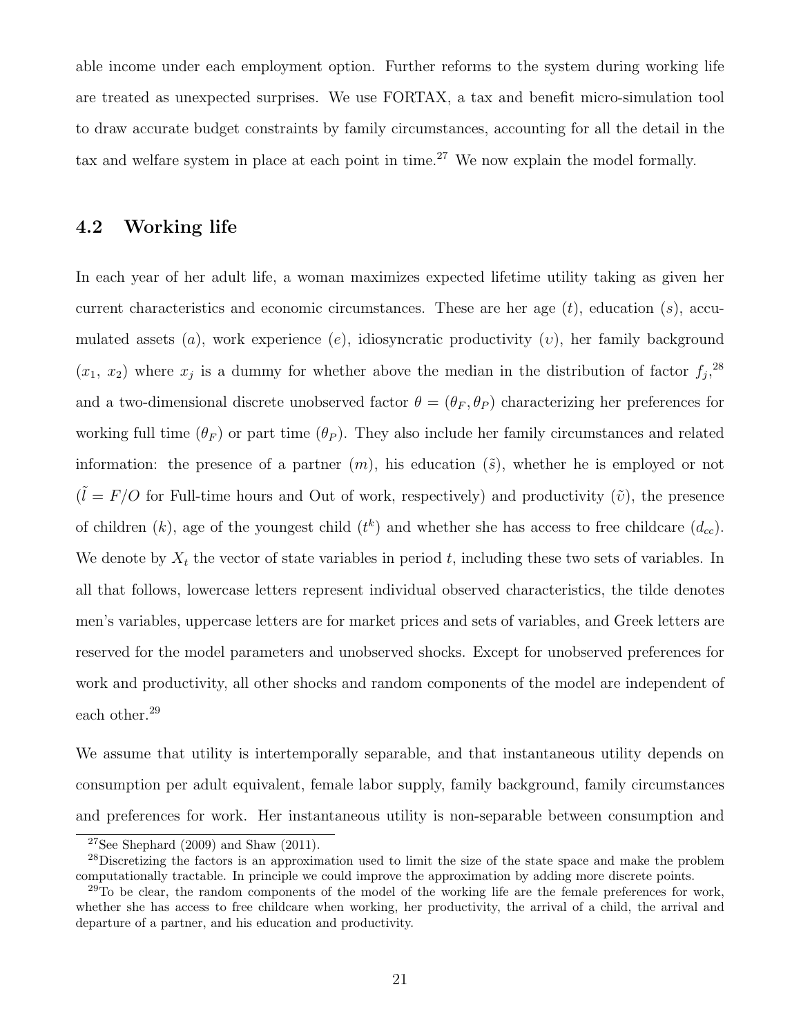able income under each employment option. Further reforms to the system during working life are treated as unexpected surprises. We use FORTAX, a tax and benefit micro-simulation tool to draw accurate budget constraints by family circumstances, accounting for all the detail in the tax and welfare system in place at each point in time.[27] We now explain the model formally.

## 4.2 Working life

In each year of her adult life, a woman maximizes expected lifetime utility taking as given her current characteristics and economic circumstances. These are her age ($t$), education ($s$), accumulated assets ($a$), work experience ($e$), idiosyncratic productivity ($\upsilon$), her family background ($x_1$, $x_2$) where $x_j$ is a dummy for whether above the median in the distribution of factor $f_j$,[28] and a two-dimensional discrete unobserved factor $\theta = (\theta_F, \theta_P)$ characterizing her preferences for working full time ($\theta_F$) or part time ($\theta_P$). They also include her family circumstances and related information: the presence of a partner ($m$), his education ($\tilde{s}$), whether he is employed or not ($\tilde{l} = F/O$ for Full-time hours and Out of work, respectively) and productivity ($\tilde{\upsilon}$), the presence of children ($k$), age of the youngest child ($t^k$) and whether she has access to free childcare ($d_{cc}$). We denote by $X_t$ the vector of state variables in period $t$, including these two sets of variables. In all that follows, lowercase letters represent individual observed characteristics, the tilde denotes men's variables, uppercase letters are for market prices and sets of variables, and Greek letters are reserved for the model parameters and unobserved shocks. Except for unobserved preferences for work and productivity, all other shocks and random components of the model are independent of each other.[29]

We assume that utility is intertemporally separable, and that instantaneous utility depends on consumption per adult equivalent, female labor supply, family background, family circumstances and preferences for work. Her instantaneous utility is non-separable between consumption and

[27] See Shephard (2009) and Shaw (2011).

[28] Discretizing the factors is an approximation used to limit the size of the state space and make the problem computationally tractable. In principle we could improve the approximation by adding more discrete points.

[29] To be clear, the random components of the model of the working life are the female preferences for work, whether she has access to free childcare when working, her productivity, the arrival of a child, the arrival and departure of a partner, and his education and productivity.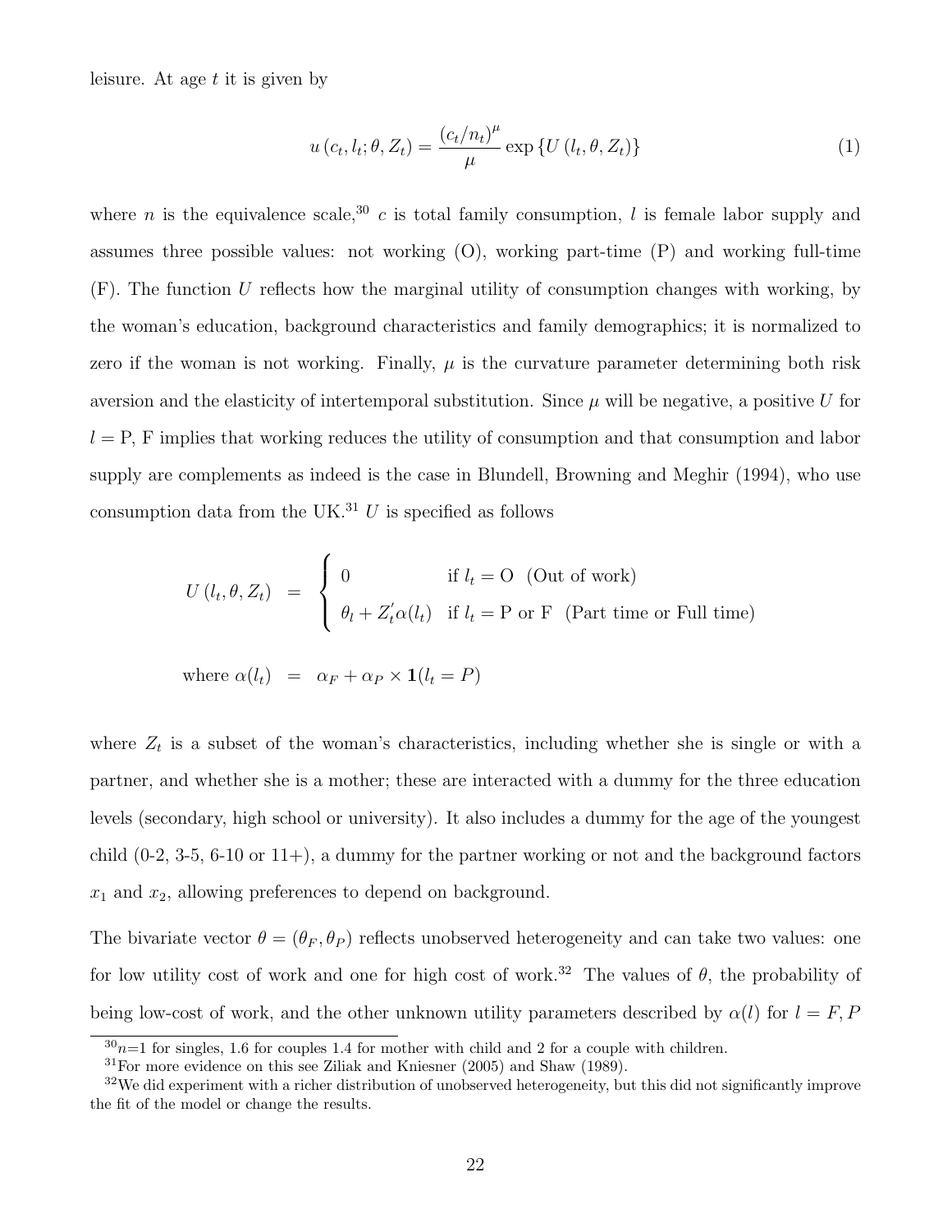leisure. At age $t$ it is given by

$$u(c_t, l_t; \theta, Z_t) = \frac{(c_t/n_t)^\mu}{\mu} \exp\{U(l_t, \theta, Z_t)\} \tag{1}$$

where $n$ is the equivalence scale,[30] $c$ is total family consumption, $l$ is female labor supply and assumes three possible values: not working (O), working part-time (P) and working full-time (F). The function $U$ reflects how the marginal utility of consumption changes with working, by the woman's education, background characteristics and family demographics; it is normalized to zero if the woman is not working. Finally, $\mu$ is the curvature parameter determining both risk aversion and the elasticity of intertemporal substitution. Since $\mu$ will be negative, a positive $U$ for $l =$ P, F implies that working reduces the utility of consumption and that consumption and labor supply are complements as indeed is the case in Blundell, Browning and Meghir (1994), who use consumption data from the UK.[31] $U$ is specified as follows

$$\begin{aligned} U(l_t, \theta, Z_t) &= \begin{cases} 0 & \text{if } l_t = \text{O} \quad \text{(Out of work)} \\ \theta_l + Z_t^{'}\alpha(l_t) & \text{if } l_t = \text{P or F} \quad \text{(Part time or Full time)} \end{cases} \\ \text{where } \alpha(l_t) &= \alpha_F + \alpha_P \times \mathbf{1}(l_t = P) \end{aligned}$$

where $Z_t$ is a subset of the woman's characteristics, including whether she is single or with a partner, and whether she is a mother; these are interacted with a dummy for the three education levels (secondary, high school or university). It also includes a dummy for the age of the youngest child (0-2, 3-5, 6-10 or 11+), a dummy for the partner working or not and the background factors $x_1$ and $x_2$, allowing preferences to depend on background.

The bivariate vector $\theta = (\theta_F, \theta_P)$ reflects unobserved heterogeneity and can take two values: one for low utility cost of work and one for high cost of work.[32] The values of $\theta$, the probability of being low-cost of work, and the other unknown utility parameters described by $\alpha(l)$ for $l = F, P$

[30] $n$=1 for singles, 1.6 for couples 1.4 for mother with child and 2 for a couple with children.

[31] For more evidence on this see Ziliak and Kniesner (2005) and Shaw (1989).

[32] We did experiment with a richer distribution of unobserved heterogeneity, but this did not significantly improve the fit of the model or change the results.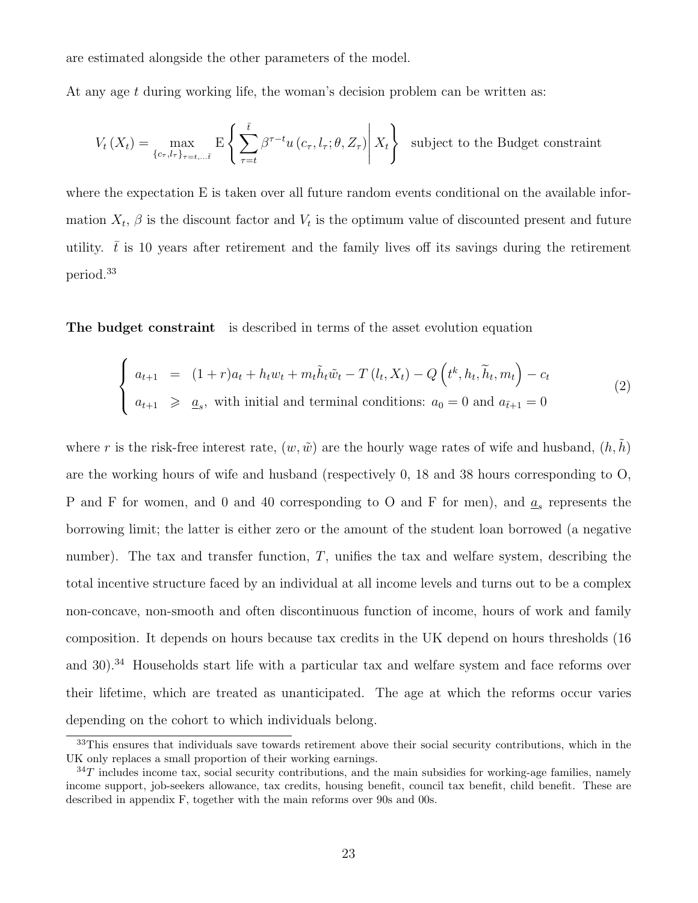are estimated alongside the other parameters of the model.

At any age $t$ during working life, the woman's decision problem can be written as:

$$V_t(X_t) = \max_{\{c_\tau, l_\tau\}_{\tau=t,\ldots\bar{t}}} \mathrm{E}\left\{ \sum_{\tau=t}^{\bar{t}} \beta^{\tau-t} u(c_\tau, l_\tau; \theta, Z_\tau) \middle| X_t \right\} \quad \text{subject to the Budget constraint}$$

where the expectation E is taken over all future random events conditional on the available information $X_t$, $\beta$ is the discount factor and $V_t$ is the optimum value of discounted present and future utility. $\bar{t}$ is 10 years after retirement and the family lives off its savings during the retirement period.[33]

**The budget constraint** is described in terms of the asset evolution equation

$$\begin{cases} a_{t+1} &= (1+r)a_t + h_t w_t + m_t \tilde{h}_t \tilde{w}_t - T(l_t, X_t) - Q\left(t^k, h_t, \widetilde{h}_t, m_t\right) - c_t \\ a_{t+1} &\geqslant \underline{a}_s, \text{ with initial and terminal conditions: } a_0 = 0 \text{ and } a_{\bar{t}+1} = 0 \end{cases} \tag{2}$$

where $r$ is the risk-free interest rate, $(w, \tilde{w})$ are the hourly wage rates of wife and husband, $(h, \tilde{h})$ are the working hours of wife and husband (respectively 0, 18 and 38 hours corresponding to O, P and F for women, and 0 and 40 corresponding to O and F for men), and $\underline{a}_s$ represents the borrowing limit; the latter is either zero or the amount of the student loan borrowed (a negative number). The tax and transfer function, $T$, unifies the tax and welfare system, describing the total incentive structure faced by an individual at all income levels and turns out to be a complex non-concave, non-smooth and often discontinuous function of income, hours of work and family composition. It depends on hours because tax credits in the UK depend on hours thresholds (16 and 30).[34] Households start life with a particular tax and welfare system and face reforms over their lifetime, which are treated as unanticipated. The age at which the reforms occur varies depending on the cohort to which individuals belong.

[33] This ensures that individuals save towards retirement above their social security contributions, which in the UK only replaces a small proportion of their working earnings.

[34] $T$ includes income tax, social security contributions, and the main subsidies for working-age families, namely income support, job-seekers allowance, tax credits, housing benefit, council tax benefit, child benefit. These are described in appendix F, together with the main reforms over 90s and 00s.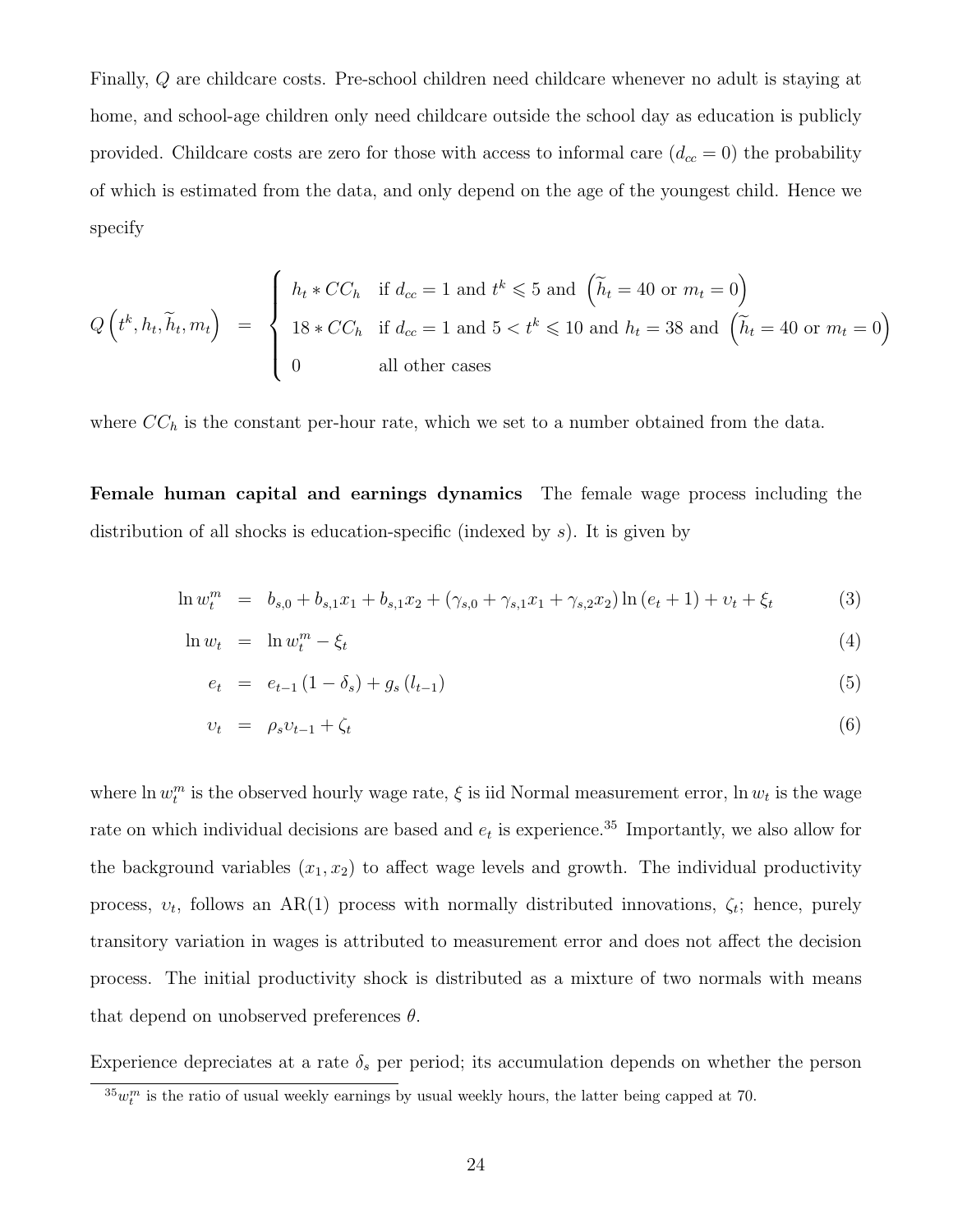Finally, $Q$ are childcare costs. Pre-school children need childcare whenever no adult is staying at home, and school-age children only need childcare outside the school day as education is publicly provided. Childcare costs are zero for those with access to informal care ($d_{cc} = 0$) the probability of which is estimated from the data, and only depend on the age of the youngest child. Hence we specify

$$Q\left(t^k, h_t, \widetilde{h}_t, m_t\right) = \begin{cases} h_t * CC_h & \text{if } d_{cc} = 1 \text{ and } t^k \leqslant 5 \text{ and } \left(\widetilde{h}_t = 40 \text{ or } m_t = 0\right) \\ 18 * CC_h & \text{if } d_{cc} = 1 \text{ and } 5 < t^k \leqslant 10 \text{ and } h_t = 38 \text{ and } \left(\widetilde{h}_t = 40 \text{ or } m_t = 0\right) \\ 0 & \text{all other cases} \end{cases}$$

where $CC_h$ is the constant per-hour rate, which we set to a number obtained from the data.

**Female human capital and earnings dynamics** The female wage process including the distribution of all shocks is education-specific (indexed by $s$). It is given by

$$\ln w_t^m = b_{s,0} + b_{s,1} x_1 + b_{s,1} x_2 + \left(\gamma_{s,0} + \gamma_{s,1} x_1 + \gamma_{s,2} x_2\right) \ln\left(e_t + 1\right) + \upsilon_t + \xi_t \tag{3}$$

$$\ln w_t = \ln w_t^m - \xi_t \tag{4}$$

$$e_t = e_{t-1}\left(1 - \delta_s\right) + g_s\left(l_{t-1}\right) \tag{5}$$

$$\upsilon_t = \rho_s \upsilon_{t-1} + \zeta_t \tag{6}$$

where $\ln w_t^m$ is the observed hourly wage rate, $\xi$ is iid Normal measurement error, $\ln w_t$ is the wage rate on which individual decisions are based and $e_t$ is experience.[35] Importantly, we also allow for the background variables $(x_1, x_2)$ to affect wage levels and growth. The individual productivity process, $\upsilon_t$, follows an AR(1) process with normally distributed innovations, $\zeta_t$; hence, purely transitory variation in wages is attributed to measurement error and does not affect the decision process. The initial productivity shock is distributed as a mixture of two normals with means that depend on unobserved preferences $\theta$.

Experience depreciates at a rate $\delta_s$ per period; its accumulation depends on whether the person

[35] $w_t^m$ is the ratio of usual weekly earnings by usual weekly hours, the latter being capped at 70.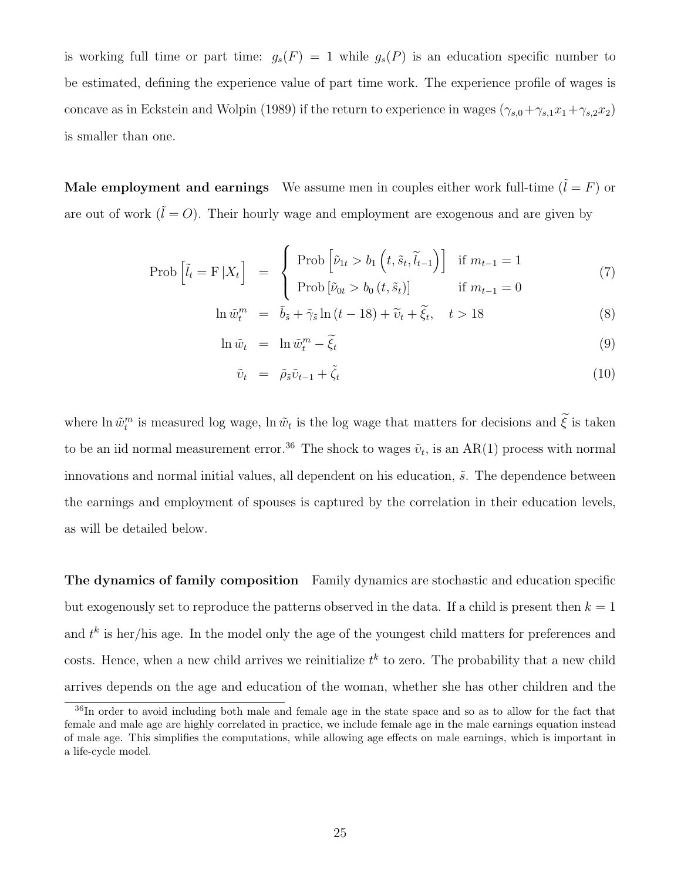is working full time or part time: $g_s(F) = 1$ while $g_s(P)$ is an education specific number to be estimated, defining the experience value of part time work. The experience profile of wages is concave as in Eckstein and Wolpin (1989) if the return to experience in wages ($\gamma_{s,0}+\gamma_{s,1}x_1+\gamma_{s,2}x_2$) is smaller than one.

**Male employment and earnings** We assume men in couples either work full-time ($\tilde{l} = F$) or are out of work ($\tilde{l} = O$). Their hourly wage and employment are exogenous and are given by

$$
\begin{aligned}
\text{Prob}\left[\tilde{l}_t = \text{F}\,|X_t\right] &= \begin{cases} \text{Prob}\left[\tilde{\nu}_{1t} > b_1\left(t, \tilde{s}_t, \widetilde{l}_{t-1}\right)\right] & \text{if } m_{t-1} = 1 \\ \text{Prob}\left[\tilde{\nu}_{0t} > b_0\left(t, \tilde{s}_t\right)\right] & \text{if } m_{t-1} = 0 \end{cases} && (7) \\
\ln \tilde{w}^m_t &= \tilde{b}_{\tilde{s}} + \tilde{\gamma}_{\tilde{s}} \ln(t-18) + \widetilde{\upsilon}_t + \widetilde{\xi}_t, \quad t > 18 && (8) \\
\ln \tilde{w}_t &= \ln \tilde{w}^m_t - \widetilde{\xi}_t && (9) \\
\tilde{\upsilon}_t &= \tilde{\rho}_{\tilde{s}} \tilde{\upsilon}_{t-1} + \tilde{\zeta}_t && (10)
\end{aligned}
$$

where $\ln \tilde{w}^m_t$ is measured log wage, $\ln \tilde{w}_t$ is the log wage that matters for decisions and $\widetilde{\xi}$ is taken to be an iid normal measurement error.[36] The shock to wages $\tilde{\upsilon}_t$, is an AR(1) process with normal innovations and normal initial values, all dependent on his education, $\tilde{s}$. The dependence between the earnings and employment of spouses is captured by the correlation in their education levels, as will be detailed below.

**The dynamics of family composition** Family dynamics are stochastic and education specific but exogenously set to reproduce the patterns observed in the data. If a child is present then $k = 1$ and $t^k$ is her/his age. In the model only the age of the youngest child matters for preferences and costs. Hence, when a new child arrives we reinitialize $t^k$ to zero. The probability that a new child arrives depends on the age and education of the woman, whether she has other children and the

[36] In order to avoid including both male and female age in the state space and so as to allow for the fact that female and male age are highly correlated in practice, we include female age in the male earnings equation instead of male age. This simplifies the computations, while allowing age effects on male earnings, which is important in a life-cycle model.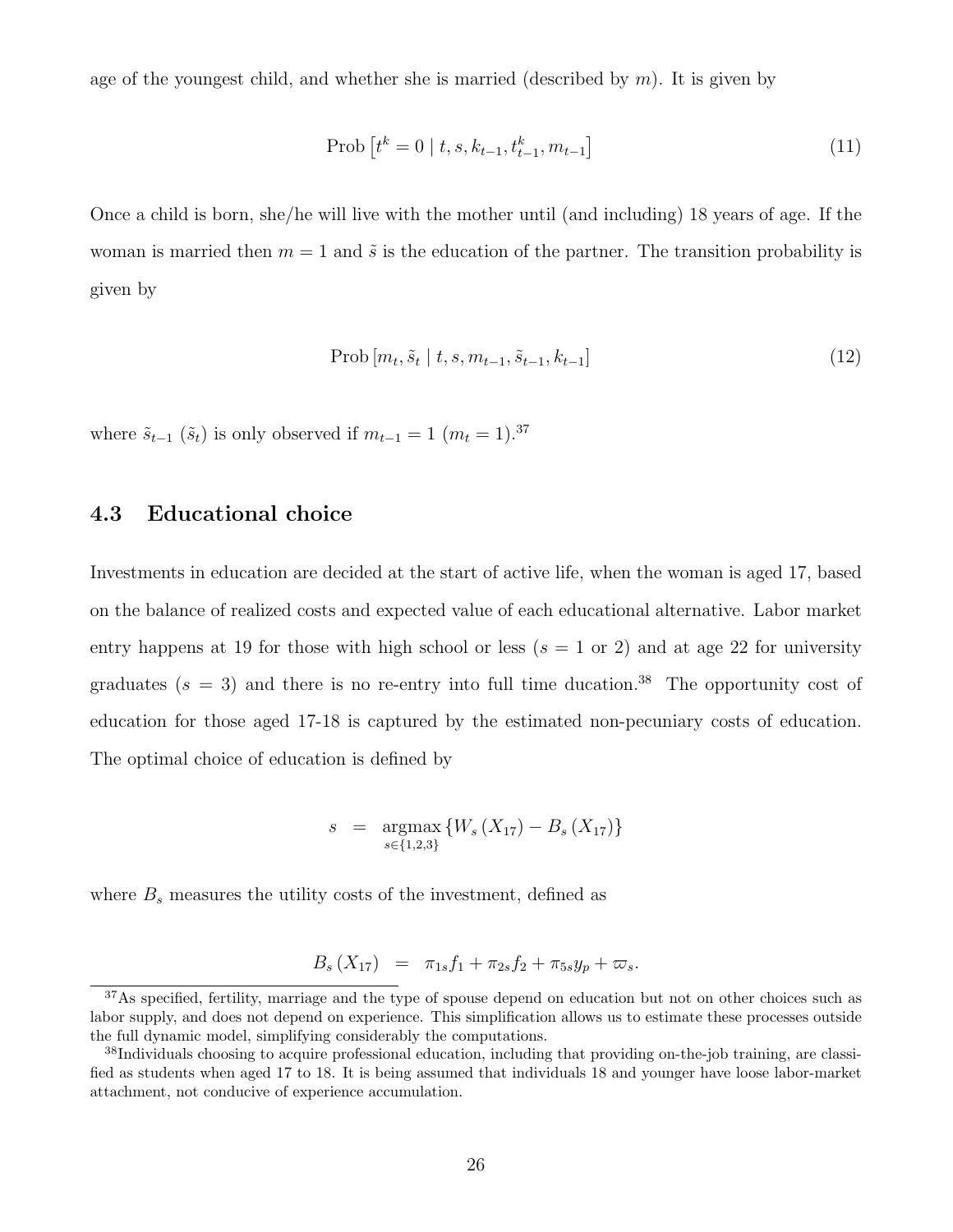age of the youngest child, and whether she is married (described by $m$). It is given by

$$\text{Prob}\left[t^k = 0 \mid t, s, k_{t-1}, t^k_{t-1}, m_{t-1}\right] \tag{11}$$

Once a child is born, she/he will live with the mother until (and including) 18 years of age. If the woman is married then $m = 1$ and $\tilde{s}$ is the education of the partner. The transition probability is given by

$$\text{Prob}\left[m_t, \tilde{s}_t \mid t, s, m_{t-1}, \tilde{s}_{t-1}, k_{t-1}\right] \tag{12}$$

where $\tilde{s}_{t-1}$ ($\tilde{s}_t$) is only observed if $m_{t-1} = 1$ ($m_t = 1$).[37]

### 4.3 Educational choice

Investments in education are decided at the start of active life, when the woman is aged 17, based on the balance of realized costs and expected value of each educational alternative. Labor market entry happens at 19 for those with high school or less ($s = 1$ or 2) and at age 22 for university graduates ($s = 3$) and there is no re-entry into full time ducation.[38] The opportunity cost of education for those aged 17-18 is captured by the estimated non-pecuniary costs of education. The optimal choice of education is defined by

$$s = \underset{s \in \{1,2,3\}}{\text{argmax}} \left\{W_s\left(X_{17}\right) - B_s\left(X_{17}\right)\right\}$$

where $B_s$ measures the utility costs of the investment, defined as

$$B_s\left(X_{17}\right) = \pi_{1s} f_1 + \pi_{2s} f_2 + \pi_{5s} y_p + \varpi_s.$$

[37]As specified, fertility, marriage and the type of spouse depend on education but not on other choices such as labor supply, and does not depend on experience. This simplification allows us to estimate these processes outside the full dynamic model, simplifying considerably the computations.

[38]Individuals choosing to acquire professional education, including that providing on-the-job training, are classified as students when aged 17 to 18. It is being assumed that individuals 18 and younger have loose labor-market attachment, not conducive of experience accumulation.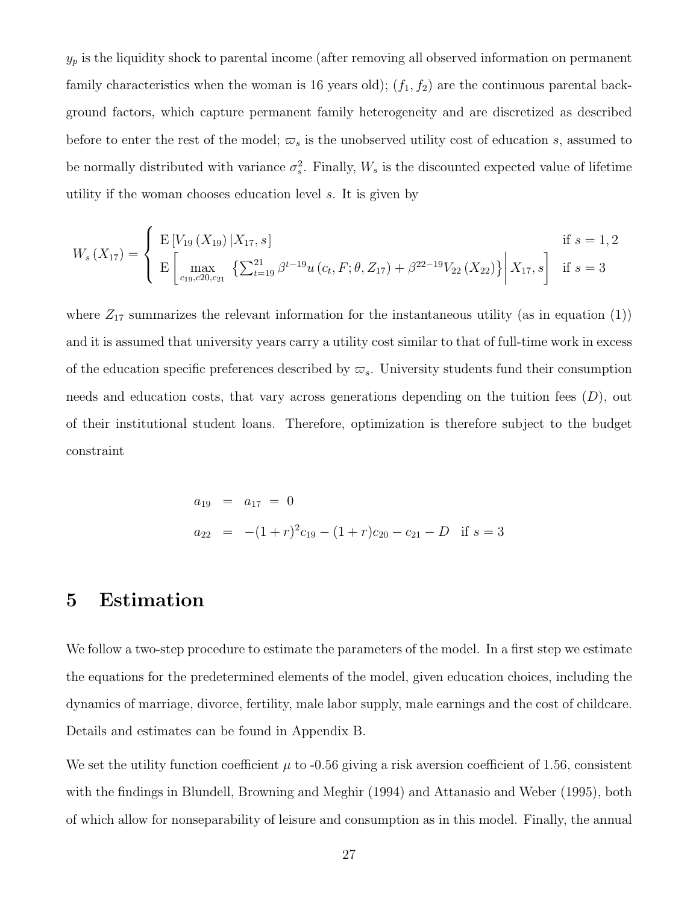$y_p$ is the liquidity shock to parental income (after removing all observed information on permanent family characteristics when the woman is 16 years old); $(f_1, f_2)$ are the continuous parental background factors, which capture permanent family heterogeneity and are discretized as described before to enter the rest of the model; $\varpi_s$ is the unobserved utility cost of education $s$, assumed to be normally distributed with variance $\sigma_s^2$. Finally, $W_s$ is the discounted expected value of lifetime utility if the woman chooses education level $s$. It is given by

$$W_s(X_{17}) = \begin{cases} \mathrm{E}\left[V_{19}(X_{19})\,|X_{17}, s\right] & \text{if } s = 1, 2 \\ \mathrm{E}\left[\max\limits_{c_{19}, c20, c_{21}} \left\{\sum_{t=19}^{21} \beta^{t-19} u\left(c_t, F; \theta, Z_{17}\right) + \beta^{22-19} V_{22}(X_{22})\right\} \middle| X_{17}, s\right] & \text{if } s = 3 \end{cases}$$

where $Z_{17}$ summarizes the relevant information for the instantaneous utility (as in equation (1)) and it is assumed that university years carry a utility cost similar to that of full-time work in excess of the education specific preferences described by $\varpi_s$. University students fund their consumption needs and education costs, that vary across generations depending on the tuition fees ($D$), out of their institutional student loans. Therefore, optimization is therefore subject to the budget constraint

$$\begin{aligned} a_{19} &= a_{17} = 0 \\ a_{22} &= -(1+r)^2 c_{19} - (1+r)c_{20} - c_{21} - D \quad \text{if } s = 3 \end{aligned}$$

# 5 Estimation

We follow a two-step procedure to estimate the parameters of the model. In a first step we estimate the equations for the predetermined elements of the model, given education choices, including the dynamics of marriage, divorce, fertility, male labor supply, male earnings and the cost of childcare. Details and estimates can be found in Appendix B.

We set the utility function coefficient $\mu$ to -0.56 giving a risk aversion coefficient of 1.56, consistent with the findings in Blundell, Browning and Meghir (1994) and Attanasio and Weber (1995), both of which allow for nonseparability of leisure and consumption as in this model. Finally, the annual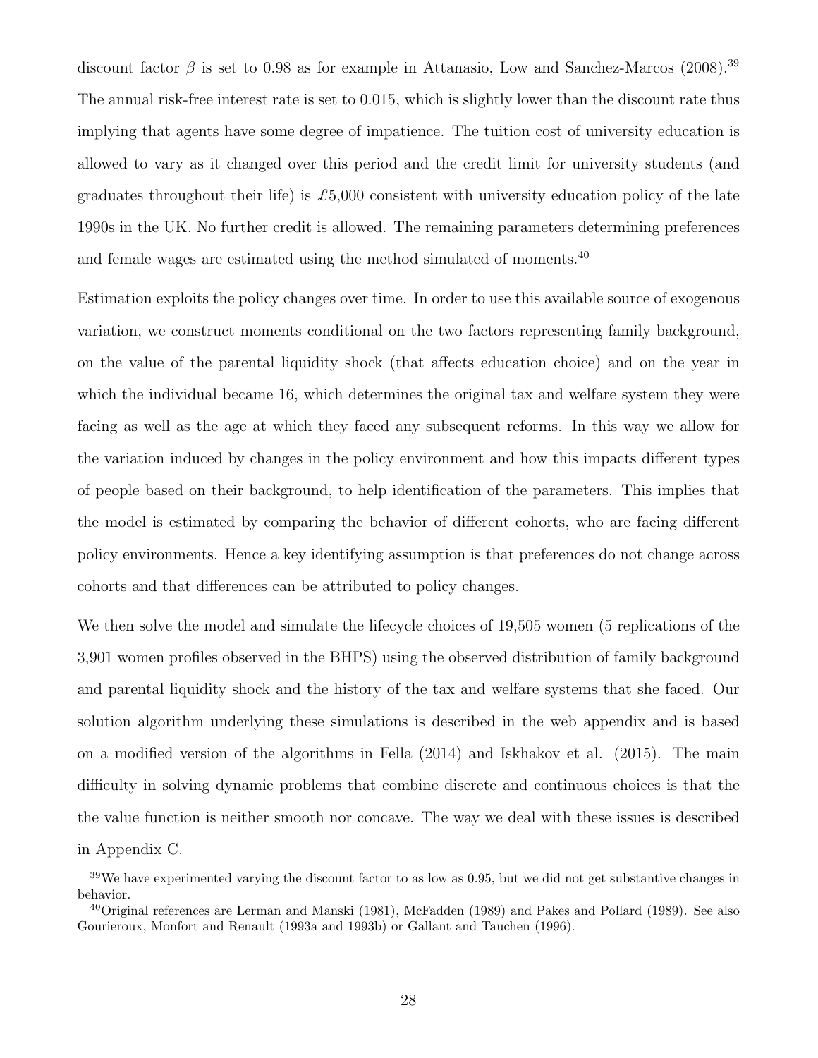discount factor $\beta$ is set to 0.98 as for example in Attanasio, Low and Sanchez-Marcos (2008).[39] The annual risk-free interest rate is set to 0.015, which is slightly lower than the discount rate thus implying that agents have some degree of impatience. The tuition cost of university education is allowed to vary as it changed over this period and the credit limit for university students (and graduates throughout their life) is £5,000 consistent with university education policy of the late 1990s in the UK. No further credit is allowed. The remaining parameters determining preferences and female wages are estimated using the method simulated of moments.[40]

Estimation exploits the policy changes over time. In order to use this available source of exogenous variation, we construct moments conditional on the two factors representing family background, on the value of the parental liquidity shock (that affects education choice) and on the year in which the individual became 16, which determines the original tax and welfare system they were facing as well as the age at which they faced any subsequent reforms. In this way we allow for the variation induced by changes in the policy environment and how this impacts different types of people based on their background, to help identification of the parameters. This implies that the model is estimated by comparing the behavior of different cohorts, who are facing different policy environments. Hence a key identifying assumption is that preferences do not change across cohorts and that differences can be attributed to policy changes.

We then solve the model and simulate the lifecycle choices of 19,505 women (5 replications of the 3,901 women profiles observed in the BHPS) using the observed distribution of family background and parental liquidity shock and the history of the tax and welfare systems that she faced. Our solution algorithm underlying these simulations is described in the web appendix and is based on a modified version of the algorithms in Fella (2014) and Iskhakov et al. (2015). The main difficulty in solving dynamic problems that combine discrete and continuous choices is that the the value function is neither smooth nor concave. The way we deal with these issues is described in Appendix C.

[39] We have experimented varying the discount factor to as low as 0.95, but we did not get substantive changes in behavior.

[40] Original references are Lerman and Manski (1981), McFadden (1989) and Pakes and Pollard (1989). See also Gourieroux, Monfort and Renault (1993a and 1993b) or Gallant and Tauchen (1996).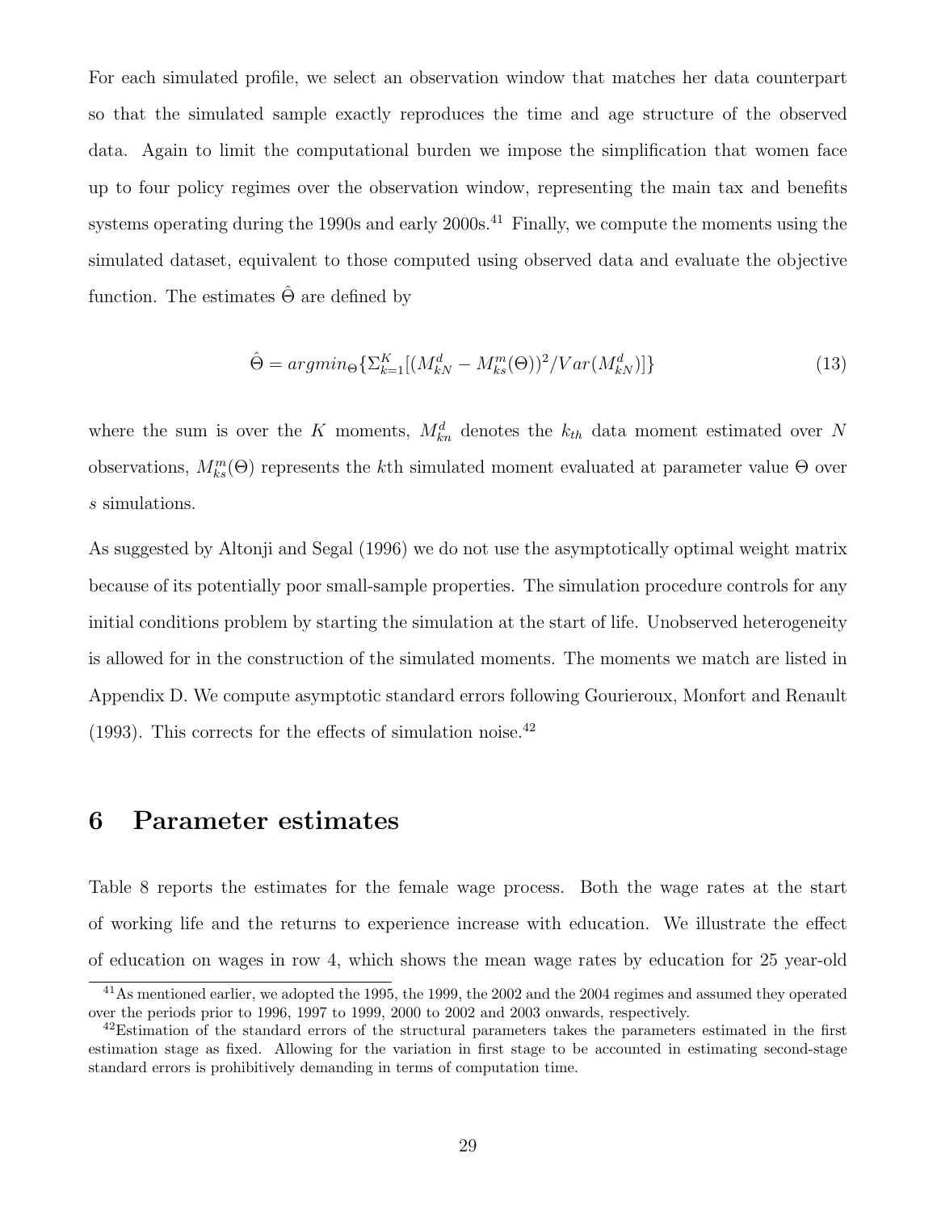For each simulated profile, we select an observation window that matches her data counterpart so that the simulated sample exactly reproduces the time and age structure of the observed data. Again to limit the computational burden we impose the simplification that women face up to four policy regimes over the observation window, representing the main tax and benefits systems operating during the 1990s and early 2000s.[41] Finally, we compute the moments using the simulated dataset, equivalent to those computed using observed data and evaluate the objective function. The estimates $\hat{\Theta}$ are defined by

$$\hat{\Theta} = argmin_{\Theta}\{\Sigma_{k=1}^{K}[(M_{kN}^{d} - M_{ks}^{m}(\Theta))^2/Var(M_{kN}^{d})]\} \tag{13}$$

where the sum is over the $K$ moments, $M_{kn}^{d}$ denotes the $k_{th}$ data moment estimated over $N$ observations, $M_{ks}^{m}(\Theta)$ represents the $k$th simulated moment evaluated at parameter value $\Theta$ over $s$ simulations.

As suggested by Altonji and Segal (1996) we do not use the asymptotically optimal weight matrix because of its potentially poor small-sample properties. The simulation procedure controls for any initial conditions problem by starting the simulation at the start of life. Unobserved heterogeneity is allowed for in the construction of the simulated moments. The moments we match are listed in Appendix D. We compute asymptotic standard errors following Gourieroux, Monfort and Renault (1993). This corrects for the effects of simulation noise.[42]

# 6 Parameter estimates

Table 8 reports the estimates for the female wage process. Both the wage rates at the start of working life and the returns to experience increase with education. We illustrate the effect of education on wages in row 4, which shows the mean wage rates by education for 25 year-old

[41] As mentioned earlier, we adopted the 1995, the 1999, the 2002 and the 2004 regimes and assumed they operated over the periods prior to 1996, 1997 to 1999, 2000 to 2002 and 2003 onwards, respectively.

[42] Estimation of the standard errors of the structural parameters takes the parameters estimated in the first estimation stage as fixed. Allowing for the variation in first stage to be accounted in estimating second-stage standard errors is prohibitively demanding in terms of computation time.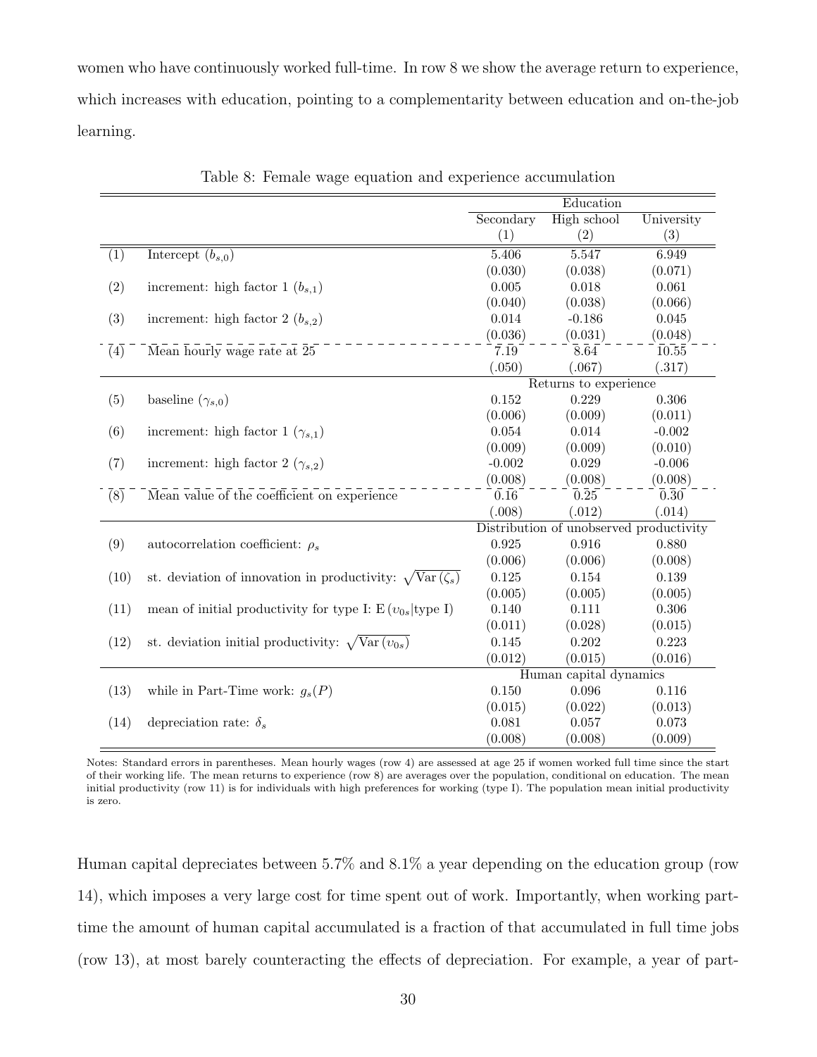women who have continuously worked full-time. In row 8 we show the average return to experience, which increases with education, pointing to a complementarity between education and on-the-job learning.

Table 8: Female wage equation and experience accumulation

| | | Education | | |
|---|---|---|---|---|
| | | Secondary (1) | High school (2) | University (3) |
| (1) | Intercept ($b_{s,0}$) | 5.406 | 5.547 | 6.949 |
| | | (0.030) | (0.038) | (0.071) |
| (2) | increment: high factor 1 ($b_{s,1}$) | 0.005 | 0.018 | 0.061 |
| | | (0.040) | (0.038) | (0.066) |
| (3) | increment: high factor 2 ($b_{s,2}$) | 0.014 | -0.186 | 0.045 |
| | | (0.036) | (0.031) | (0.048) |
| (4) | Mean hourly wage rate at 25 | 7.19 | 8.64 | 10.55 |
| | | (.050) | (.067) | (.317) |
| | | Returns to experience | | |
| (5) | baseline ($\gamma_{s,0}$) | 0.152 | 0.229 | 0.306 |
| | | (0.006) | (0.009) | (0.011) |
| (6) | increment: high factor 1 ($\gamma_{s,1}$) | 0.054 | 0.014 | -0.002 |
| | | (0.009) | (0.009) | (0.010) |
| (7) | increment: high factor 2 ($\gamma_{s,2}$) | -0.002 | 0.029 | -0.006 |
| | | (0.008) | (0.008) | (0.008) |
| (8) | Mean value of the coefficient on experience | 0.16 | 0.25 | 0.30 |
| | | (.008) | (.012) | (.014) |
| | | Distribution of unobserved productivity | | |
| (9) | autocorrelation coefficient: $\rho_s$ | 0.925 | 0.916 | 0.880 |
| | | (0.006) | (0.006) | (0.008) |
| (10) | st. deviation of innovation in productivity: $\sqrt{\mathrm{Var}(\zeta_s)}$ | 0.125 | 0.154 | 0.139 |
| | | (0.005) | (0.005) | (0.005) |
| (11) | mean of initial productivity for type I: $\mathrm{E}(\upsilon_{0s}\|\text{type I})$ | 0.140 | 0.111 | 0.306 |
| | | (0.011) | (0.028) | (0.015) |
| (12) | st. deviation initial productivity: $\sqrt{\mathrm{Var}(\upsilon_{0s})}$ | 0.145 | 0.202 | 0.223 |
| | | (0.012) | (0.015) | (0.016) |
| | | Human capital dynamics | | |
| (13) | while in Part-Time work: $g_s(P)$ | 0.150 | 0.096 | 0.116 |
| | | (0.015) | (0.022) | (0.013) |
| (14) | depreciation rate: $\delta_s$ | 0.081 | 0.057 | 0.073 |
| | | (0.008) | (0.008) | (0.009) |

Notes: Standard errors in parentheses. Mean hourly wages (row 4) are assessed at age 25 if women worked full time since the start of their working life. The mean returns to experience (row 8) are averages over the population, conditional on education. The mean initial productivity (row 11) is for individuals with high preferences for working (type I). The population mean initial productivity is zero.

Human capital depreciates between 5.7% and 8.1% a year depending on the education group (row 14), which imposes a very large cost for time spent out of work. Importantly, when working part-time the amount of human capital accumulated is a fraction of that accumulated in full time jobs (row 13), at most barely counteracting the effects of depreciation. For example, a year of part-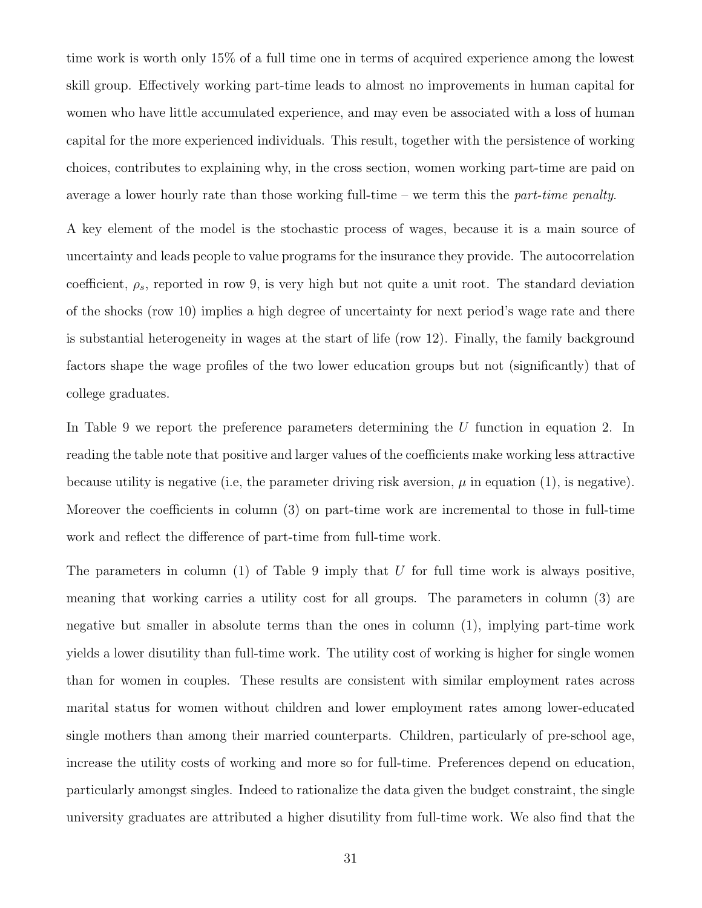time work is worth only 15% of a full time one in terms of acquired experience among the lowest skill group. Effectively working part-time leads to almost no improvements in human capital for women who have little accumulated experience, and may even be associated with a loss of human capital for the more experienced individuals. This result, together with the persistence of working choices, contributes to explaining why, in the cross section, women working part-time are paid on average a lower hourly rate than those working full-time – we term this the *part-time penalty*.

A key element of the model is the stochastic process of wages, because it is a main source of uncertainty and leads people to value programs for the insurance they provide. The autocorrelation coefficient, $\rho_s$, reported in row 9, is very high but not quite a unit root. The standard deviation of the shocks (row 10) implies a high degree of uncertainty for next period's wage rate and there is substantial heterogeneity in wages at the start of life (row 12). Finally, the family background factors shape the wage profiles of the two lower education groups but not (significantly) that of college graduates.

In Table 9 we report the preference parameters determining the $U$ function in equation 2. In reading the table note that positive and larger values of the coefficients make working less attractive because utility is negative (i.e, the parameter driving risk aversion, $\mu$ in equation (1), is negative). Moreover the coefficients in column (3) on part-time work are incremental to those in full-time work and reflect the difference of part-time from full-time work.

The parameters in column (1) of Table 9 imply that $U$ for full time work is always positive, meaning that working carries a utility cost for all groups. The parameters in column (3) are negative but smaller in absolute terms than the ones in column (1), implying part-time work yields a lower disutility than full-time work. The utility cost of working is higher for single women than for women in couples. These results are consistent with similar employment rates across marital status for women without children and lower employment rates among lower-educated single mothers than among their married counterparts. Children, particularly of pre-school age, increase the utility costs of working and more so for full-time. Preferences depend on education, particularly amongst singles. Indeed to rationalize the data given the budget constraint, the single university graduates are attributed a higher disutility from full-time work. We also find that the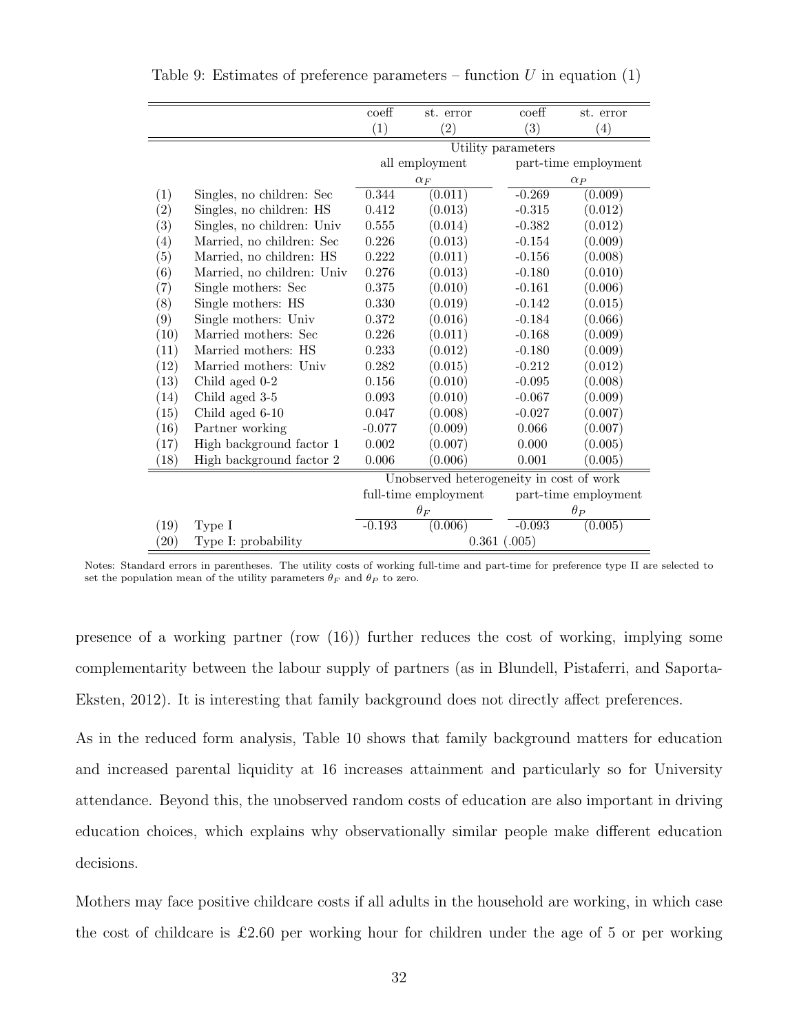Table 9: Estimates of preference parameters – function $U$ in equation (1)

| | | coeff | st. error | coeff | st. error |
|---|---|---|---|---|---|
| | | (1) | (2) | (3) | (4) |
| | | Utility parameters | | | |
| | | all employment | | part-time employment | |
| | | $\alpha_F$ | | $\alpha_P$ | |
| (1) | Singles, no children: Sec | 0.344 | (0.011) | -0.269 | (0.009) |
| (2) | Singles, no children: HS | 0.412 | (0.013) | -0.315 | (0.012) |
| (3) | Singles, no children: Univ | 0.555 | (0.014) | -0.382 | (0.012) |
| (4) | Married, no children: Sec | 0.226 | (0.013) | -0.154 | (0.009) |
| (5) | Married, no children: HS | 0.222 | (0.011) | -0.156 | (0.008) |
| (6) | Married, no children: Univ | 0.276 | (0.013) | -0.180 | (0.010) |
| (7) | Single mothers: Sec | 0.375 | (0.010) | -0.161 | (0.006) |
| (8) | Single mothers: HS | 0.330 | (0.019) | -0.142 | (0.015) |
| (9) | Single mothers: Univ | 0.372 | (0.016) | -0.184 | (0.066) |
| (10) | Married mothers: Sec | 0.226 | (0.011) | -0.168 | (0.009) |
| (11) | Married mothers: HS | 0.233 | (0.012) | -0.180 | (0.009) |
| (12) | Married mothers: Univ | 0.282 | (0.015) | -0.212 | (0.012) |
| (13) | Child aged 0-2 | 0.156 | (0.010) | -0.095 | (0.008) |
| (14) | Child aged 3-5 | 0.093 | (0.010) | -0.067 | (0.009) |
| (15) | Child aged 6-10 | 0.047 | (0.008) | -0.027 | (0.007) |
| (16) | Partner working | -0.077 | (0.009) | 0.066 | (0.007) |
| (17) | High background factor 1 | 0.002 | (0.007) | 0.000 | (0.005) |
| (18) | High background factor 2 | 0.006 | (0.006) | 0.001 | (0.005) |
| | | Unobserved heterogeneity in cost of work | | | |
| | | full-time employment | | part-time employment | |
| | | $\theta_F$ | | $\theta_P$ | |
| (19) | Type I | -0.193 | (0.006) | -0.093 | (0.005) |
| (20) | Type I: probability | 0.361 (.005) | | | |

Notes: Standard errors in parentheses. The utility costs of working full-time and part-time for preference type II are selected to set the population mean of the utility parameters $\theta_F$ and $\theta_P$ to zero.

presence of a working partner (row (16)) further reduces the cost of working, implying some complementarity between the labour supply of partners (as in Blundell, Pistaferri, and Saporta-Eksten, 2012). It is interesting that family background does not directly affect preferences.

As in the reduced form analysis, Table 10 shows that family background matters for education and increased parental liquidity at 16 increases attainment and particularly so for University attendance. Beyond this, the unobserved random costs of education are also important in driving education choices, which explains why observationally similar people make different education decisions.

Mothers may face positive childcare costs if all adults in the household are working, in which case the cost of childcare is £2.60 per working hour for children under the age of 5 or per working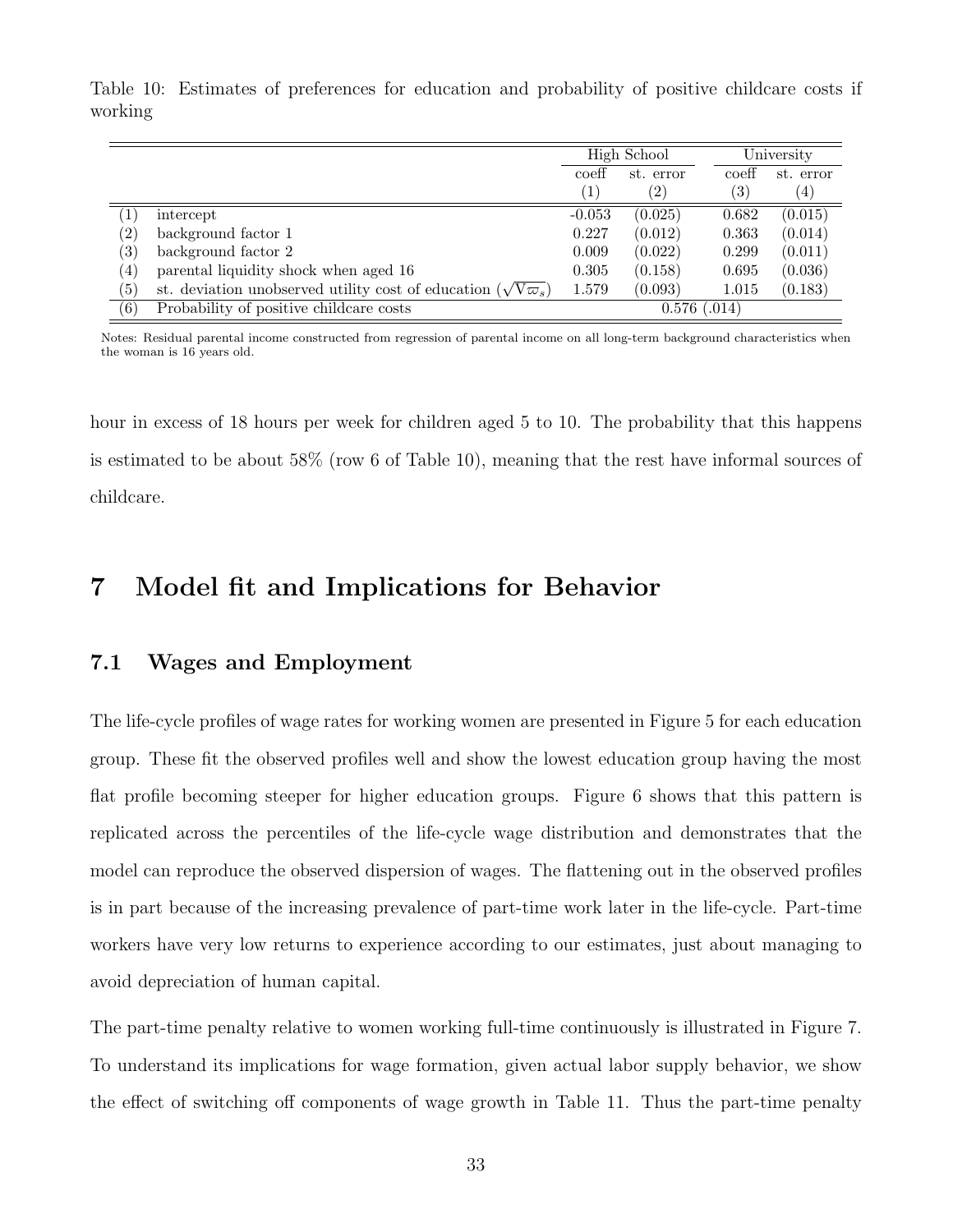Table 10: Estimates of preferences for education and probability of positive childcare costs if working

| | | High School | | University | |
|---|---|---|---|---|---|
| | | coeff | st. error | coeff | st. error |
| | | (1) | (2) | (3) | (4) |
| (1) | intercept | -0.053 | (0.025) | 0.682 | (0.015) |
| (2) | background factor 1 | 0.227 | (0.012) | 0.363 | (0.014) |
| (3) | background factor 2 | 0.009 | (0.022) | 0.299 | (0.011) |
| (4) | parental liquidity shock when aged 16 | 0.305 | (0.158) | 0.695 | (0.036) |
| (5) | st. deviation unobserved utility cost of education ($\sqrt{\mathrm{V}\varpi_s}$) | 1.579 | (0.093) | 1.015 | (0.183) |
| (6) | Probability of positive childcare costs | 0.576 (.014) | | | |

Notes: Residual parental income constructed from regression of parental income on all long-term background characteristics when the woman is 16 years old.

hour in excess of 18 hours per week for children aged 5 to 10. The probability that this happens is estimated to be about 58% (row 6 of Table 10), meaning that the rest have informal sources of childcare.

# 7 Model fit and Implications for Behavior

## 7.1 Wages and Employment

The life-cycle profiles of wage rates for working women are presented in Figure 5 for each education group. These fit the observed profiles well and show the lowest education group having the most flat profile becoming steeper for higher education groups. Figure 6 shows that this pattern is replicated across the percentiles of the life-cycle wage distribution and demonstrates that the model can reproduce the observed dispersion of wages. The flattening out in the observed profiles is in part because of the increasing prevalence of part-time work later in the life-cycle. Part-time workers have very low returns to experience according to our estimates, just about managing to avoid depreciation of human capital.

The part-time penalty relative to women working full-time continuously is illustrated in Figure 7. To understand its implications for wage formation, given actual labor supply behavior, we show the effect of switching off components of wage growth in Table 11. Thus the part-time penalty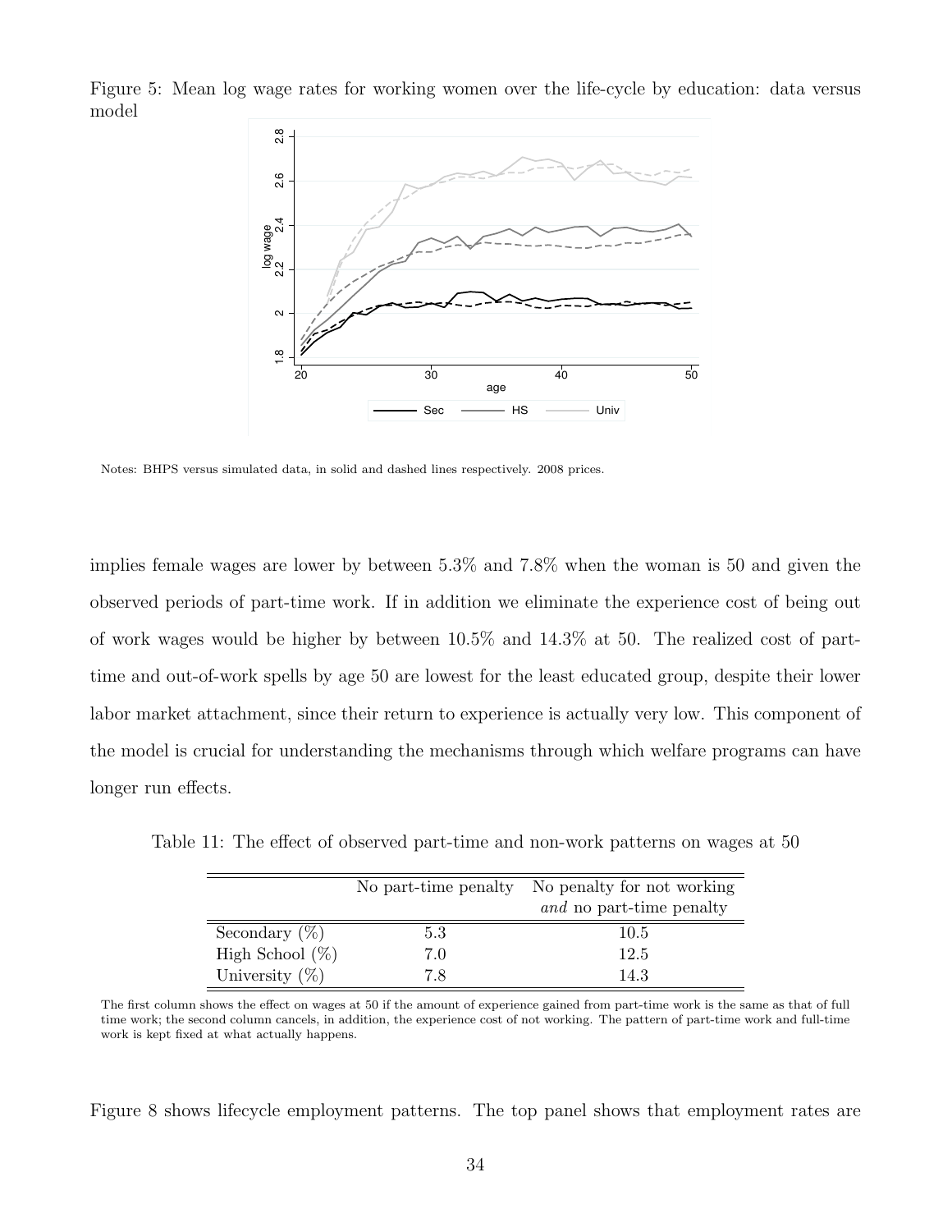Figure 5: Mean log wage rates for working women over the life-cycle by education: data versus model

Notes: BHPS versus simulated data, in solid and dashed lines respectively. 2008 prices.

implies female wages are lower by between 5.3% and 7.8% when the woman is 50 and given the observed periods of part-time work. If in addition we eliminate the experience cost of being out of work wages would be higher by between 10.5% and 14.3% at 50. The realized cost of part-time and out-of-work spells by age 50 are lowest for the least educated group, despite their lower labor market attachment, since their return to experience is actually very low. This component of the model is crucial for understanding the mechanisms through which welfare programs can have longer run effects.

Table 11: The effect of observed part-time and non-work patterns on wages at 50

| | No part-time penalty | No penalty for not working *and* no part-time penalty |
|---|---|---|
| Secondary (%) | 5.3 | 10.5 |
| High School (%) | 7.0 | 12.5 |
| University (%) | 7.8 | 14.3 |

The first column shows the effect on wages at 50 if the amount of experience gained from part-time work is the same as that of full time work; the second column cancels, in addition, the experience cost of not working. The pattern of part-time work and full-time work is kept fixed at what actually happens.

Figure 8 shows lifecycle employment patterns. The top panel shows that employment rates are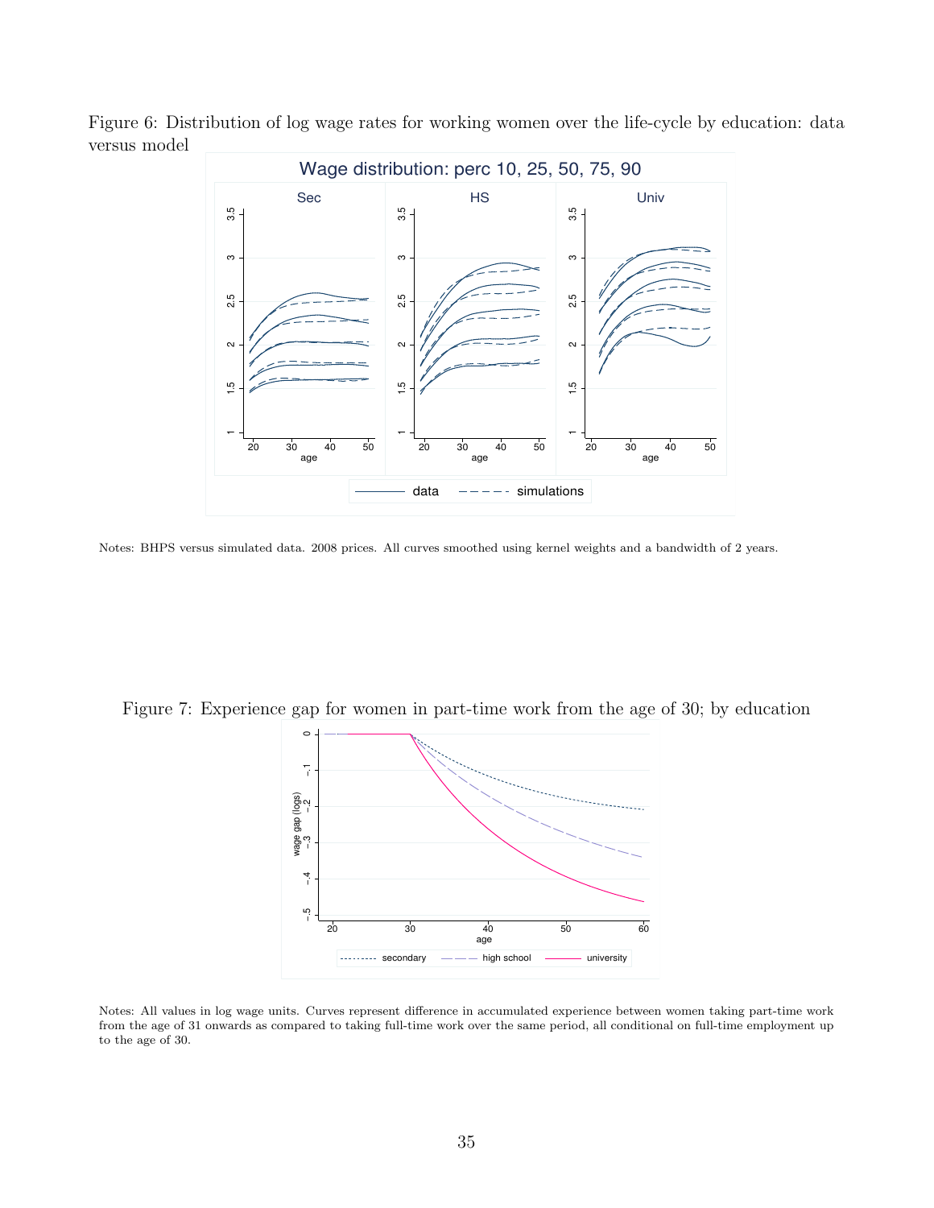Figure 6: Distribution of log wage rates for working women over the life-cycle by education: data versus model

Notes: BHPS versus simulated data. 2008 prices. All curves smoothed using kernel weights and a bandwidth of 2 years.

Figure 7: Experience gap for women in part-time work from the age of 30; by education

Notes: All values in log wage units. Curves represent difference in accumulated experience between women taking part-time work from the age of 31 onwards as compared to taking full-time work over the same period, all conditional on full-time employment up to the age of 30.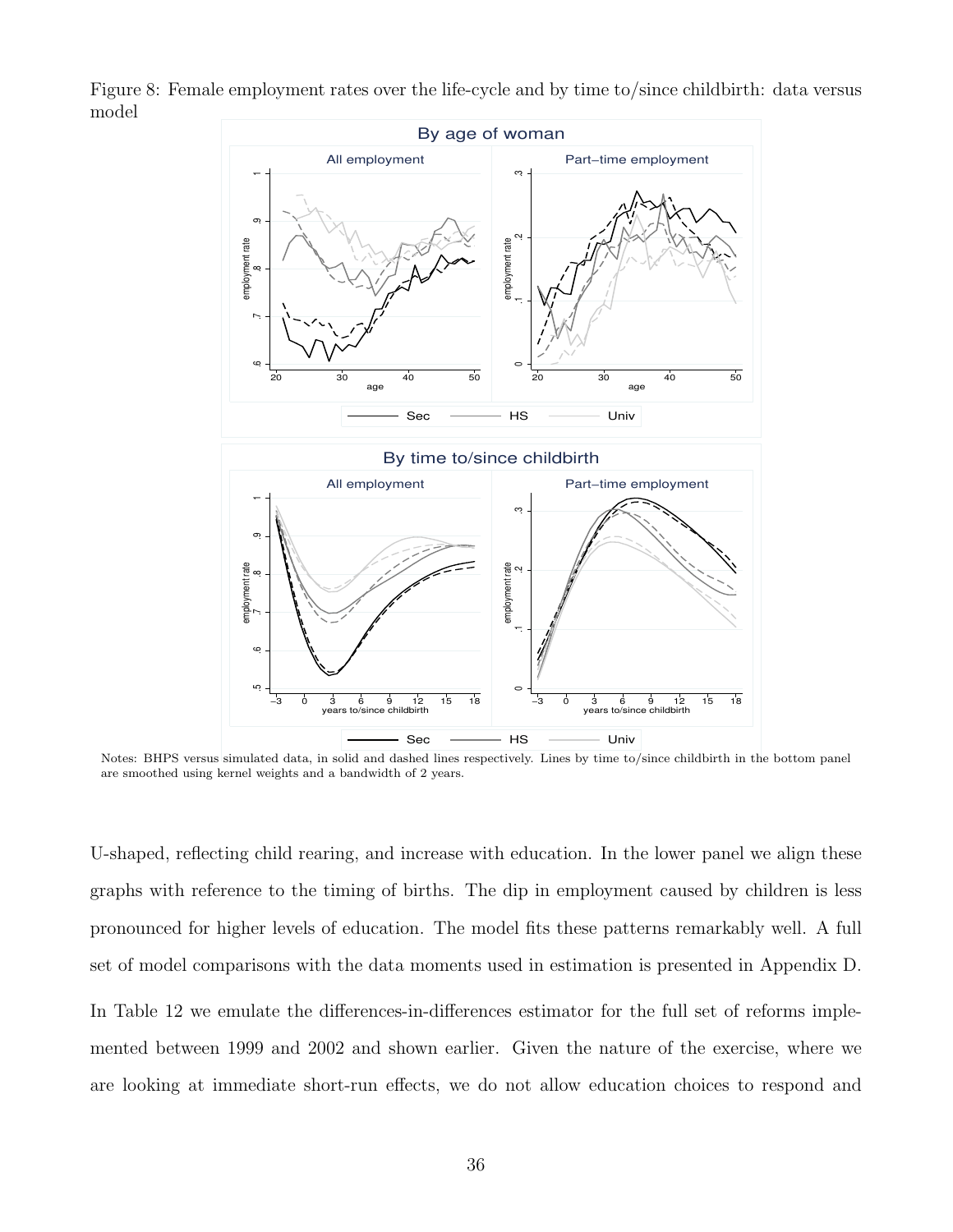Figure 8: Female employment rates over the life-cycle and by time to/since childbirth: data versus model

Notes: BHPS versus simulated data, in solid and dashed lines respectively. Lines by time to/since childbirth in the bottom panel are smoothed using kernel weights and a bandwidth of 2 years.

U-shaped, reflecting child rearing, and increase with education. In the lower panel we align these graphs with reference to the timing of births. The dip in employment caused by children is less pronounced for higher levels of education. The model fits these patterns remarkably well. A full set of model comparisons with the data moments used in estimation is presented in Appendix D.

In Table 12 we emulate the differences-in-differences estimator for the full set of reforms implemented between 1999 and 2002 and shown earlier. Given the nature of the exercise, where we are looking at immediate short-run effects, we do not allow education choices to respond and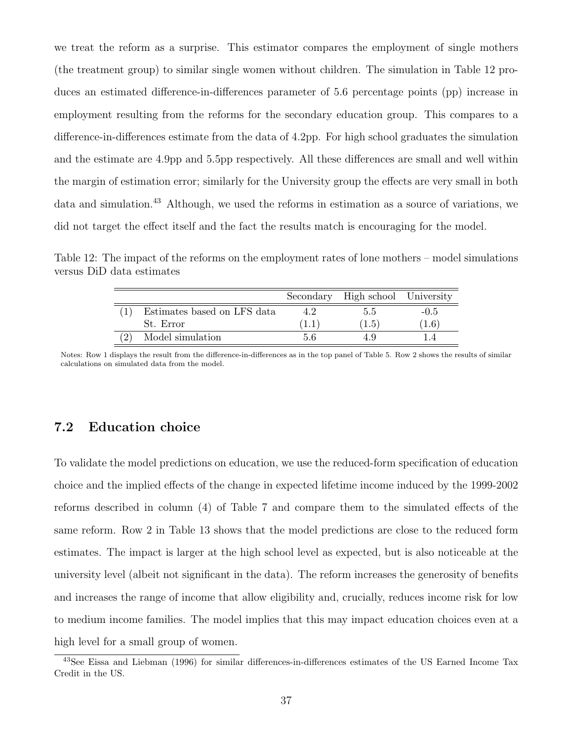we treat the reform as a surprise. This estimator compares the employment of single mothers (the treatment group) to similar single women without children. The simulation in Table 12 produces an estimated difference-in-differences parameter of 5.6 percentage points (pp) increase in employment resulting from the reforms for the secondary education group. This compares to a difference-in-differences estimate from the data of 4.2pp. For high school graduates the simulation and the estimate are 4.9pp and 5.5pp respectively. All these differences are small and well within the margin of estimation error; similarly for the University group the effects are very small in both data and simulation.[43] Although, we used the reforms in estimation as a source of variations, we did not target the effect itself and the fact the results match is encouraging for the model.

Table 12: The impact of the reforms on the employment rates of lone mothers – model simulations versus DiD data estimates

| | | Secondary | High school | University |
|---|---|---|---|---|
| (1) | Estimates based on LFS data | 4.2 | 5.5 | -0.5 |
| | St. Error | (1.1) | (1.5) | (1.6) |
| (2) | Model simulation | 5.6 | 4.9 | 1.4 |

Notes: Row 1 displays the result from the difference-in-differences as in the top panel of Table 5. Row 2 shows the results of similar calculations on simulated data from the model.

## 7.2 Education choice

To validate the model predictions on education, we use the reduced-form specification of education choice and the implied effects of the change in expected lifetime income induced by the 1999-2002 reforms described in column (4) of Table 7 and compare them to the simulated effects of the same reform. Row 2 in Table 13 shows that the model predictions are close to the reduced form estimates. The impact is larger at the high school level as expected, but is also noticeable at the university level (albeit not significant in the data). The reform increases the generosity of benefits and increases the range of income that allow eligibility and, crucially, reduces income risk for low to medium income families. The model implies that this may impact education choices even at a high level for a small group of women.

[43] See Eissa and Liebman (1996) for similar differences-in-differences estimates of the US Earned Income Tax Credit in the US.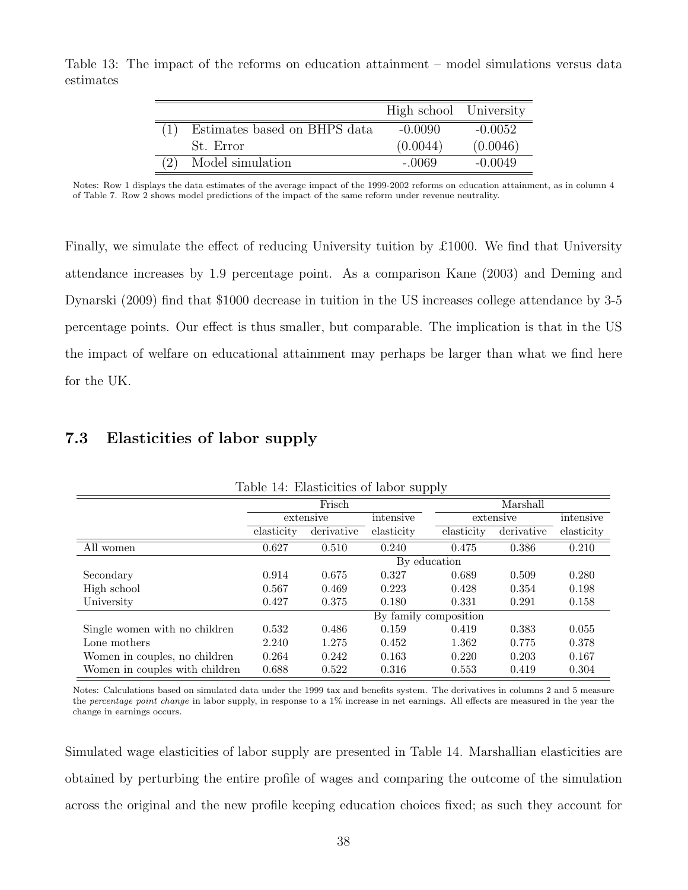Table 13: The impact of the reforms on education attainment – model simulations versus data estimates

| | | High school | University |
|---|---|---|---|
| (1) | Estimates based on BHPS data | -0.0090 | -0.0052 |
| | St. Error | (0.0044) | (0.0046) |
| (2) | Model simulation | -.0069 | -0.0049 |

Notes: Row 1 displays the data estimates of the average impact of the 1999-2002 reforms on education attainment, as in column 4 of Table 7. Row 2 shows model predictions of the impact of the same reform under revenue neutrality.

Finally, we simulate the effect of reducing University tuition by £1000. We find that University attendance increases by 1.9 percentage point. As a comparison Kane (2003) and Deming and Dynarski (2009) find that $1000 decrease in tuition in the US increases college attendance by 3-5 percentage points. Our effect is thus smaller, but comparable. The implication is that in the US the impact of welfare on educational attainment may perhaps be larger than what we find here for the UK.

## 7.3 Elasticities of labor supply

Table 14: Elasticities of labor supply

| | Frisch | | | Marshall | | |
|---|---|---|---|---|---|---|
| | extensive | | intensive | extensive | | intensive |
| | elasticity | derivative | elasticity | elasticity | derivative | elasticity |
| All women | 0.627 | 0.510 | 0.240 | 0.475 | 0.386 | 0.210 |
| | | | By education | | | |
| Secondary | 0.914 | 0.675 | 0.327 | 0.689 | 0.509 | 0.280 |
| High school | 0.567 | 0.469 | 0.223 | 0.428 | 0.354 | 0.198 |
| University | 0.427 | 0.375 | 0.180 | 0.331 | 0.291 | 0.158 |
| | | | By family composition | | | |
| Single women with no children | 0.532 | 0.486 | 0.159 | 0.419 | 0.383 | 0.055 |
| Lone mothers | 2.240 | 1.275 | 0.452 | 1.362 | 0.775 | 0.378 |
| Women in couples, no children | 0.264 | 0.242 | 0.163 | 0.220 | 0.203 | 0.167 |
| Women in couples with children | 0.688 | 0.522 | 0.316 | 0.553 | 0.419 | 0.304 |

Notes: Calculations based on simulated data under the 1999 tax and benefits system. The derivatives in columns 2 and 5 measure the *percentage point change* in labor supply, in response to a 1% increase in net earnings. All effects are measured in the year the change in earnings occurs.

Simulated wage elasticities of labor supply are presented in Table 14. Marshallian elasticities are obtained by perturbing the entire profile of wages and comparing the outcome of the simulation across the original and the new profile keeping education choices fixed; as such they account for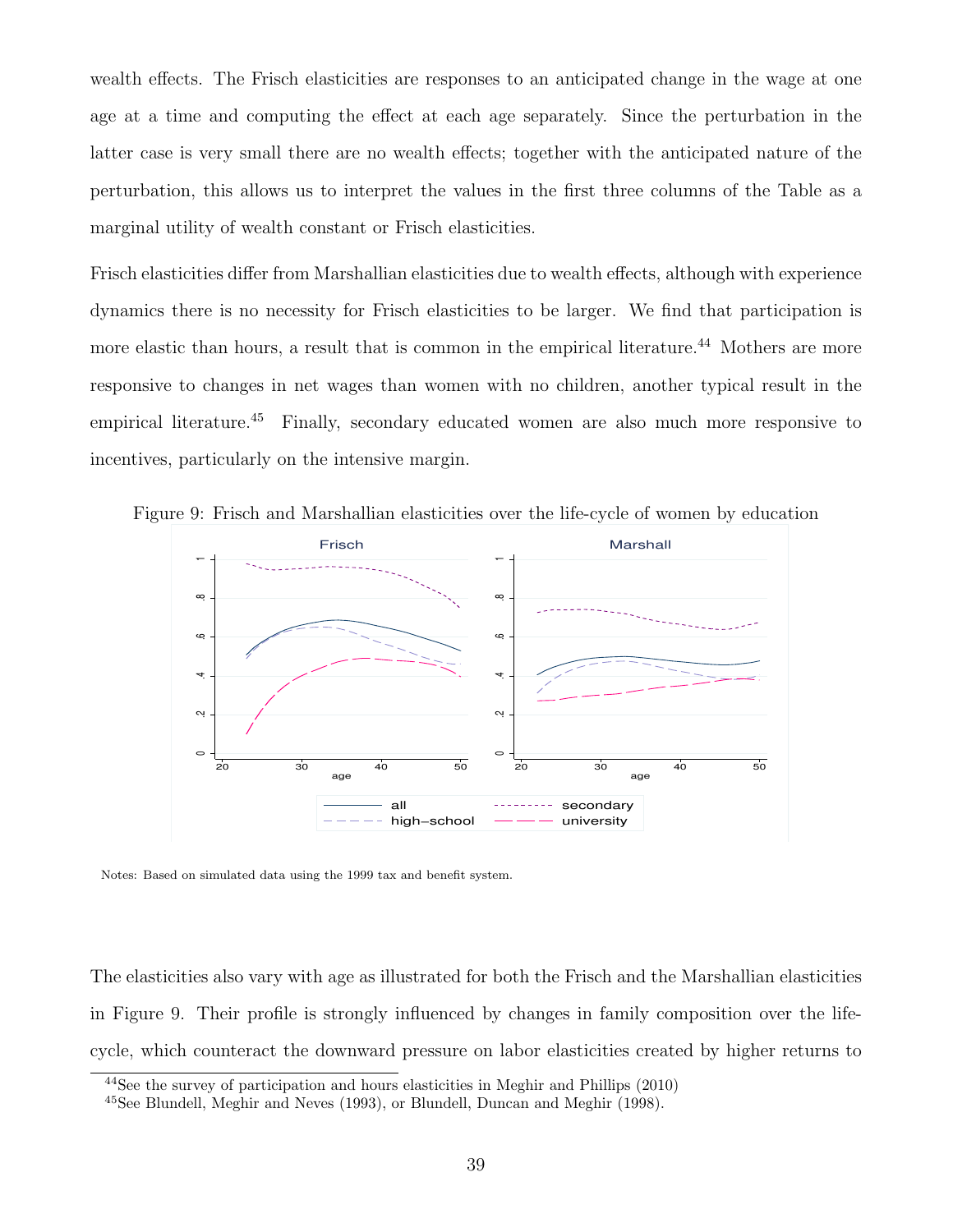wealth effects. The Frisch elasticities are responses to an anticipated change in the wage at one age at a time and computing the effect at each age separately. Since the perturbation in the latter case is very small there are no wealth effects; together with the anticipated nature of the perturbation, this allows us to interpret the values in the first three columns of the Table as a marginal utility of wealth constant or Frisch elasticities.

Frisch elasticities differ from Marshallian elasticities due to wealth effects, although with experience dynamics there is no necessity for Frisch elasticities to be larger. We find that participation is more elastic than hours, a result that is common in the empirical literature.[44] Mothers are more responsive to changes in net wages than women with no children, another typical result in the empirical literature.[45] Finally, secondary educated women are also much more responsive to incentives, particularly on the intensive margin.

Figure 9: Frisch and Marshallian elasticities over the life-cycle of women by education

Notes: Based on simulated data using the 1999 tax and benefit system.

The elasticities also vary with age as illustrated for both the Frisch and the Marshallian elasticities in Figure 9. Their profile is strongly influenced by changes in family composition over the life-cycle, which counteract the downward pressure on labor elasticities created by higher returns to

[44] See the survey of participation and hours elasticities in Meghir and Phillips (2010)

[45] See Blundell, Meghir and Neves (1993), or Blundell, Duncan and Meghir (1998).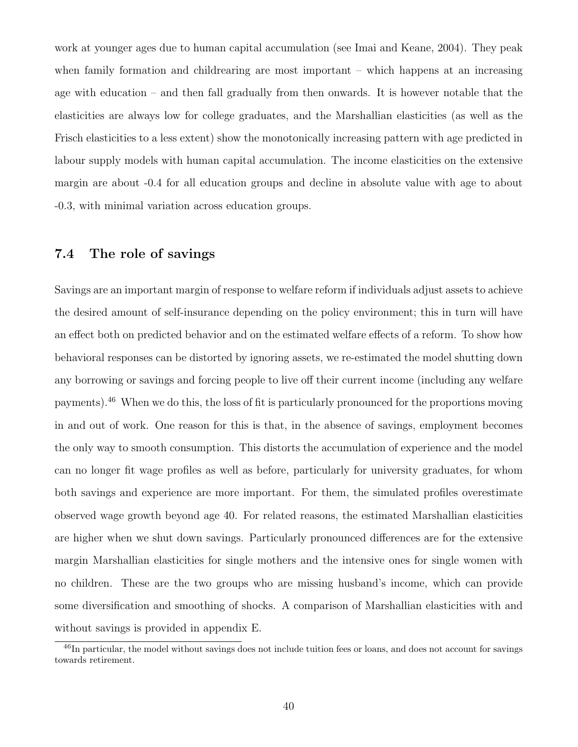work at younger ages due to human capital accumulation (see Imai and Keane, 2004). They peak when family formation and childrearing are most important – which happens at an increasing age with education – and then fall gradually from then onwards. It is however notable that the elasticities are always low for college graduates, and the Marshallian elasticities (as well as the Frisch elasticities to a less extent) show the monotonically increasing pattern with age predicted in labour supply models with human capital accumulation. The income elasticities on the extensive margin are about -0.4 for all education groups and decline in absolute value with age to about -0.3, with minimal variation across education groups.

### 7.4 The role of savings

Savings are an important margin of response to welfare reform if individuals adjust assets to achieve the desired amount of self-insurance depending on the policy environment; this in turn will have an effect both on predicted behavior and on the estimated welfare effects of a reform. To show how behavioral responses can be distorted by ignoring assets, we re-estimated the model shutting down any borrowing or savings and forcing people to live off their current income (including any welfare payments).[46] When we do this, the loss of fit is particularly pronounced for the proportions moving in and out of work. One reason for this is that, in the absence of savings, employment becomes the only way to smooth consumption. This distorts the accumulation of experience and the model can no longer fit wage profiles as well as before, particularly for university graduates, for whom both savings and experience are more important. For them, the simulated profiles overestimate observed wage growth beyond age 40. For related reasons, the estimated Marshallian elasticities are higher when we shut down savings. Particularly pronounced differences are for the extensive margin Marshallian elasticities for single mothers and the intensive ones for single women with no children. These are the two groups who are missing husband's income, which can provide some diversification and smoothing of shocks. A comparison of Marshallian elasticities with and without savings is provided in appendix E.

[46] In particular, the model without savings does not include tuition fees or loans, and does not account for savings towards retirement.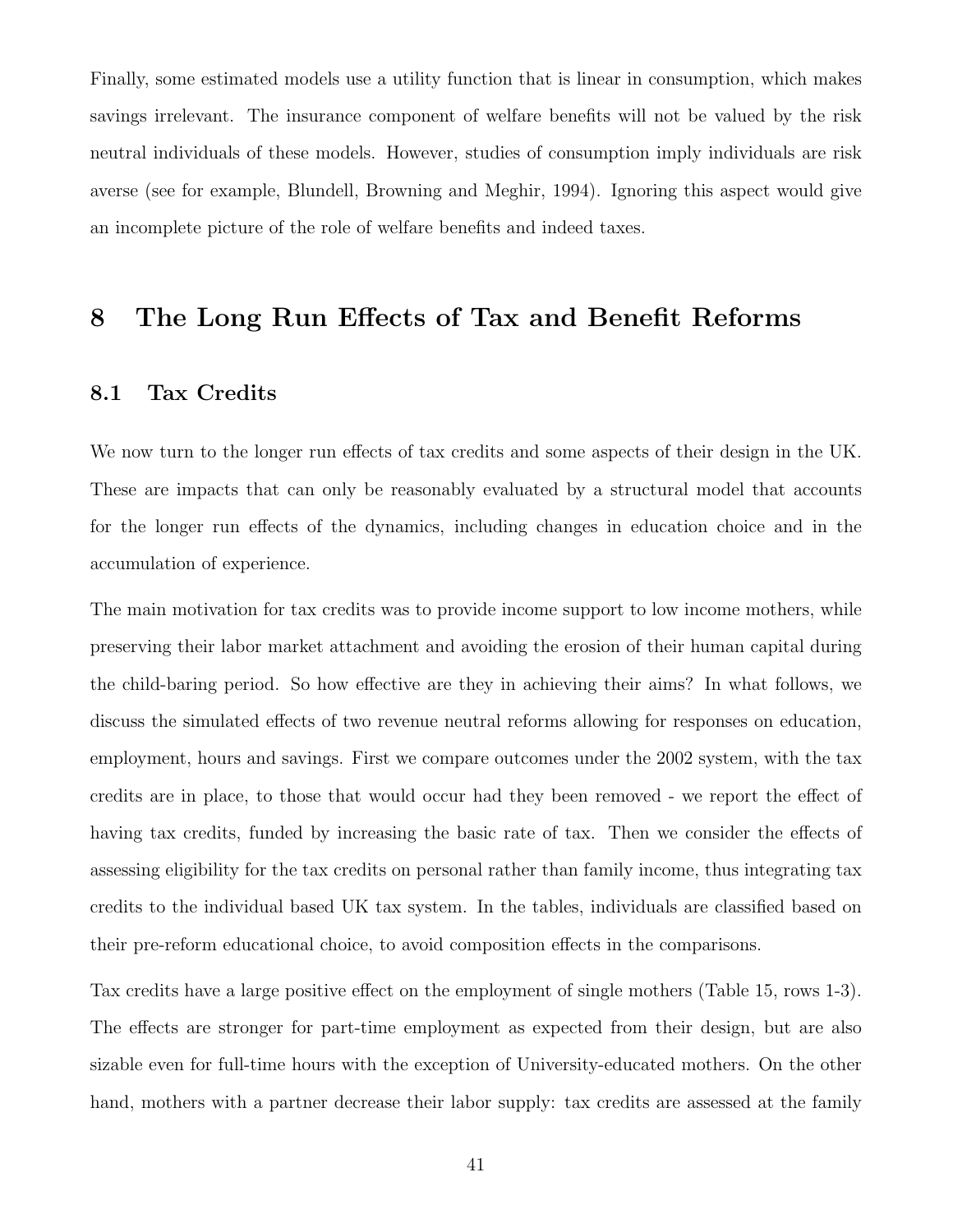Finally, some estimated models use a utility function that is linear in consumption, which makes savings irrelevant. The insurance component of welfare benefits will not be valued by the risk neutral individuals of these models. However, studies of consumption imply individuals are risk averse (see for example, Blundell, Browning and Meghir, 1994). Ignoring this aspect would give an incomplete picture of the role of welfare benefits and indeed taxes.

# 8 The Long Run Effects of Tax and Benefit Reforms

## 8.1 Tax Credits

We now turn to the longer run effects of tax credits and some aspects of their design in the UK. These are impacts that can only be reasonably evaluated by a structural model that accounts for the longer run effects of the dynamics, including changes in education choice and in the accumulation of experience.

The main motivation for tax credits was to provide income support to low income mothers, while preserving their labor market attachment and avoiding the erosion of their human capital during the child-baring period. So how effective are they in achieving their aims? In what follows, we discuss the simulated effects of two revenue neutral reforms allowing for responses on education, employment, hours and savings. First we compare outcomes under the 2002 system, with the tax credits are in place, to those that would occur had they been removed - we report the effect of having tax credits, funded by increasing the basic rate of tax. Then we consider the effects of assessing eligibility for the tax credits on personal rather than family income, thus integrating tax credits to the individual based UK tax system. In the tables, individuals are classified based on their pre-reform educational choice, to avoid composition effects in the comparisons.

Tax credits have a large positive effect on the employment of single mothers (Table 15, rows 1-3). The effects are stronger for part-time employment as expected from their design, but are also sizable even for full-time hours with the exception of University-educated mothers. On the other hand, mothers with a partner decrease their labor supply: tax credits are assessed at the family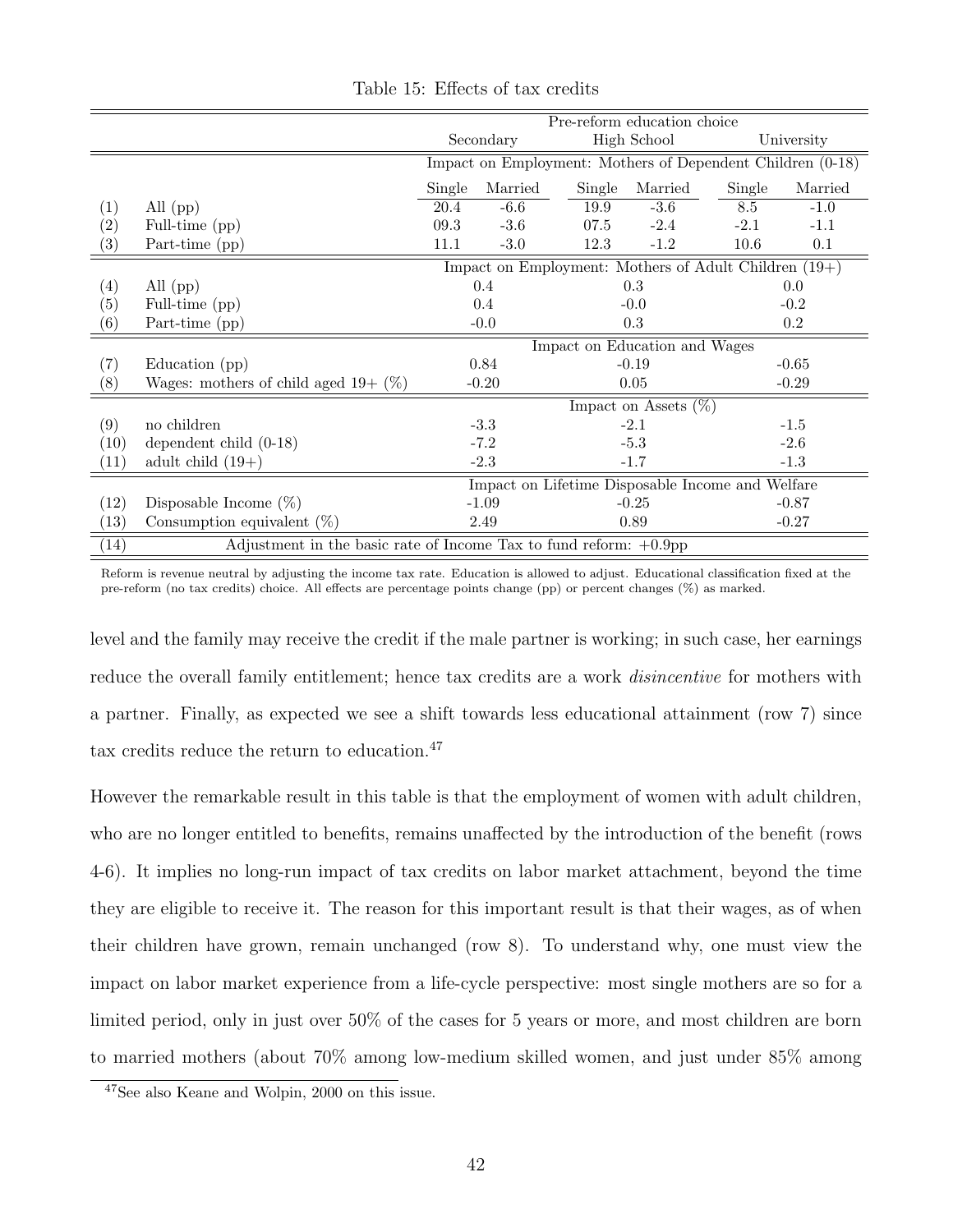Table 15: Effects of tax credits

| | | Pre-reform education choice | | | | | |
|---|---|---|---|---|---|---|---|
| | | Secondary | | High School | | University | |
| | | Impact on Employment: Mothers of Dependent Children (0-18) | | | | | |
| | | Single | Married | Single | Married | Single | Married |
| (1) | All (pp) | 20.4 | -6.6 | 19.9 | -3.6 | 8.5 | -1.0 |
| (2) | Full-time (pp) | 09.3 | -3.6 | 07.5 | -2.4 | -2.1 | -1.1 |
| (3) | Part-time (pp) | 11.1 | -3.0 | 12.3 | -1.2 | 10.6 | 0.1 |
| | | Impact on Employment: Mothers of Adult Children (19+) | | | | | |
| (4) | All (pp) | 0.4 | | 0.3 | | 0.0 | |
| (5) | Full-time (pp) | 0.4 | | -0.0 | | -0.2 | |
| (6) | Part-time (pp) | -0.0 | | 0.3 | | 0.2 | |
| | | Impact on Education and Wages | | | | | |
| (7) | Education (pp) | 0.84 | | -0.19 | | -0.65 | |
| (8) | Wages: mothers of child aged 19+ (%) | -0.20 | | 0.05 | | -0.29 | |
| | | Impact on Assets (%) | | | | | |
| (9) | no children | -3.3 | | -2.1 | | -1.5 | |
| (10) | dependent child (0-18) | -7.2 | | -5.3 | | -2.6 | |
| (11) | adult child (19+) | -2.3 | | -1.7 | | -1.3 | |
| | | Impact on Lifetime Disposable Income and Welfare | | | | | |
| (12) | Disposable Income (%) | -1.09 | | -0.25 | | -0.87 | |
| (13) | Consumption equivalent (%) | 2.49 | | 0.89 | | -0.27 | |
| (14) | Adjustment in the basic rate of Income Tax to fund reform: +0.9pp | | | | | | |

Reform is revenue neutral by adjusting the income tax rate. Education is allowed to adjust. Educational classification fixed at the pre-reform (no tax credits) choice. All effects are percentage points change (pp) or percent changes (%) as marked.

level and the family may receive the credit if the male partner is working; in such case, her earnings reduce the overall family entitlement; hence tax credits are a work *disincentive* for mothers with a partner. Finally, as expected we see a shift towards less educational attainment (row 7) since tax credits reduce the return to education.[47]

However the remarkable result in this table is that the employment of women with adult children, who are no longer entitled to benefits, remains unaffected by the introduction of the benefit (rows 4-6). It implies no long-run impact of tax credits on labor market attachment, beyond the time they are eligible to receive it. The reason for this important result is that their wages, as of when their children have grown, remain unchanged (row 8). To understand why, one must view the impact on labor market experience from a life-cycle perspective: most single mothers are so for a limited period, only in just over 50% of the cases for 5 years or more, and most children are born to married mothers (about 70% among low-medium skilled women, and just under 85% among

[47] See also Keane and Wolpin, 2000 on this issue.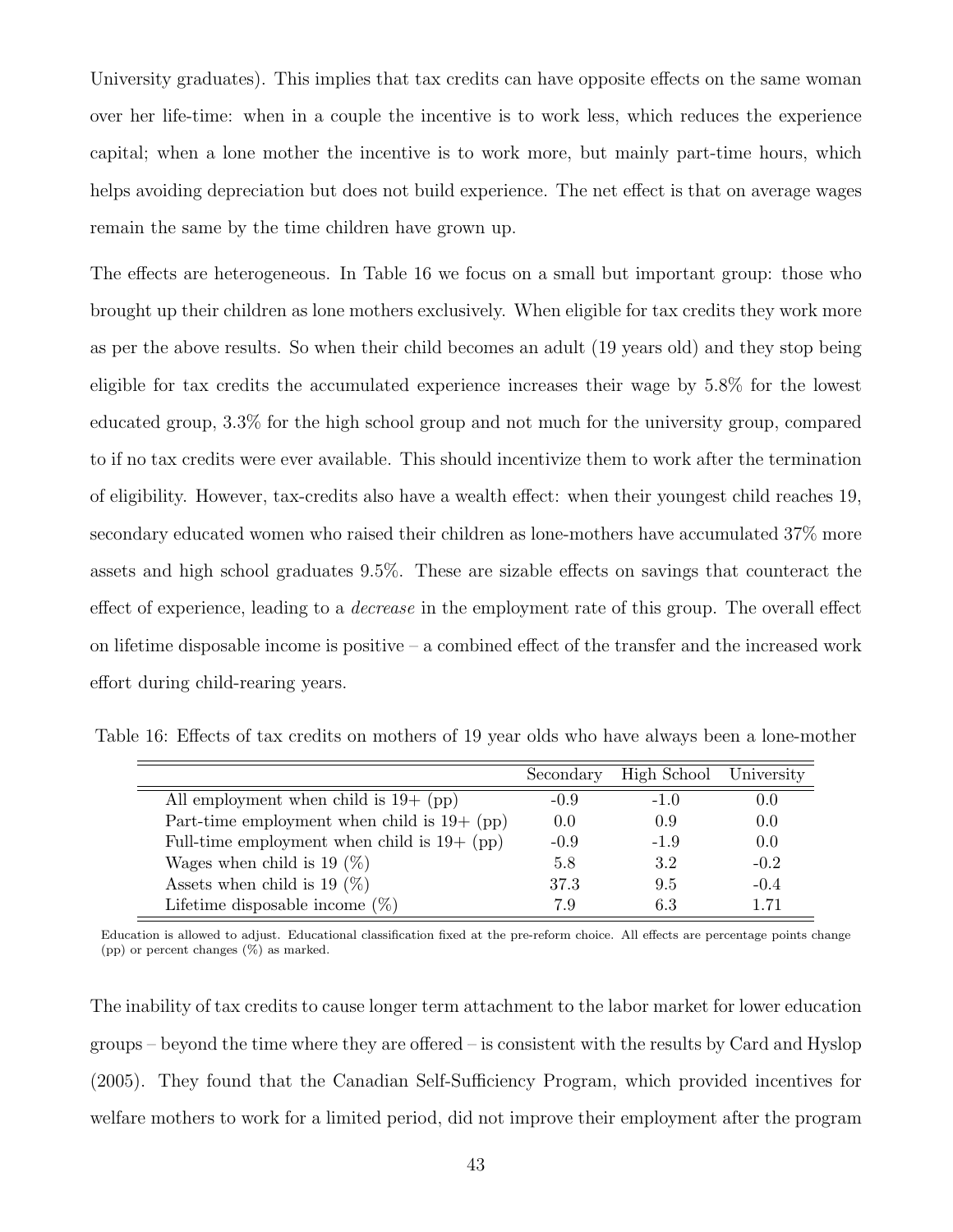University graduates). This implies that tax credits can have opposite effects on the same woman over her life-time: when in a couple the incentive is to work less, which reduces the experience capital; when a lone mother the incentive is to work more, but mainly part-time hours, which helps avoiding depreciation but does not build experience. The net effect is that on average wages remain the same by the time children have grown up.

The effects are heterogeneous. In Table 16 we focus on a small but important group: those who brought up their children as lone mothers exclusively. When eligible for tax credits they work more as per the above results. So when their child becomes an adult (19 years old) and they stop being eligible for tax credits the accumulated experience increases their wage by 5.8% for the lowest educated group, 3.3% for the high school group and not much for the university group, compared to if no tax credits were ever available. This should incentivize them to work after the termination of eligibility. However, tax-credits also have a wealth effect: when their youngest child reaches 19, secondary educated women who raised their children as lone-mothers have accumulated 37% more assets and high school graduates 9.5%. These are sizable effects on savings that counteract the effect of experience, leading to a *decrease* in the employment rate of this group. The overall effect on lifetime disposable income is positive – a combined effect of the transfer and the increased work effort during child-rearing years.

Table 16: Effects of tax credits on mothers of 19 year olds who have always been a lone-mother

| | Secondary | High School | University |
|---|---|---|---|
| All employment when child is 19+ (pp) | -0.9 | -1.0 | 0.0 |
| Part-time employment when child is 19+ (pp) | 0.0 | 0.9 | 0.0 |
| Full-time employment when child is 19+ (pp) | -0.9 | -1.9 | 0.0 |
| Wages when child is 19 (%) | 5.8 | 3.2 | -0.2 |
| Assets when child is 19 (%) | 37.3 | 9.5 | -0.4 |
| Lifetime disposable income (%) | 7.9 | 6.3 | 1.71 |

Education is allowed to adjust. Educational classification fixed at the pre-reform choice. All effects are percentage points change (pp) or percent changes (%) as marked.

The inability of tax credits to cause longer term attachment to the labor market for lower education groups – beyond the time where they are offered – is consistent with the results by Card and Hyslop (2005). They found that the Canadian Self-Sufficiency Program, which provided incentives for welfare mothers to work for a limited period, did not improve their employment after the program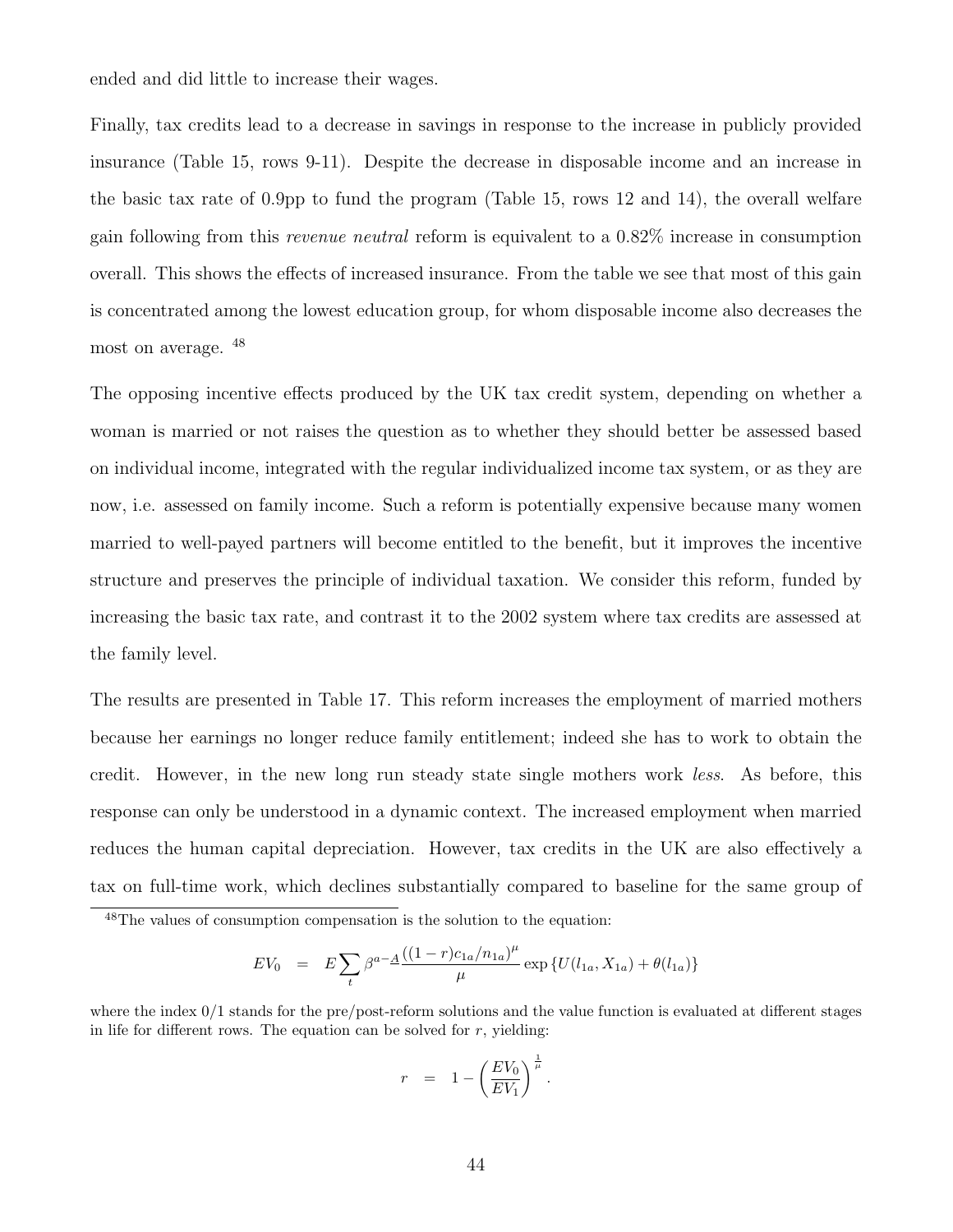ended and did little to increase their wages.

Finally, tax credits lead to a decrease in savings in response to the increase in publicly provided insurance (Table 15, rows 9-11). Despite the decrease in disposable income and an increase in the basic tax rate of 0.9pp to fund the program (Table 15, rows 12 and 14), the overall welfare gain following from this *revenue neutral* reform is equivalent to a 0.82% increase in consumption overall. This shows the effects of increased insurance. From the table we see that most of this gain is concentrated among the lowest education group, for whom disposable income also decreases the most on average. [48]

The opposing incentive effects produced by the UK tax credit system, depending on whether a woman is married or not raises the question as to whether they should better be assessed based on individual income, integrated with the regular individualized income tax system, or as they are now, i.e. assessed on family income. Such a reform is potentially expensive because many women married to well-payed partners will become entitled to the benefit, but it improves the incentive structure and preserves the principle of individual taxation. We consider this reform, funded by increasing the basic tax rate, and contrast it to the 2002 system where tax credits are assessed at the family level.

The results are presented in Table 17. This reform increases the employment of married mothers because her earnings no longer reduce family entitlement; indeed she has to work to obtain the credit. However, in the new long run steady state single mothers work *less*. As before, this response can only be understood in a dynamic context. The increased employment when married reduces the human capital depreciation. However, tax credits in the UK are also effectively a tax on full-time work, which declines substantially compared to baseline for the same group of

---

[48] The values of consumption compensation is the solution to the equation:

$$EV_0 \;\; = \;\; E\sum_t \beta^{a-\underline{A}} \frac{((1-r)c_{1a}/n_{1a})^{\mu}}{\mu} \exp\left\{U(l_{1a}, X_{1a}) + \theta(l_{1a})\right\}$$

where the index 0/1 stands for the pre/post-reform solutions and the value function is evaluated at different stages in life for different rows. The equation can be solved for $r$, yielding:

$$r \;\; = \;\; 1 - \left(\frac{EV_0}{EV_1}\right)^{\frac{1}{\mu}}.$$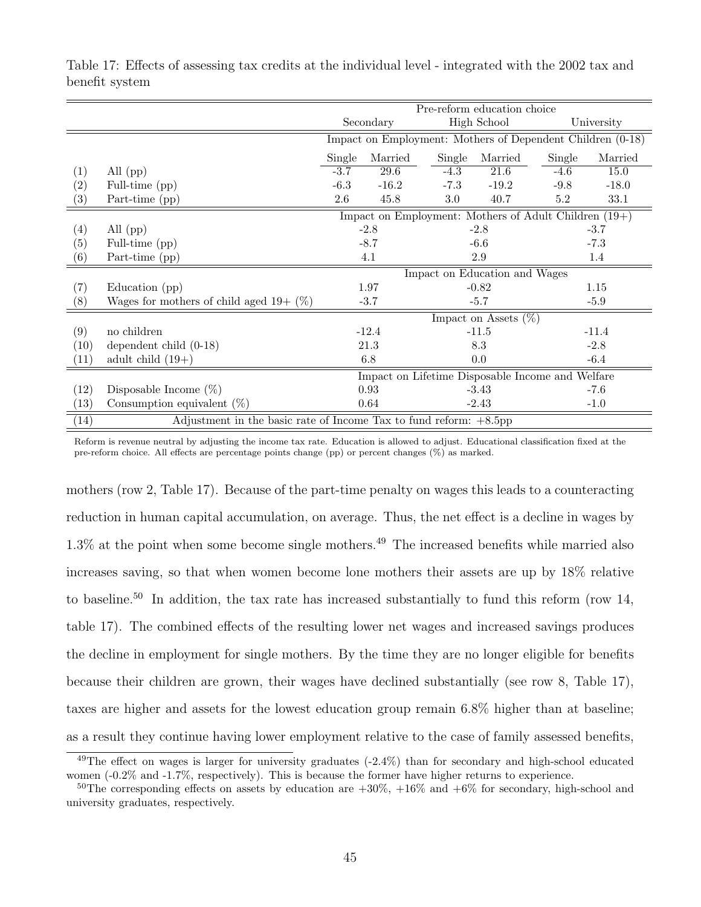Table 17: Effects of assessing tax credits at the individual level - integrated with the 2002 tax and benefit system

| | | Pre-reform education choice | | | | | |
|---|---|---|---|---|---|---|---|
| | | Secondary | | High School | | University | |
| | | Impact on Employment: Mothers of Dependent Children (0-18) | | | | | |
| | | Single | Married | Single | Married | Single | Married |
| (1) | All (pp) | -3.7 | 29.6 | -4.3 | 21.6 | -4.6 | 15.0 |
| (2) | Full-time (pp) | -6.3 | -16.2 | -7.3 | -19.2 | -9.8 | -18.0 |
| (3) | Part-time (pp) | 2.6 | 45.8 | 3.0 | 40.7 | 5.2 | 33.1 |
| | | Impact on Employment: Mothers of Adult Children (19+) | | | | | |
| (4) | All (pp) | -2.8 | | -2.8 | | -3.7 | |
| (5) | Full-time (pp) | -8.7 | | -6.6 | | -7.3 | |
| (6) | Part-time (pp) | 4.1 | | 2.9 | | 1.4 | |
| | | Impact on Education and Wages | | | | | |
| (7) | Education (pp) | 1.97 | | -0.82 | | 1.15 | |
| (8) | Wages for mothers of child aged 19+ (%) | -3.7 | | -5.7 | | -5.9 | |
| | | Impact on Assets (%) | | | | | |
| (9) | no children | -12.4 | | -11.5 | | -11.4 | |
| (10) | dependent child (0-18) | 21.3 | | 8.3 | | -2.8 | |
| (11) | adult child (19+) | 6.8 | | 0.0 | | -6.4 | |
| | | Impact on Lifetime Disposable Income and Welfare | | | | | |
| (12) | Disposable Income (%) | 0.93 | | -3.43 | | -7.6 | |
| (13) | Consumption equivalent (%) | 0.64 | | -2.43 | | -1.0 | |
| (14) | Adjustment in the basic rate of Income Tax to fund reform: +8.5pp | | | | | | |

Reform is revenue neutral by adjusting the income tax rate. Education is allowed to adjust. Educational classification fixed at the pre-reform choice. All effects are percentage points change (pp) or percent changes (%) as marked.

mothers (row 2, Table 17). Because of the part-time penalty on wages this leads to a counteracting reduction in human capital accumulation, on average. Thus, the net effect is a decline in wages by 1.3% at the point when some become single mothers.[49] The increased benefits while married also increases saving, so that when women become lone mothers their assets are up by 18% relative to baseline.[50] In addition, the tax rate has increased substantially to fund this reform (row 14, table 17). The combined effects of the resulting lower net wages and increased savings produces the decline in employment for single mothers. By the time they are no longer eligible for benefits because their children are grown, their wages have declined substantially (see row 8, Table 17), taxes are higher and assets for the lowest education group remain 6.8% higher than at baseline; as a result they continue having lower employment relative to the case of family assessed benefits,

[49]The effect on wages is larger for university graduates (-2.4%) than for secondary and high-school educated women (-0.2% and -1.7%, respectively). This is because the former have higher returns to experience.

[50]The corresponding effects on assets by education are +30%, +16% and +6% for secondary, high-school and university graduates, respectively.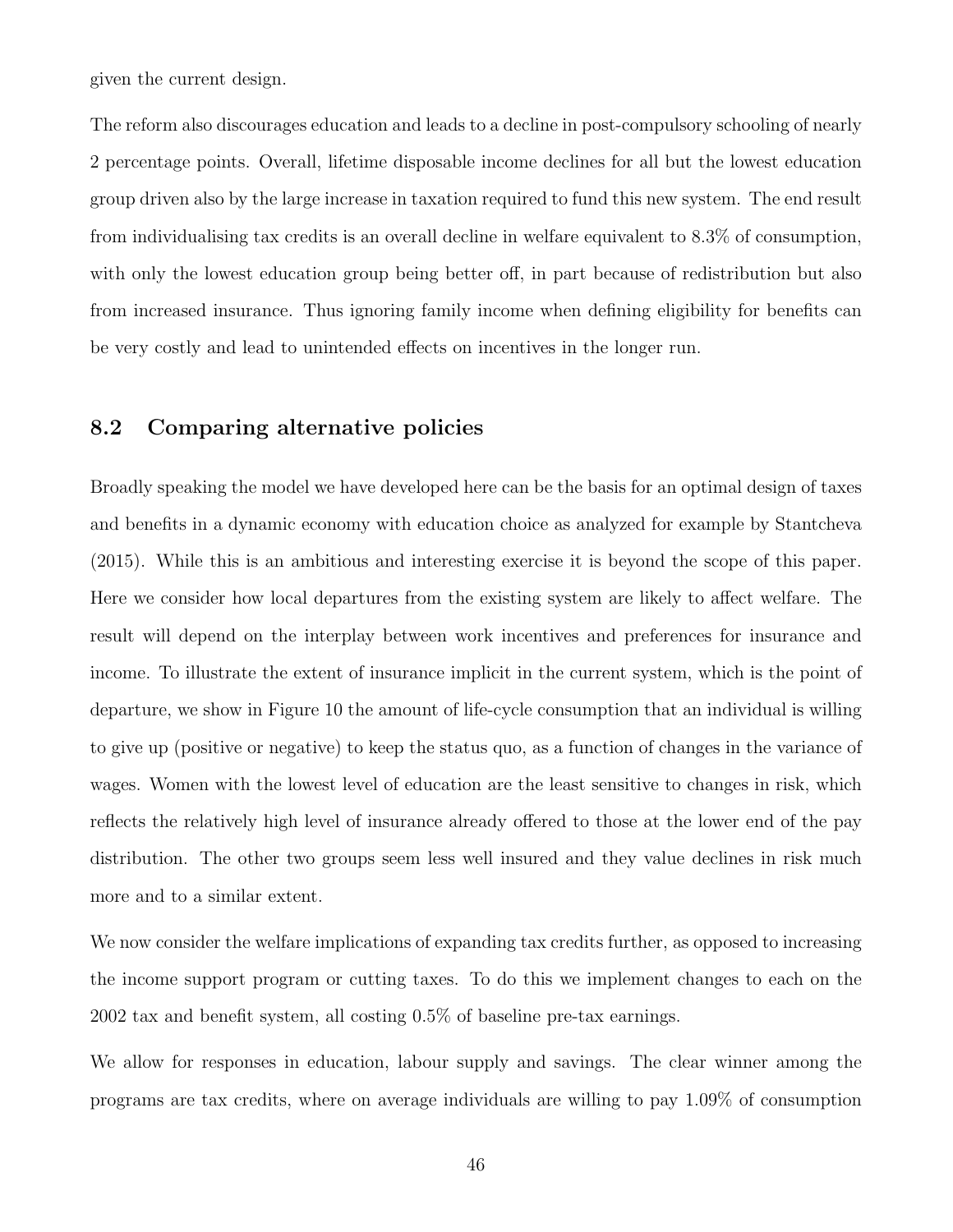given the current design.

The reform also discourages education and leads to a decline in post-compulsory schooling of nearly 2 percentage points. Overall, lifetime disposable income declines for all but the lowest education group driven also by the large increase in taxation required to fund this new system. The end result from individualising tax credits is an overall decline in welfare equivalent to 8.3% of consumption, with only the lowest education group being better off, in part because of redistribution but also from increased insurance. Thus ignoring family income when defining eligibility for benefits can be very costly and lead to unintended effects on incentives in the longer run.

## 8.2 Comparing alternative policies

Broadly speaking the model we have developed here can be the basis for an optimal design of taxes and benefits in a dynamic economy with education choice as analyzed for example by Stantcheva (2015). While this is an ambitious and interesting exercise it is beyond the scope of this paper. Here we consider how local departures from the existing system are likely to affect welfare. The result will depend on the interplay between work incentives and preferences for insurance and income. To illustrate the extent of insurance implicit in the current system, which is the point of departure, we show in Figure 10 the amount of life-cycle consumption that an individual is willing to give up (positive or negative) to keep the status quo, as a function of changes in the variance of wages. Women with the lowest level of education are the least sensitive to changes in risk, which reflects the relatively high level of insurance already offered to those at the lower end of the pay distribution. The other two groups seem less well insured and they value declines in risk much more and to a similar extent.

We now consider the welfare implications of expanding tax credits further, as opposed to increasing the income support program or cutting taxes. To do this we implement changes to each on the 2002 tax and benefit system, all costing 0.5% of baseline pre-tax earnings.

We allow for responses in education, labour supply and savings. The clear winner among the programs are tax credits, where on average individuals are willing to pay 1.09% of consumption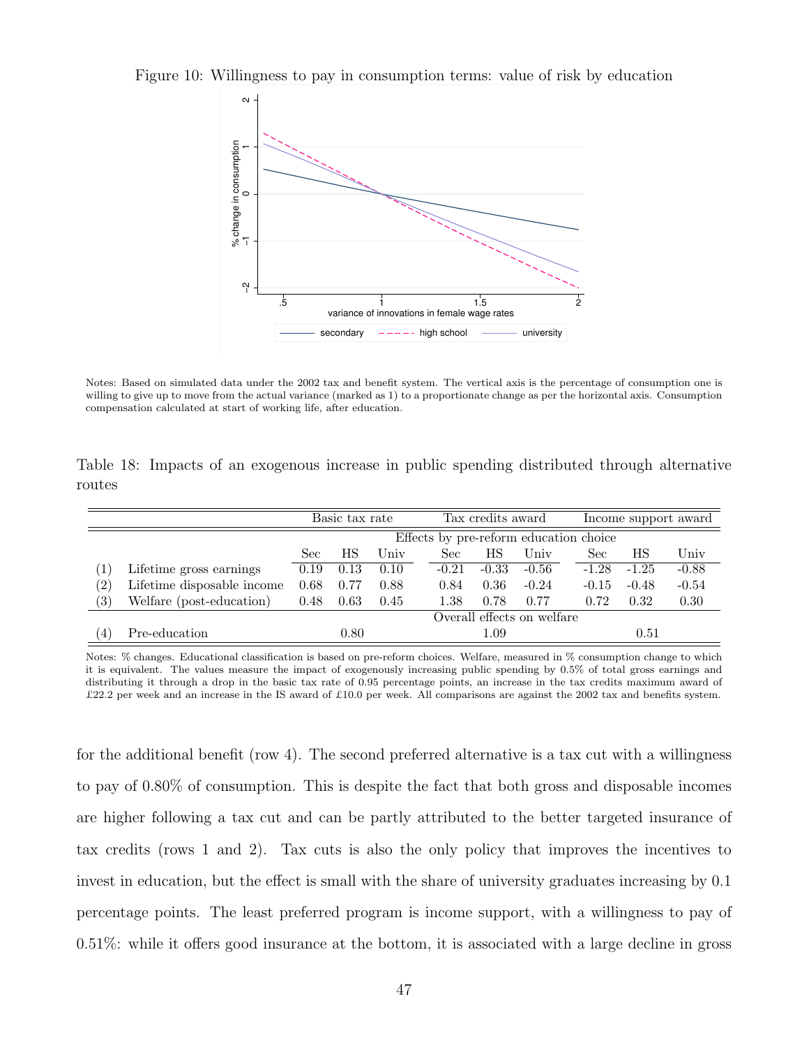Figure 10: Willingness to pay in consumption terms: value of risk by education

Notes: Based on simulated data under the 2002 tax and benefit system. The vertical axis is the percentage of consumption one is willing to give up to move from the actual variance (marked as 1) to a proportionate change as per the horizontal axis. Consumption compensation calculated at start of working life, after education.

Table 18: Impacts of an exogenous increase in public spending distributed through alternative routes

| | | Basic tax rate | | | Tax credits award | | | Income support award | | |
|---|---|---|---|---|---|---|---|---|---|---|
| | | Effects by pre-reform education choice | | | | | | | | |
| | | Sec | HS | Univ | Sec | HS | Univ | Sec | HS | Univ |
| (1) | Lifetime gross earnings | 0.19 | 0.13 | 0.10 | -0.21 | -0.33 | -0.56 | -1.28 | -1.25 | -0.88 |
| (2) | Lifetime disposable income | 0.68 | 0.77 | 0.88 | 0.84 | 0.36 | -0.24 | -0.15 | -0.48 | -0.54 |
| (3) | Welfare (post-education) | 0.48 | 0.63 | 0.45 | 1.38 | 0.78 | 0.77 | 0.72 | 0.32 | 0.30 |
| | | Overall effects on welfare | | | | | | | | |
| (4) | Pre-education | | 0.80 | | | 1.09 | | | 0.51 | |

Notes: % changes. Educational classification is based on pre-reform choices. Welfare, measured in % consumption change to which it is equivalent. The values measure the impact of exogenously increasing public spending by 0.5% of total gross earnings and distributing it through a drop in the basic tax rate of 0.95 percentage points, an increase in the tax credits maximum award of £22.2 per week and an increase in the IS award of £10.0 per week. All comparisons are against the 2002 tax and benefits system.

for the additional benefit (row 4). The second preferred alternative is a tax cut with a willingness to pay of 0.80% of consumption. This is despite the fact that both gross and disposable incomes are higher following a tax cut and can be partly attributed to the better targeted insurance of tax credits (rows 1 and 2). Tax cuts is also the only policy that improves the incentives to invest in education, but the effect is small with the share of university graduates increasing by 0.1 percentage points. The least preferred program is income support, with a willingness to pay of 0.51%: while it offers good insurance at the bottom, it is associated with a large decline in gross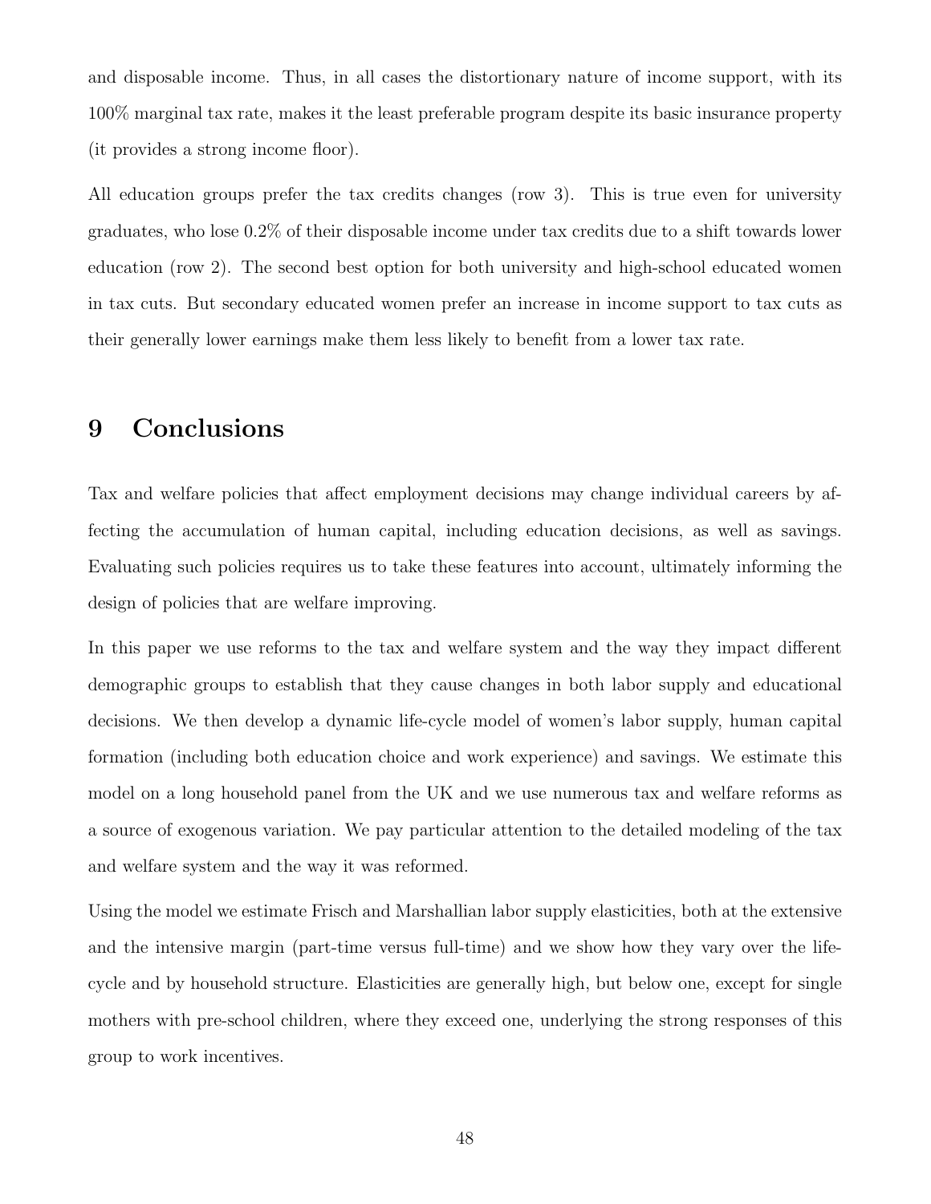and disposable income. Thus, in all cases the distortionary nature of income support, with its 100% marginal tax rate, makes it the least preferable program despite its basic insurance property (it provides a strong income floor).

All education groups prefer the tax credits changes (row 3). This is true even for university graduates, who lose 0.2% of their disposable income under tax credits due to a shift towards lower education (row 2). The second best option for both university and high-school educated women in tax cuts. But secondary educated women prefer an increase in income support to tax cuts as their generally lower earnings make them less likely to benefit from a lower tax rate.

# 9 Conclusions

Tax and welfare policies that affect employment decisions may change individual careers by affecting the accumulation of human capital, including education decisions, as well as savings. Evaluating such policies requires us to take these features into account, ultimately informing the design of policies that are welfare improving.

In this paper we use reforms to the tax and welfare system and the way they impact different demographic groups to establish that they cause changes in both labor supply and educational decisions. We then develop a dynamic life-cycle model of women's labor supply, human capital formation (including both education choice and work experience) and savings. We estimate this model on a long household panel from the UK and we use numerous tax and welfare reforms as a source of exogenous variation. We pay particular attention to the detailed modeling of the tax and welfare system and the way it was reformed.

Using the model we estimate Frisch and Marshallian labor supply elasticities, both at the extensive and the intensive margin (part-time versus full-time) and we show how they vary over the life-cycle and by household structure. Elasticities are generally high, but below one, except for single mothers with pre-school children, where they exceed one, underlying the strong responses of this group to work incentives.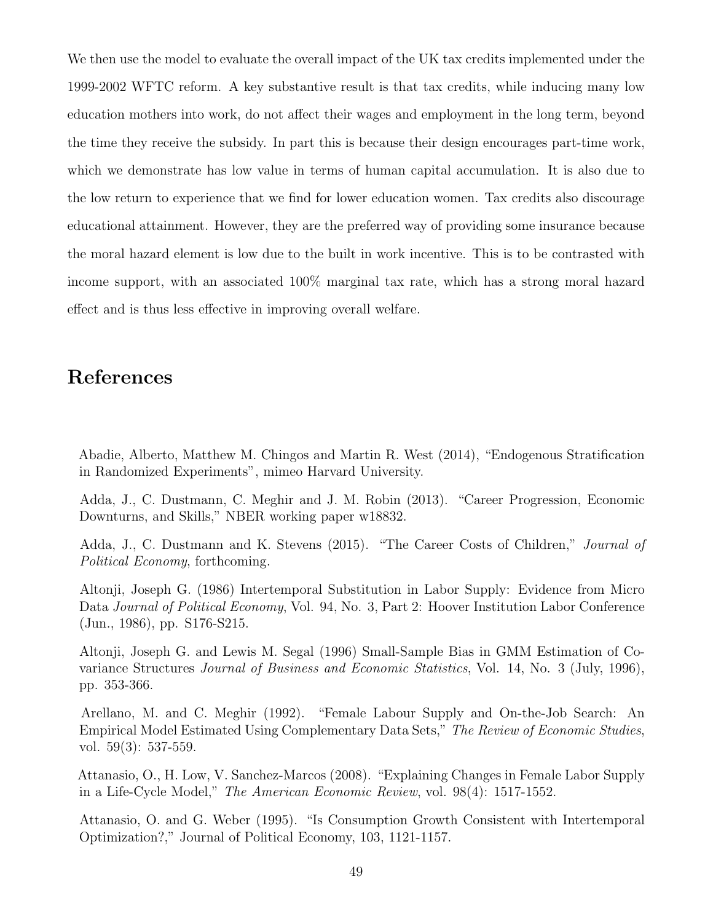We then use the model to evaluate the overall impact of the UK tax credits implemented under the 1999-2002 WFTC reform. A key substantive result is that tax credits, while inducing many low education mothers into work, do not affect their wages and employment in the long term, beyond the time they receive the subsidy. In part this is because their design encourages part-time work, which we demonstrate has low value in terms of human capital accumulation. It is also due to the low return to experience that we find for lower education women. Tax credits also discourage educational attainment. However, they are the preferred way of providing some insurance because the moral hazard element is low due to the built in work incentive. This is to be contrasted with income support, with an associated 100% marginal tax rate, which has a strong moral hazard effect and is thus less effective in improving overall welfare.

# References

Abadie, Alberto, Matthew M. Chingos and Martin R. West (2014), "Endogenous Stratification in Randomized Experiments", mimeo Harvard University.

Adda, J., C. Dustmann, C. Meghir and J. M. Robin (2013). "Career Progression, Economic Downturns, and Skills," NBER working paper w18832.

Adda, J., C. Dustmann and K. Stevens (2015). "The Career Costs of Children," *Journal of Political Economy*, forthcoming.

Altonji, Joseph G. (1986) Intertemporal Substitution in Labor Supply: Evidence from Micro Data *Journal of Political Economy*, Vol. 94, No. 3, Part 2: Hoover Institution Labor Conference (Jun., 1986), pp. S176-S215.

Altonji, Joseph G. and Lewis M. Segal (1996) Small-Sample Bias in GMM Estimation of Covariance Structures *Journal of Business and Economic Statistics*, Vol. 14, No. 3 (July, 1996), pp. 353-366.

Arellano, M. and C. Meghir (1992). "Female Labour Supply and On-the-Job Search: An Empirical Model Estimated Using Complementary Data Sets," *The Review of Economic Studies*, vol. 59(3): 537-559.

Attanasio, O., H. Low, V. Sanchez-Marcos (2008). "Explaining Changes in Female Labor Supply in a Life-Cycle Model," *The American Economic Review*, vol. 98(4): 1517-1552.

Attanasio, O. and G. Weber (1995). "Is Consumption Growth Consistent with Intertemporal Optimization?," Journal of Political Economy, 103, 1121-1157.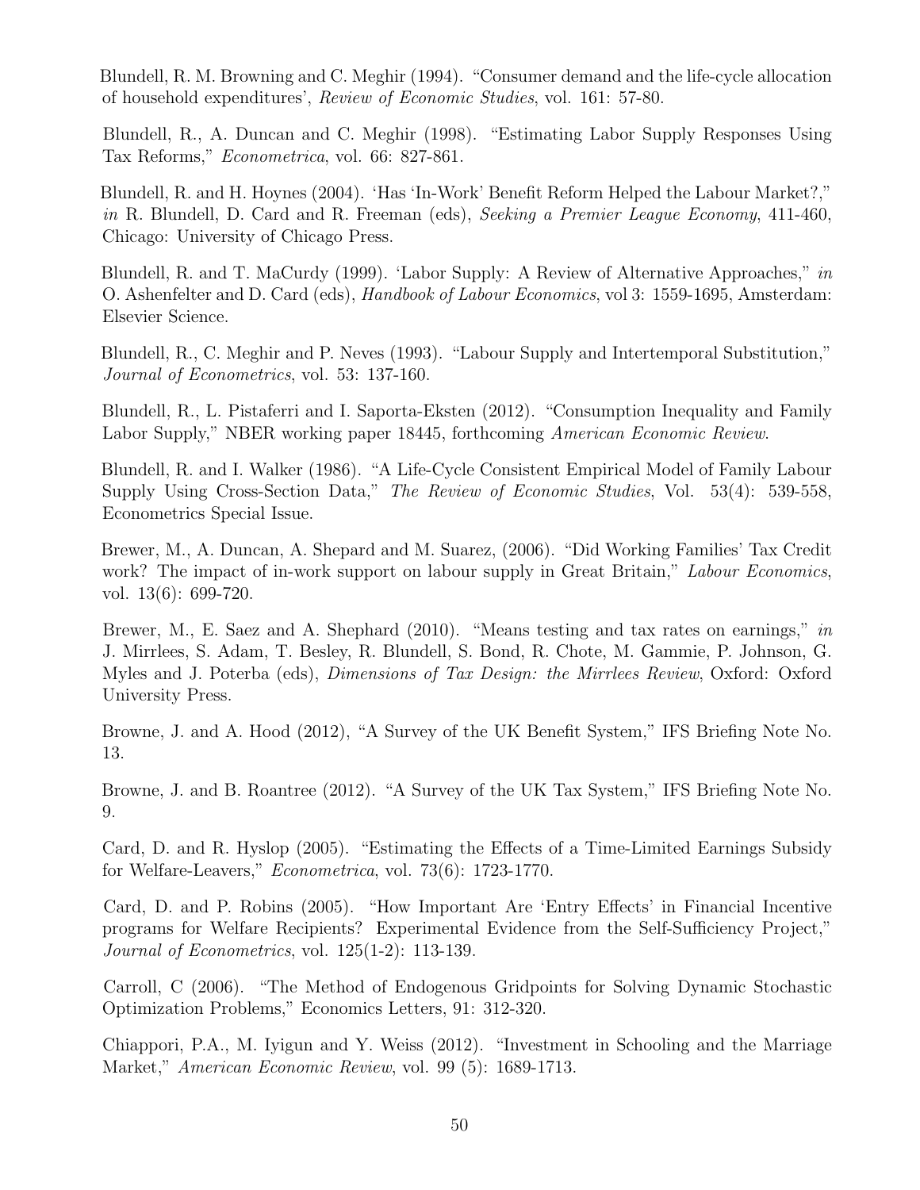Blundell, R. M. Browning and C. Meghir (1994). "Consumer demand and the life-cycle allocation of household expenditures', *Review of Economic Studies*, vol. 161: 57-80.

Blundell, R., A. Duncan and C. Meghir (1998). "Estimating Labor Supply Responses Using Tax Reforms," *Econometrica*, vol. 66: 827-861.

Blundell, R. and H. Hoynes (2004). 'Has 'In-Work' Benefit Reform Helped the Labour Market?," *in* R. Blundell, D. Card and R. Freeman (eds), *Seeking a Premier League Economy*, 411-460, Chicago: University of Chicago Press.

Blundell, R. and T. MaCurdy (1999). 'Labor Supply: A Review of Alternative Approaches," *in* O. Ashenfelter and D. Card (eds), *Handbook of Labour Economics*, vol 3: 1559-1695, Amsterdam: Elsevier Science.

Blundell, R., C. Meghir and P. Neves (1993). "Labour Supply and Intertemporal Substitution," *Journal of Econometrics*, vol. 53: 137-160.

Blundell, R., L. Pistaferri and I. Saporta-Eksten (2012). "Consumption Inequality and Family Labor Supply," NBER working paper 18445, forthcoming *American Economic Review*.

Blundell, R. and I. Walker (1986). "A Life-Cycle Consistent Empirical Model of Family Labour Supply Using Cross-Section Data," *The Review of Economic Studies*, Vol. 53(4): 539-558, Econometrics Special Issue.

Brewer, M., A. Duncan, A. Shepard and M. Suarez, (2006). "Did Working Families' Tax Credit work? The impact of in-work support on labour supply in Great Britain," *Labour Economics*, vol. 13(6): 699-720.

Brewer, M., E. Saez and A. Shephard (2010). "Means testing and tax rates on earnings," *in* J. Mirrlees, S. Adam, T. Besley, R. Blundell, S. Bond, R. Chote, M. Gammie, P. Johnson, G. Myles and J. Poterba (eds), *Dimensions of Tax Design: the Mirrlees Review*, Oxford: Oxford University Press.

Browne, J. and A. Hood (2012), "A Survey of the UK Benefit System," IFS Briefing Note No. 13.

Browne, J. and B. Roantree (2012). "A Survey of the UK Tax System," IFS Briefing Note No. 9.

Card, D. and R. Hyslop (2005). "Estimating the Effects of a Time-Limited Earnings Subsidy for Welfare-Leavers," *Econometrica*, vol. 73(6): 1723-1770.

Card, D. and P. Robins (2005). "How Important Are 'Entry Effects' in Financial Incentive programs for Welfare Recipients? Experimental Evidence from the Self-Sufficiency Project," *Journal of Econometrics*, vol. 125(1-2): 113-139.

Carroll, C (2006). "The Method of Endogenous Gridpoints for Solving Dynamic Stochastic Optimization Problems," Economics Letters, 91: 312-320.

Chiappori, P.A., M. Iyigun and Y. Weiss (2012). "Investment in Schooling and the Marriage Market," *American Economic Review*, vol. 99 (5): 1689-1713.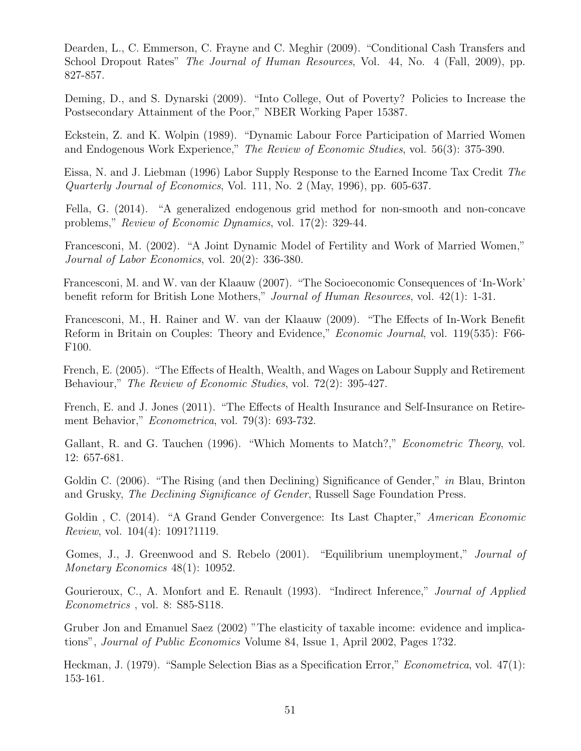Dearden, L., C. Emmerson, C. Frayne and C. Meghir (2009). "Conditional Cash Transfers and School Dropout Rates" *The Journal of Human Resources*, Vol. 44, No. 4 (Fall, 2009), pp. 827-857.

Deming, D., and S. Dynarski (2009). "Into College, Out of Poverty? Policies to Increase the Postsecondary Attainment of the Poor," NBER Working Paper 15387.

Eckstein, Z. and K. Wolpin (1989). "Dynamic Labour Force Participation of Married Women and Endogenous Work Experience," *The Review of Economic Studies*, vol. 56(3): 375-390.

Eissa, N. and J. Liebman (1996) Labor Supply Response to the Earned Income Tax Credit *The Quarterly Journal of Economics*, Vol. 111, No. 2 (May, 1996), pp. 605-637.

Fella, G. (2014). "A generalized endogenous grid method for non-smooth and non-concave problems," *Review of Economic Dynamics*, vol. 17(2): 329-44.

Francesconi, M. (2002). "A Joint Dynamic Model of Fertility and Work of Married Women," *Journal of Labor Economics*, vol. 20(2): 336-380.

Francesconi, M. and W. van der Klaauw (2007). "The Socioeconomic Consequences of 'In-Work' benefit reform for British Lone Mothers," *Journal of Human Resources*, vol. 42(1): 1-31.

Francesconi, M., H. Rainer and W. van der Klaauw (2009). "The Effects of In-Work Benefit Reform in Britain on Couples: Theory and Evidence," *Economic Journal*, vol. 119(535): F66-F100.

French, E. (2005). "The Effects of Health, Wealth, and Wages on Labour Supply and Retirement Behaviour," *The Review of Economic Studies*, vol. 72(2): 395-427.

French, E. and J. Jones (2011). "The Effects of Health Insurance and Self-Insurance on Retirement Behavior," *Econometrica*, vol. 79(3): 693-732.

Gallant, R. and G. Tauchen (1996). "Which Moments to Match?," *Econometric Theory*, vol. 12: 657-681.

Goldin C. (2006). "The Rising (and then Declining) Significance of Gender," *in* Blau, Brinton and Grusky, *The Declining Significance of Gender*, Russell Sage Foundation Press.

Goldin , C. (2014). "A Grand Gender Convergence: Its Last Chapter," *American Economic Review*, vol. 104(4): 1091?1119.

Gomes, J., J. Greenwood and S. Rebelo (2001). "Equilibrium unemployment," *Journal of Monetary Economics* 48(1): 10952.

Gourieroux, C., A. Monfort and E. Renault (1993). "Indirect Inference," *Journal of Applied Econometrics* , vol. 8: S85-S118.

Gruber Jon and Emanuel Saez (2002) "The elasticity of taxable income: evidence and implications", *Journal of Public Economics* Volume 84, Issue 1, April 2002, Pages 1?32.

Heckman, J. (1979). "Sample Selection Bias as a Specification Error," *Econometrica*, vol. 47(1): 153-161.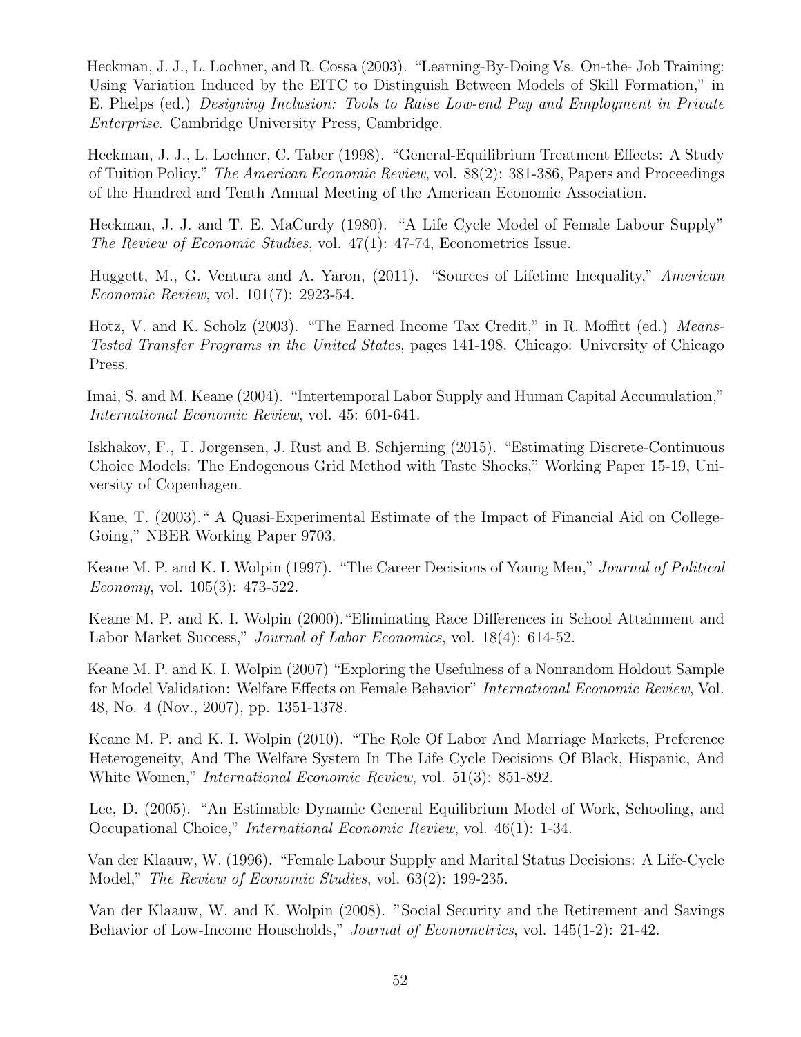Heckman, J. J., L. Lochner, and R. Cossa (2003). "Learning-By-Doing Vs. On-the- Job Training: Using Variation Induced by the EITC to Distinguish Between Models of Skill Formation," in E. Phelps (ed.) *Designing Inclusion: Tools to Raise Low-end Pay and Employment in Private Enterprise*. Cambridge University Press, Cambridge.

Heckman, J. J., L. Lochner, C. Taber (1998). "General-Equilibrium Treatment Effects: A Study of Tuition Policy." *The American Economic Review*, vol. 88(2): 381-386, Papers and Proceedings of the Hundred and Tenth Annual Meeting of the American Economic Association.

Heckman, J. J. and T. E. MaCurdy (1980). "A Life Cycle Model of Female Labour Supply" *The Review of Economic Studies*, vol. 47(1): 47-74, Econometrics Issue.

Huggett, M., G. Ventura and A. Yaron, (2011). "Sources of Lifetime Inequality," *American Economic Review*, vol. 101(7): 2923-54.

Hotz, V. and K. Scholz (2003). "The Earned Income Tax Credit," in R. Moffitt (ed.) *Means-Tested Transfer Programs in the United States*, pages 141-198. Chicago: University of Chicago Press.

Imai, S. and M. Keane (2004). "Intertemporal Labor Supply and Human Capital Accumulation," *International Economic Review*, vol. 45: 601-641.

Iskhakov, F., T. Jorgensen, J. Rust and B. Schjerning (2015). "Estimating Discrete-Continuous Choice Models: The Endogenous Grid Method with Taste Shocks," Working Paper 15-19, University of Copenhagen.

Kane, T. (2003)." A Quasi-Experimental Estimate of the Impact of Financial Aid on College-Going," NBER Working Paper 9703.

Keane M. P. and K. I. Wolpin (1997). "The Career Decisions of Young Men," *Journal of Political Economy*, vol. 105(3): 473-522.

Keane M. P. and K. I. Wolpin (2000)."Eliminating Race Differences in School Attainment and Labor Market Success," *Journal of Labor Economics*, vol. 18(4): 614-52.

Keane M. P. and K. I. Wolpin (2007) "Exploring the Usefulness of a Nonrandom Holdout Sample for Model Validation: Welfare Effects on Female Behavior" *International Economic Review*, Vol. 48, No. 4 (Nov., 2007), pp. 1351-1378.

Keane M. P. and K. I. Wolpin (2010). "The Role Of Labor And Marriage Markets, Preference Heterogeneity, And The Welfare System In The Life Cycle Decisions Of Black, Hispanic, And White Women," *International Economic Review*, vol. 51(3): 851-892.

Lee, D. (2005). "An Estimable Dynamic General Equilibrium Model of Work, Schooling, and Occupational Choice," *International Economic Review*, vol. 46(1): 1-34.

Van der Klaauw, W. (1996). "Female Labour Supply and Marital Status Decisions: A Life-Cycle Model," *The Review of Economic Studies*, vol. 63(2): 199-235.

Van der Klaauw, W. and K. Wolpin (2008). "Social Security and the Retirement and Savings Behavior of Low-Income Households," *Journal of Econometrics*, vol. 145(1-2): 21-42.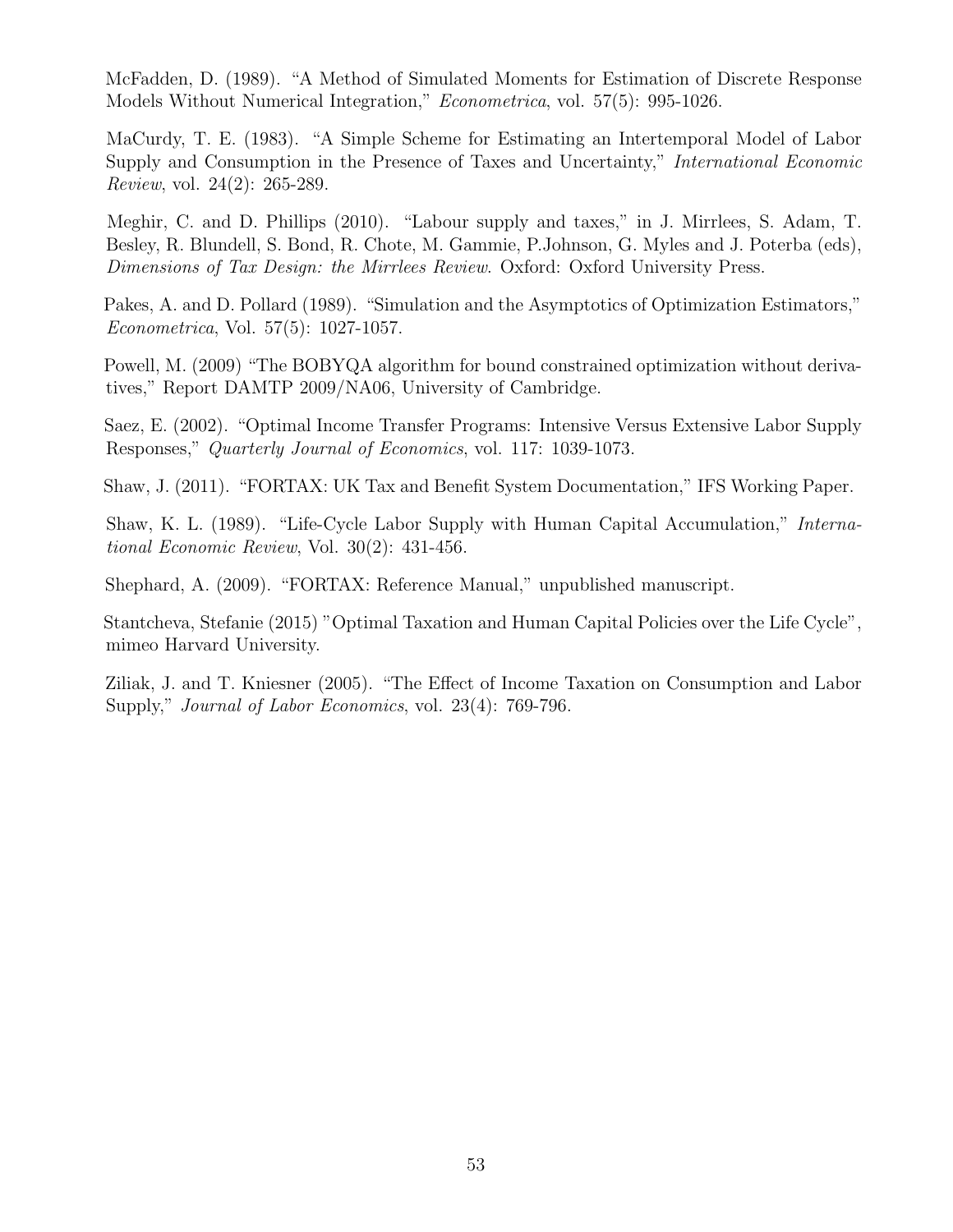McFadden, D. (1989). "A Method of Simulated Moments for Estimation of Discrete Response Models Without Numerical Integration," *Econometrica*, vol. 57(5): 995-1026.

MaCurdy, T. E. (1983). "A Simple Scheme for Estimating an Intertemporal Model of Labor Supply and Consumption in the Presence of Taxes and Uncertainty," *International Economic Review*, vol. 24(2): 265-289.

Meghir, C. and D. Phillips (2010). "Labour supply and taxes," in J. Mirrlees, S. Adam, T. Besley, R. Blundell, S. Bond, R. Chote, M. Gammie, P.Johnson, G. Myles and J. Poterba (eds), *Dimensions of Tax Design: the Mirrlees Review*. Oxford: Oxford University Press.

Pakes, A. and D. Pollard (1989). "Simulation and the Asymptotics of Optimization Estimators," *Econometrica*, Vol. 57(5): 1027-1057.

Powell, M. (2009) "The BOBYQA algorithm for bound constrained optimization without derivatives," Report DAMTP 2009/NA06, University of Cambridge.

Saez, E. (2002). "Optimal Income Transfer Programs: Intensive Versus Extensive Labor Supply Responses," *Quarterly Journal of Economics*, vol. 117: 1039-1073.

Shaw, J. (2011). "FORTAX: UK Tax and Benefit System Documentation," IFS Working Paper.

Shaw, K. L. (1989). "Life-Cycle Labor Supply with Human Capital Accumulation," *International Economic Review*, Vol. 30(2): 431-456.

Shephard, A. (2009). "FORTAX: Reference Manual," unpublished manuscript.

Stantcheva, Stefanie (2015) "Optimal Taxation and Human Capital Policies over the Life Cycle", mimeo Harvard University.

Ziliak, J. and T. Kniesner (2005). "The Effect of Income Taxation on Consumption and Labor Supply," *Journal of Labor Economics*, vol. 23(4): 769-796.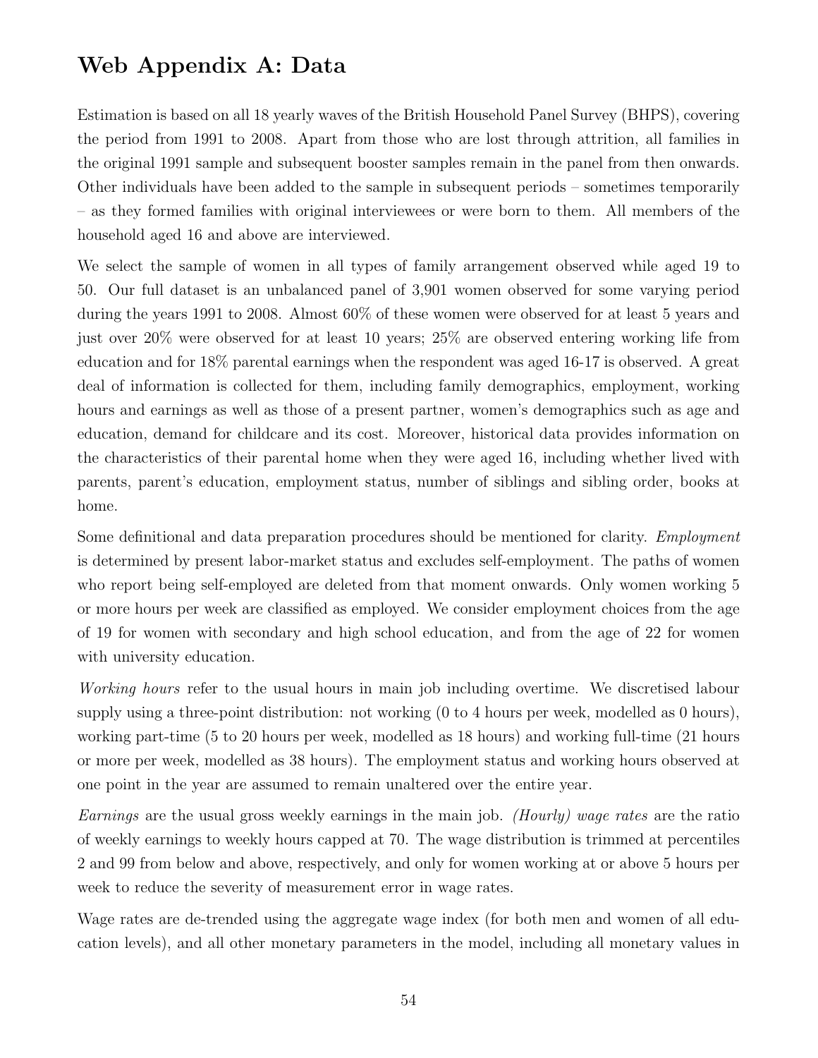# Web Appendix A: Data

Estimation is based on all 18 yearly waves of the British Household Panel Survey (BHPS), covering the period from 1991 to 2008. Apart from those who are lost through attrition, all families in the original 1991 sample and subsequent booster samples remain in the panel from then onwards. Other individuals have been added to the sample in subsequent periods – sometimes temporarily – as they formed families with original interviewees or were born to them. All members of the household aged 16 and above are interviewed.

We select the sample of women in all types of family arrangement observed while aged 19 to 50. Our full dataset is an unbalanced panel of 3,901 women observed for some varying period during the years 1991 to 2008. Almost 60% of these women were observed for at least 5 years and just over 20% were observed for at least 10 years; 25% are observed entering working life from education and for 18% parental earnings when the respondent was aged 16-17 is observed. A great deal of information is collected for them, including family demographics, employment, working hours and earnings as well as those of a present partner, women's demographics such as age and education, demand for childcare and its cost. Moreover, historical data provides information on the characteristics of their parental home when they were aged 16, including whether lived with parents, parent's education, employment status, number of siblings and sibling order, books at home.

Some definitional and data preparation procedures should be mentioned for clarity. *Employment* is determined by present labor-market status and excludes self-employment. The paths of women who report being self-employed are deleted from that moment onwards. Only women working 5 or more hours per week are classified as employed. We consider employment choices from the age of 19 for women with secondary and high school education, and from the age of 22 for women with university education.

*Working hours* refer to the usual hours in main job including overtime. We discretised labour supply using a three-point distribution: not working (0 to 4 hours per week, modelled as 0 hours), working part-time (5 to 20 hours per week, modelled as 18 hours) and working full-time (21 hours or more per week, modelled as 38 hours). The employment status and working hours observed at one point in the year are assumed to remain unaltered over the entire year.

*Earnings* are the usual gross weekly earnings in the main job. *(Hourly) wage rates* are the ratio of weekly earnings to weekly hours capped at 70. The wage distribution is trimmed at percentiles 2 and 99 from below and above, respectively, and only for women working at or above 5 hours per week to reduce the severity of measurement error in wage rates.

Wage rates are de-trended using the aggregate wage index (for both men and women of all education levels), and all other monetary parameters in the model, including all monetary values in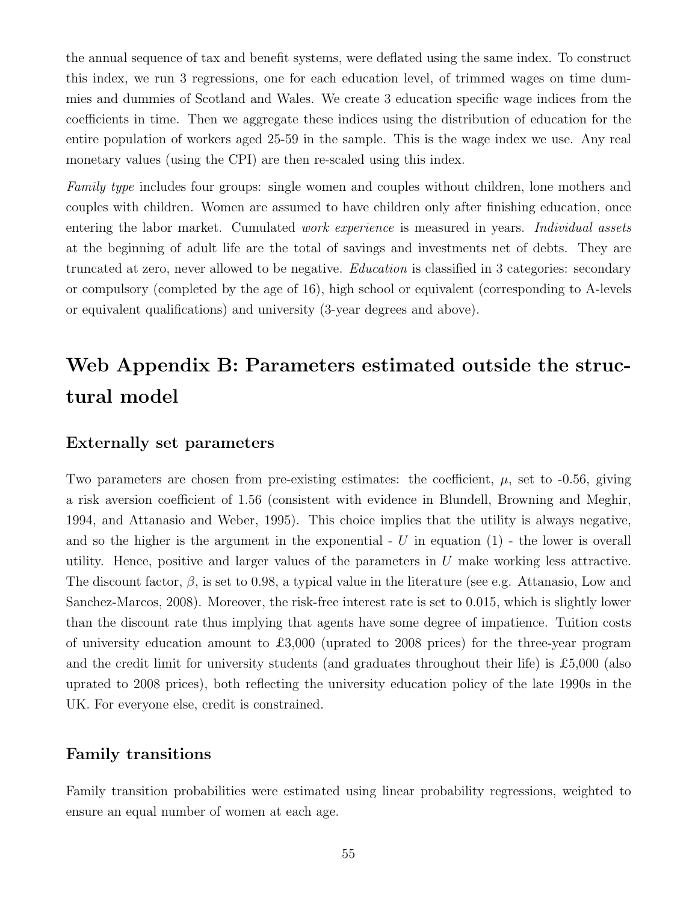the annual sequence of tax and benefit systems, were deflated using the same index. To construct this index, we run 3 regressions, one for each education level, of trimmed wages on time dummies and dummies of Scotland and Wales. We create 3 education specific wage indices from the coefficients in time. Then we aggregate these indices using the distribution of education for the entire population of workers aged 25-59 in the sample. This is the wage index we use. Any real monetary values (using the CPI) are then re-scaled using this index.

*Family type* includes four groups: single women and couples without children, lone mothers and couples with children. Women are assumed to have children only after finishing education, once entering the labor market. Cumulated *work experience* is measured in years. *Individual assets* at the beginning of adult life are the total of savings and investments net of debts. They are truncated at zero, never allowed to be negative. *Education* is classified in 3 categories: secondary or compulsory (completed by the age of 16), high school or equivalent (corresponding to A-levels or equivalent qualifications) and university (3-year degrees and above).

# Web Appendix B: Parameters estimated outside the structural model

### Externally set parameters

Two parameters are chosen from pre-existing estimates: the coefficient, $\mu$, set to -0.56, giving a risk aversion coefficient of 1.56 (consistent with evidence in Blundell, Browning and Meghir, 1994, and Attanasio and Weber, 1995). This choice implies that the utility is always negative, and so the higher is the argument in the exponential - $U$ in equation (1) - the lower is overall utility. Hence, positive and larger values of the parameters in $U$ make working less attractive. The discount factor, $\beta$, is set to 0.98, a typical value in the literature (see e.g. Attanasio, Low and Sanchez-Marcos, 2008). Moreover, the risk-free interest rate is set to 0.015, which is slightly lower than the discount rate thus implying that agents have some degree of impatience. Tuition costs of university education amount to £3,000 (uprated to 2008 prices) for the three-year program and the credit limit for university students (and graduates throughout their life) is £5,000 (also uprated to 2008 prices), both reflecting the university education policy of the late 1990s in the UK. For everyone else, credit is constrained.

### Family transitions

Family transition probabilities were estimated using linear probability regressions, weighted to ensure an equal number of women at each age.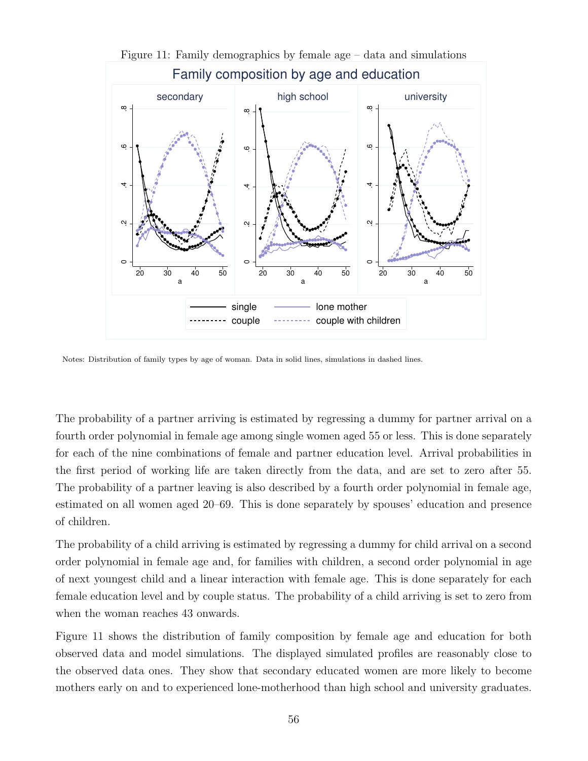Figure 11: Family demographics by female age – data and simulations

Notes: Distribution of family types by age of woman. Data in solid lines, simulations in dashed lines.

The probability of a partner arriving is estimated by regressing a dummy for partner arrival on a fourth order polynomial in female age among single women aged 55 or less. This is done separately for each of the nine combinations of female and partner education level. Arrival probabilities in the first period of working life are taken directly from the data, and are set to zero after 55. The probability of a partner leaving is also described by a fourth order polynomial in female age, estimated on all women aged 20–69. This is done separately by spouses' education and presence of children.

The probability of a child arriving is estimated by regressing a dummy for child arrival on a second order polynomial in female age and, for families with children, a second order polynomial in age of next youngest child and a linear interaction with female age. This is done separately for each female education level and by couple status. The probability of a child arriving is set to zero from when the woman reaches 43 onwards.

Figure 11 shows the distribution of family composition by female age and education for both observed data and model simulations. The displayed simulated profiles are reasonably close to the observed data ones. They show that secondary educated women are more likely to become mothers early on and to experienced lone-motherhood than high school and university graduates.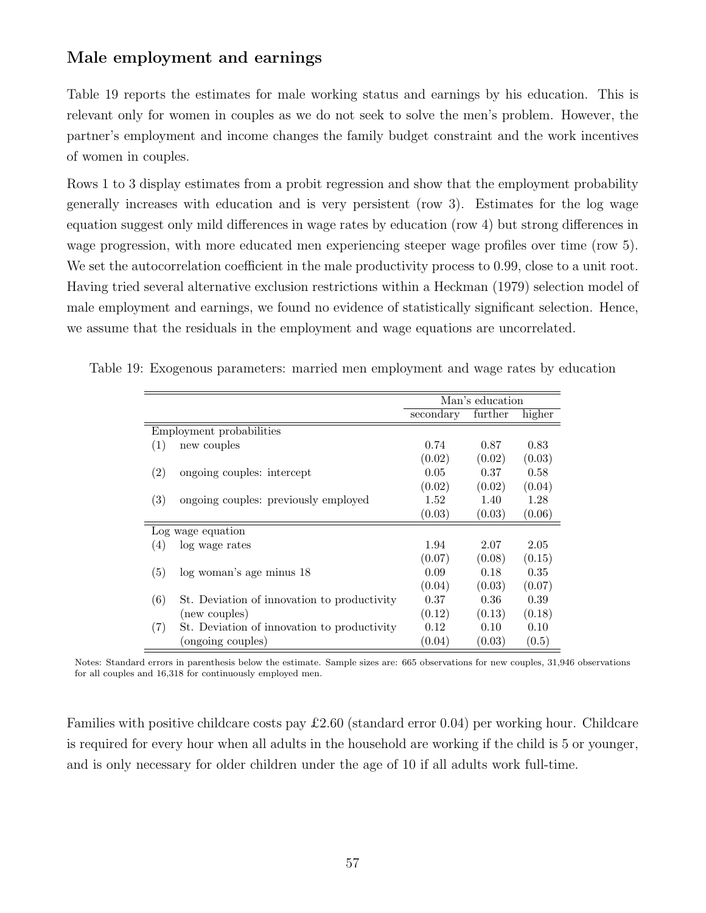## Male employment and earnings

Table 19 reports the estimates for male working status and earnings by his education. This is relevant only for women in couples as we do not seek to solve the men's problem. However, the partner's employment and income changes the family budget constraint and the work incentives of women in couples.

Rows 1 to 3 display estimates from a probit regression and show that the employment probability generally increases with education and is very persistent (row 3). Estimates for the log wage equation suggest only mild differences in wage rates by education (row 4) but strong differences in wage progression, with more educated men experiencing steeper wage profiles over time (row 5). We set the autocorrelation coefficient in the male productivity process to 0.99, close to a unit root. Having tried several alternative exclusion restrictions within a Heckman (1979) selection model of male employment and earnings, we found no evidence of statistically significant selection. Hence, we assume that the residuals in the employment and wage equations are uncorrelated.

Table 19: Exogenous parameters: married men employment and wage rates by education

| | | Man's education | | |
|---|---|---|---|---|
| | | secondary | further | higher |
| Employment probabilities | | | | |
| (1) | new couples | 0.74 | 0.87 | 0.83 |
| | | (0.02) | (0.02) | (0.03) |
| (2) | ongoing couples: intercept | 0.05 | 0.37 | 0.58 |
| | | (0.02) | (0.02) | (0.04) |
| (3) | ongoing couples: previously employed | 1.52 | 1.40 | 1.28 |
| | | (0.03) | (0.03) | (0.06) |
| Log wage equation | | | | |
| (4) | log wage rates | 1.94 | 2.07 | 2.05 |
| | | (0.07) | (0.08) | (0.15) |
| (5) | log woman's age minus 18 | 0.09 | 0.18 | 0.35 |
| | | (0.04) | (0.03) | (0.07) |
| (6) | St. Deviation of innovation to productivity | 0.37 | 0.36 | 0.39 |
| | (new couples) | (0.12) | (0.13) | (0.18) |
| (7) | St. Deviation of innovation to productivity | 0.12 | 0.10 | 0.10 |
| | (ongoing couples) | (0.04) | (0.03) | (0.5) |

Notes: Standard errors in parenthesis below the estimate. Sample sizes are: 665 observations for new couples, 31,946 observations for all couples and 16,318 for continuously employed men.

Families with positive childcare costs pay £2.60 (standard error 0.04) per working hour. Childcare is required for every hour when all adults in the household are working if the child is 5 or younger, and is only necessary for older children under the age of 10 if all adults work full-time.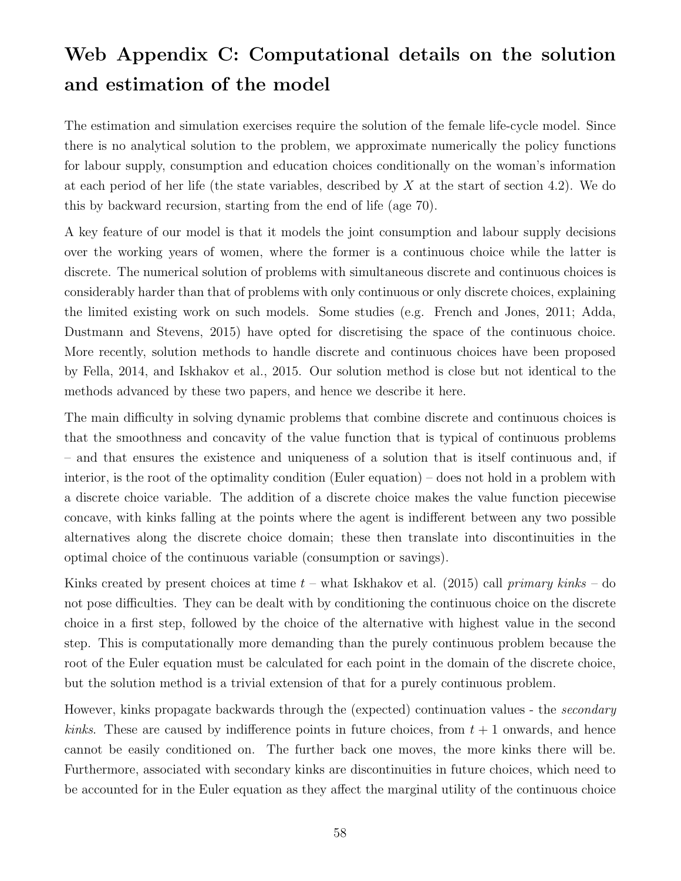# Web Appendix C: Computational details on the solution and estimation of the model

The estimation and simulation exercises require the solution of the female life-cycle model. Since there is no analytical solution to the problem, we approximate numerically the policy functions for labour supply, consumption and education choices conditionally on the woman's information at each period of her life (the state variables, described by $X$ at the start of section 4.2). We do this by backward recursion, starting from the end of life (age 70).

A key feature of our model is that it models the joint consumption and labour supply decisions over the working years of women, where the former is a continuous choice while the latter is discrete. The numerical solution of problems with simultaneous discrete and continuous choices is considerably harder than that of problems with only continuous or only discrete choices, explaining the limited existing work on such models. Some studies (e.g. French and Jones, 2011; Adda, Dustmann and Stevens, 2015) have opted for discretising the space of the continuous choice. More recently, solution methods to handle discrete and continuous choices have been proposed by Fella, 2014, and Iskhakov et al., 2015. Our solution method is close but not identical to the methods advanced by these two papers, and hence we describe it here.

The main difficulty in solving dynamic problems that combine discrete and continuous choices is that the smoothness and concavity of the value function that is typical of continuous problems – and that ensures the existence and uniqueness of a solution that is itself continuous and, if interior, is the root of the optimality condition (Euler equation) – does not hold in a problem with a discrete choice variable. The addition of a discrete choice makes the value function piecewise concave, with kinks falling at the points where the agent is indifferent between any two possible alternatives along the discrete choice domain; these then translate into discontinuities in the optimal choice of the continuous variable (consumption or savings).

Kinks created by present choices at time $t$ – what Iskhakov et al. (2015) call *primary kinks* – do not pose difficulties. They can be dealt with by conditioning the continuous choice on the discrete choice in a first step, followed by the choice of the alternative with highest value in the second step. This is computationally more demanding than the purely continuous problem because the root of the Euler equation must be calculated for each point in the domain of the discrete choice, but the solution method is a trivial extension of that for a purely continuous problem.

However, kinks propagate backwards through the (expected) continuation values - the *secondary kinks*. These are caused by indifference points in future choices, from $t+1$ onwards, and hence cannot be easily conditioned on. The further back one moves, the more kinks there will be. Furthermore, associated with secondary kinks are discontinuities in future choices, which need to be accounted for in the Euler equation as they affect the marginal utility of the continuous choice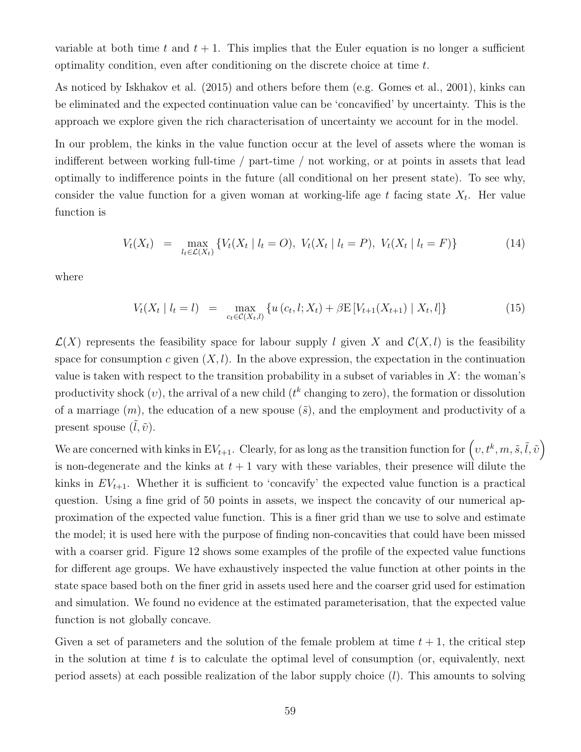variable at both time $t$ and $t+1$. This implies that the Euler equation is no longer a sufficient optimality condition, even after conditioning on the discrete choice at time $t$.

As noticed by Iskhakov et al. (2015) and others before them (e.g. Gomes et al., 2001), kinks can be eliminated and the expected continuation value can be 'concavified' by uncertainty. This is the approach we explore given the rich characterisation of uncertainty we account for in the model.

In our problem, the kinks in the value function occur at the level of assets where the woman is indifferent between working full-time / part-time / not working, or at points in assets that lead optimally to indifference points in the future (all conditional on her present state). To see why, consider the value function for a given woman at working-life age $t$ facing state $X_t$. Her value function is

$$V_t(X_t) \quad = \quad \max_{l_t \in \mathcal{L}(X_t)} \left\{ V_t(X_t \mid l_t = O),\ V_t(X_t \mid l_t = P),\ V_t(X_t \mid l_t = F) \right\} \tag{14}$$

where

$$V_t(X_t \mid l_t = l) \quad = \quad \max_{c_t \in \mathcal{C}(X_t, l)} \left\{ u\left(c_t, l; X_t\right) + \beta \mathrm{E}\left[ V_{t+1}(X_{t+1}) \mid X_t, l \right] \right\} \tag{15}$$

$\mathcal{L}(X)$ represents the feasibility space for labour supply $l$ given $X$ and $\mathcal{C}(X, l)$ is the feasibility space for consumption $c$ given $(X, l)$. In the above expression, the expectation in the continuation value is taken with respect to the transition probability in a subset of variables in $X$: the woman's productivity shock ($\upsilon$), the arrival of a new child ($t^k$ changing to zero), the formation or dissolution of a marriage ($m$), the education of a new spouse ($\tilde{s}$), and the employment and productivity of a present spouse ($\tilde{l}, \tilde{\upsilon}$).

We are concerned with kinks in $\mathrm{E}V_{t+1}$. Clearly, for as long as the transition function for $\left(\upsilon, t^k, m, \tilde{s}, \tilde{l}, \tilde{\upsilon}\right)$ is non-degenerate and the kinks at $t+1$ vary with these variables, their presence will dilute the kinks in $EV_{t+1}$. Whether it is sufficient to 'concavify' the expected value function is a practical question. Using a fine grid of 50 points in assets, we inspect the concavity of our numerical approximation of the expected value function. This is a finer grid than we use to solve and estimate the model; it is used here with the purpose of finding non-concavities that could have been missed with a coarser grid. Figure 12 shows some examples of the profile of the expected value functions for different age groups. We have exhaustively inspected the value function at other points in the state space based both on the finer grid in assets used here and the coarser grid used for estimation and simulation. We found no evidence at the estimated parameterisation, that the expected value function is not globally concave.

Given a set of parameters and the solution of the female problem at time $t+1$, the critical step in the solution at time $t$ is to calculate the optimal level of consumption (or, equivalently, next period assets) at each possible realization of the labor supply choice ($l$). This amounts to solving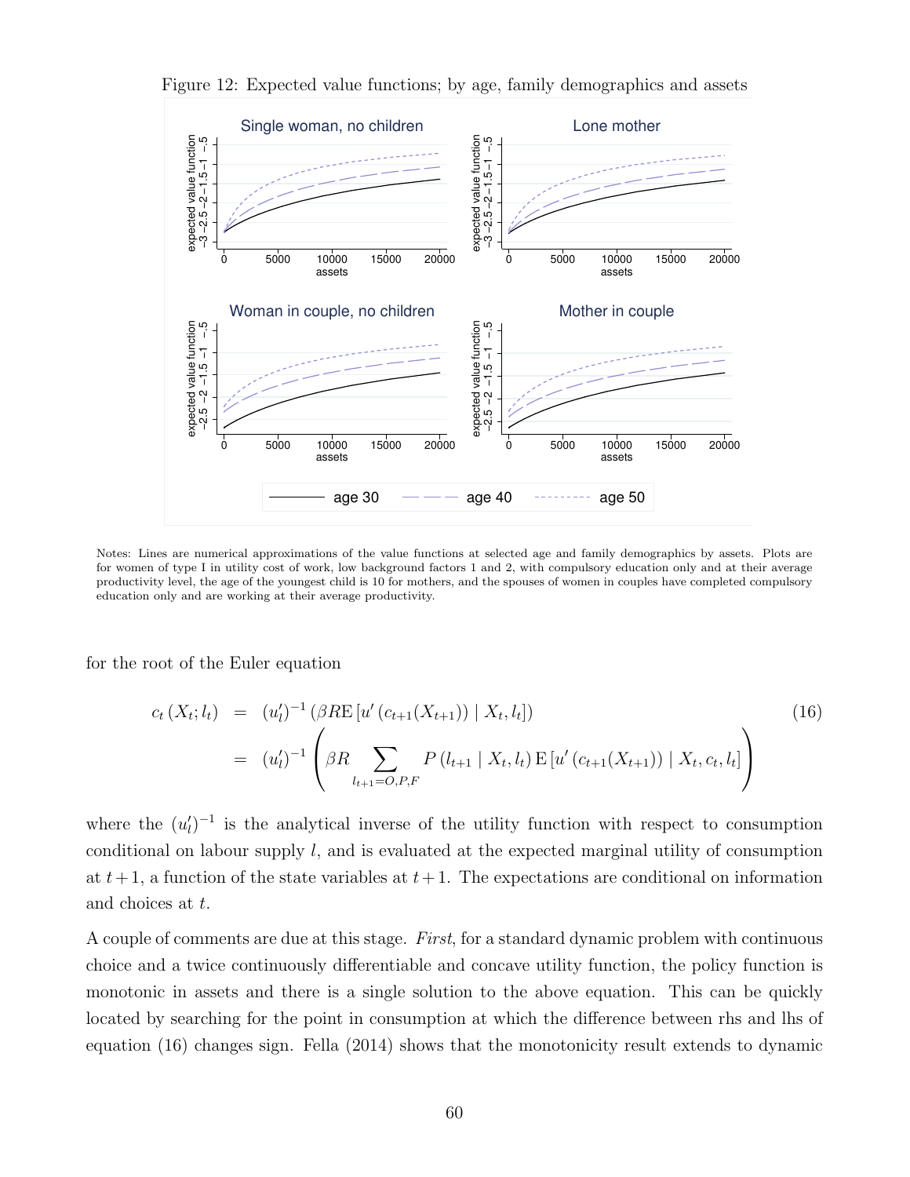Figure 12: Expected value functions; by age, family demographics and assets

Notes: Lines are numerical approximations of the value functions at selected age and family demographics by assets. Plots are for women of type I in utility cost of work, low background factors 1 and 2, with compulsory education only and at their average productivity level, the age of the youngest child is 10 for mothers, and the spouses of women in couples have completed compulsory education only and are working at their average productivity.

for the root of the Euler equation

$$
\begin{aligned}
c_t\left(X_t; l_t\right) &= \left(u_l'\right)^{-1}\left(\beta R \mathrm{E}\left[u'\left(c_{t+1}(X_{t+1})\right) \mid X_t, l_t\right]\right) \\
&= \left(u_l'\right)^{-1}\left(\beta R \sum_{l_{t+1}=O,P,F} P\left(l_{t+1} \mid X_t, l_t\right) \mathrm{E}\left[u'\left(c_{t+1}(X_{t+1})\right) \mid X_t, c_t, l_t\right]\right)
\end{aligned} \tag{16}
$$

where the $(u_l')^{-1}$ is the analytical inverse of the utility function with respect to consumption conditional on labour supply $l$, and is evaluated at the expected marginal utility of consumption at $t+1$, a function of the state variables at $t+1$. The expectations are conditional on information and choices at $t$.

A couple of comments are due at this stage. *First*, for a standard dynamic problem with continuous choice and a twice continuously differentiable and concave utility function, the policy function is monotonic in assets and there is a single solution to the above equation. This can be quickly located by searching for the point in consumption at which the difference between rhs and lhs of equation (16) changes sign. Fella (2014) shows that the monotonicity result extends to dynamic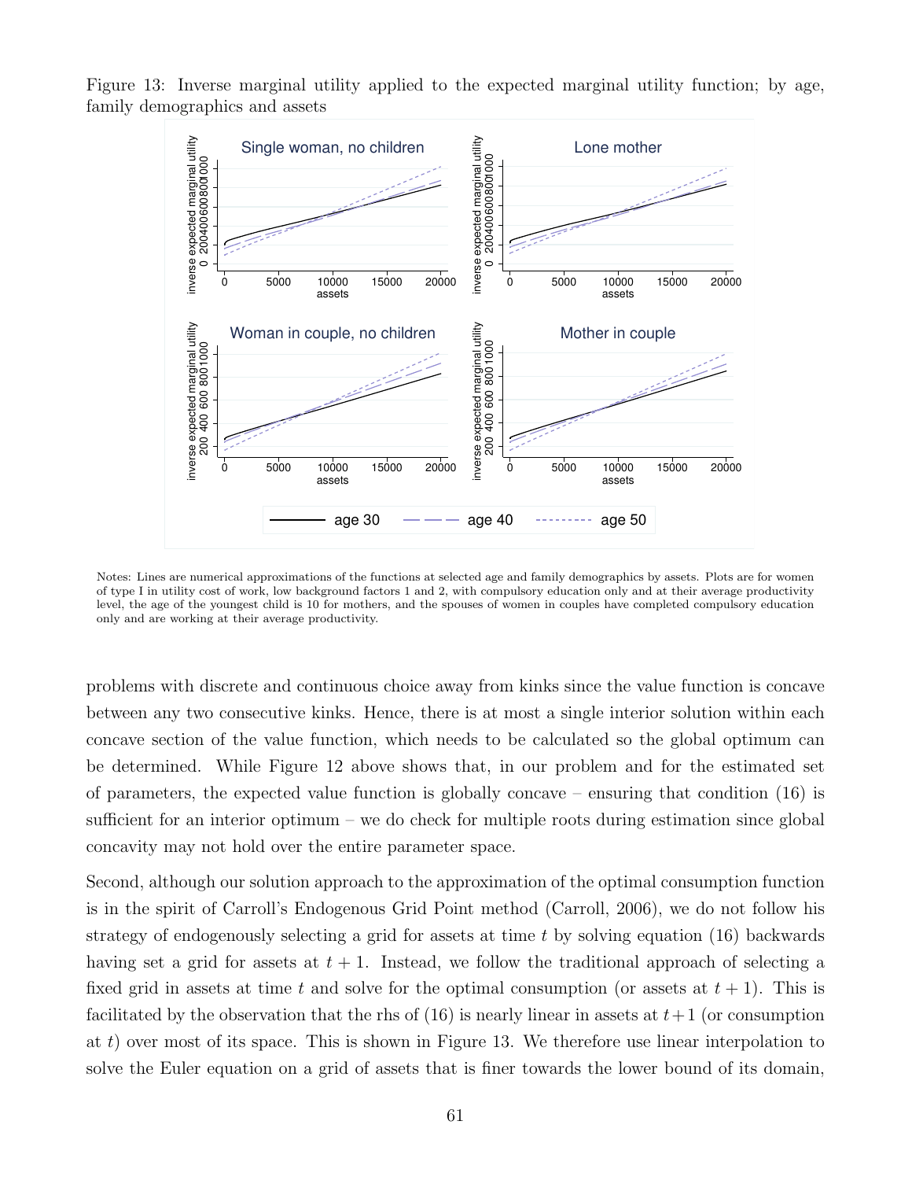Figure 13: Inverse marginal utility applied to the expected marginal utility function; by age, family demographics and assets

Notes: Lines are numerical approximations of the functions at selected age and family demographics by assets. Plots are for women of type I in utility cost of work, low background factors 1 and 2, with compulsory education only and at their average productivity level, the age of the youngest child is 10 for mothers, and the spouses of women in couples have completed compulsory education only and are working at their average productivity.

problems with discrete and continuous choice away from kinks since the value function is concave between any two consecutive kinks. Hence, there is at most a single interior solution within each concave section of the value function, which needs to be calculated so the global optimum can be determined. While Figure 12 above shows that, in our problem and for the estimated set of parameters, the expected value function is globally concave – ensuring that condition (16) is sufficient for an interior optimum – we do check for multiple roots during estimation since global concavity may not hold over the entire parameter space.

Second, although our solution approach to the approximation of the optimal consumption function is in the spirit of Carroll's Endogenous Grid Point method (Carroll, 2006), we do not follow his strategy of endogenously selecting a grid for assets at time $t$ by solving equation (16) backwards having set a grid for assets at $t+1$. Instead, we follow the traditional approach of selecting a fixed grid in assets at time $t$ and solve for the optimal consumption (or assets at $t+1$). This is facilitated by the observation that the rhs of (16) is nearly linear in assets at $t+1$ (or consumption at $t$) over most of its space. This is shown in Figure 13. We therefore use linear interpolation to solve the Euler equation on a grid of assets that is finer towards the lower bound of its domain,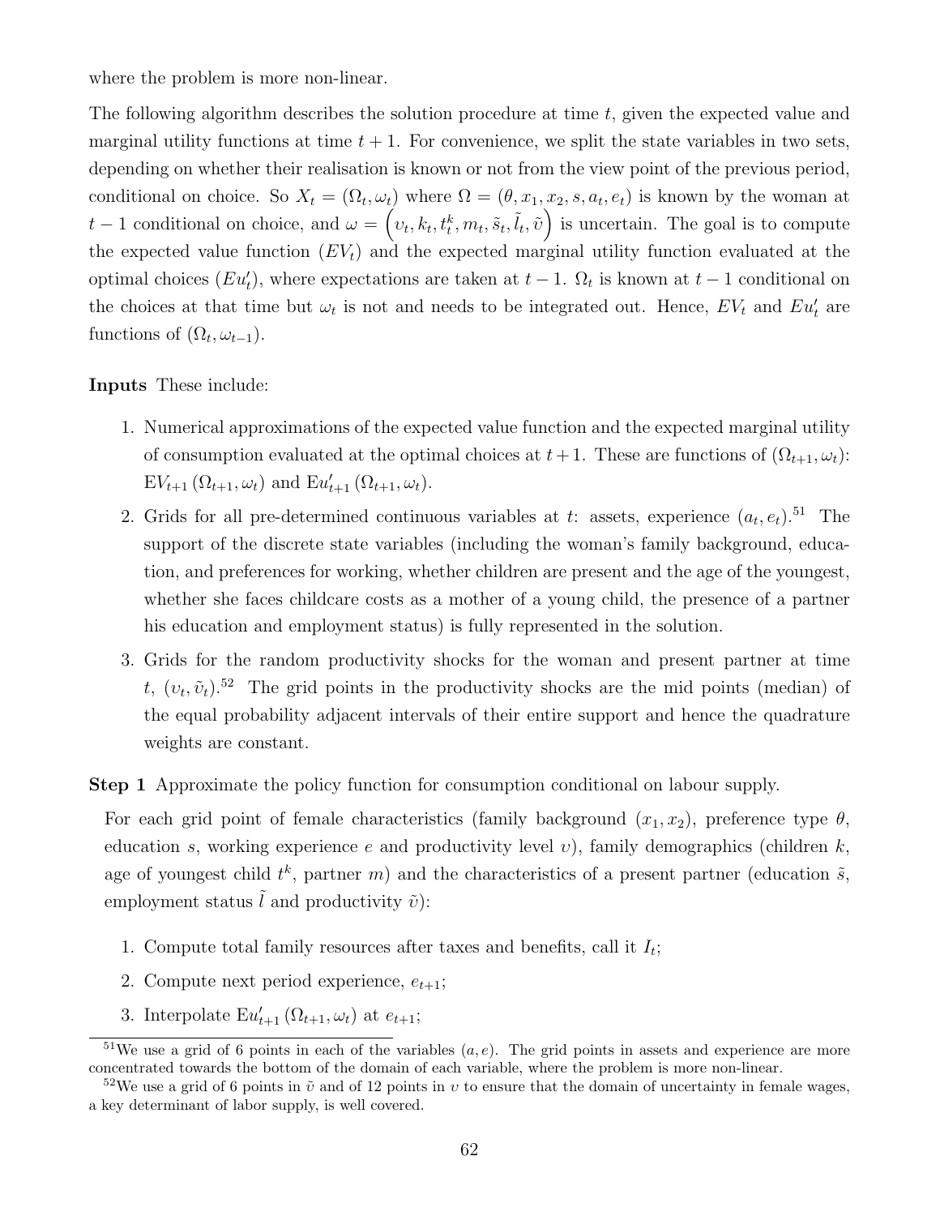where the problem is more non-linear.

The following algorithm describes the solution procedure at time $t$, given the expected value and marginal utility functions at time $t+1$. For convenience, we split the state variables in two sets, depending on whether their realisation is known or not from the view point of the previous period, conditional on choice. So $X_t = (\Omega_t, \omega_t)$ where $\Omega = (\theta, x_1, x_2, s, a_t, e_t)$ is known by the woman at $t-1$ conditional on choice, and $\omega = \left(\upsilon_t, k_t, t_t^k, m_t, \tilde{s}_t, \tilde{l}_t, \tilde{\upsilon}\right)$ is uncertain. The goal is to compute the expected value function ($EV_t$) and the expected marginal utility function evaluated at the optimal choices ($Eu'_t$), where expectations are taken at $t-1$. $\Omega_t$ is known at $t-1$ conditional on the choices at that time but $\omega_t$ is not and needs to be integrated out. Hence, $EV_t$ and $Eu'_t$ are functions of $(\Omega_t, \omega_{t-1})$.

**Inputs** These include:

1. Numerical approximations of the expected value function and the expected marginal utility of consumption evaluated at the optimal choices at $t+1$. These are functions of $(\Omega_{t+1}, \omega_t)$: $\mathrm{E}V_{t+1}(\Omega_{t+1}, \omega_t)$ and $\mathrm{E}u'_{t+1}(\Omega_{t+1}, \omega_t)$.
2. Grids for all pre-determined continuous variables at $t$: assets, experience $(a_t, e_t)$.[51] The support of the discrete state variables (including the woman's family background, education, and preferences for working, whether children are present and the age of the youngest, whether she faces childcare costs as a mother of a young child, the presence of a partner his education and employment status) is fully represented in the solution.
3. Grids for the random productivity shocks for the woman and present partner at time $t$, $(\upsilon_t, \tilde{\upsilon}_t)$.[52] The grid points in the productivity shocks are the mid points (median) of the equal probability adjacent intervals of their entire support and hence the quadrature weights are constant.

**Step 1** Approximate the policy function for consumption conditional on labour supply.

For each grid point of female characteristics (family background $(x_1, x_2)$, preference type $\theta$, education $s$, working experience $e$ and productivity level $\upsilon$), family demographics (children $k$, age of youngest child $t^k$, partner $m$) and the characteristics of a present partner (education $\tilde{s}$, employment status $\tilde{l}$ and productivity $\tilde{\upsilon}$):

1. Compute total family resources after taxes and benefits, call it $I_t$;
2. Compute next period experience, $e_{t+1}$;
3. Interpolate $\mathrm{E}u'_{t+1}(\Omega_{t+1}, \omega_t)$ at $e_{t+1}$;

[51] We use a grid of 6 points in each of the variables $(a, e)$. The grid points in assets and experience are more concentrated towards the bottom of the domain of each variable, where the problem is more non-linear.

[52] We use a grid of 6 points in $\tilde{\upsilon}$ and of 12 points in $\upsilon$ to ensure that the domain of uncertainty in female wages, a key determinant of labor supply, is well covered.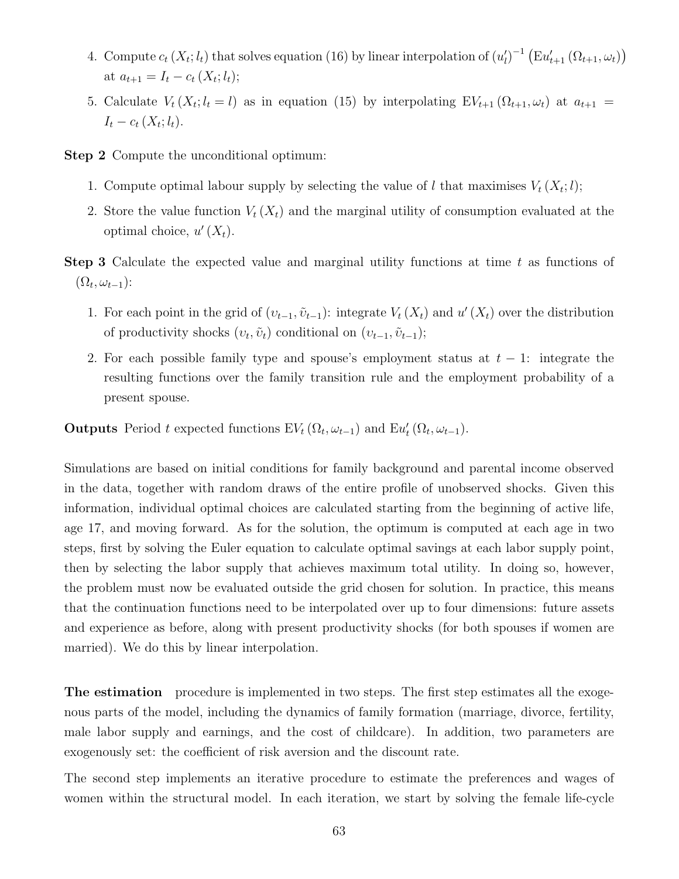4. Compute $c_t(X_t; l_t)$ that solves equation (16) by linear interpolation of $(u_l')^{-1}\left(\mathrm{E}u_{t+1}'(\Omega_{t+1}, \omega_t)\right)$ at $a_{t+1} = I_t - c_t(X_t; l_t)$;
5. Calculate $V_t(X_t; l_t = l)$ as in equation (15) by interpolating $\mathrm{E}V_{t+1}(\Omega_{t+1}, \omega_t)$ at $a_{t+1} = I_t - c_t(X_t; l_t)$.

**Step 2** Compute the unconditional optimum:

1. Compute optimal labour supply by selecting the value of $l$ that maximises $V_t(X_t; l)$;
2. Store the value function $V_t(X_t)$ and the marginal utility of consumption evaluated at the optimal choice, $u'(X_t)$.

**Step 3** Calculate the expected value and marginal utility functions at time $t$ as functions of $(\Omega_t, \omega_{t-1})$:

1. For each point in the grid of $(\upsilon_{t-1}, \tilde{\upsilon}_{t-1})$: integrate $V_t(X_t)$ and $u'(X_t)$ over the distribution of productivity shocks $(\upsilon_t, \tilde{\upsilon}_t)$ conditional on $(\upsilon_{t-1}, \tilde{\upsilon}_{t-1})$;
2. For each possible family type and spouse's employment status at $t-1$: integrate the resulting functions over the family transition rule and the employment probability of a present spouse.

**Outputs** Period $t$ expected functions $\mathrm{E}V_t(\Omega_t, \omega_{t-1})$ and $\mathrm{E}u_t'(\Omega_t, \omega_{t-1})$.

Simulations are based on initial conditions for family background and parental income observed in the data, together with random draws of the entire profile of unobserved shocks. Given this information, individual optimal choices are calculated starting from the beginning of active life, age 17, and moving forward. As for the solution, the optimum is computed at each age in two steps, first by solving the Euler equation to calculate optimal savings at each labor supply point, then by selecting the labor supply that achieves maximum total utility. In doing so, however, the problem must now be evaluated outside the grid chosen for solution. In practice, this means that the continuation functions need to be interpolated over up to four dimensions: future assets and experience as before, along with present productivity shocks (for both spouses if women are married). We do this by linear interpolation.

**The estimation** procedure is implemented in two steps. The first step estimates all the exogenous parts of the model, including the dynamics of family formation (marriage, divorce, fertility, male labor supply and earnings, and the cost of childcare). In addition, two parameters are exogenously set: the coefficient of risk aversion and the discount rate.

The second step implements an iterative procedure to estimate the preferences and wages of women within the structural model. In each iteration, we start by solving the female life-cycle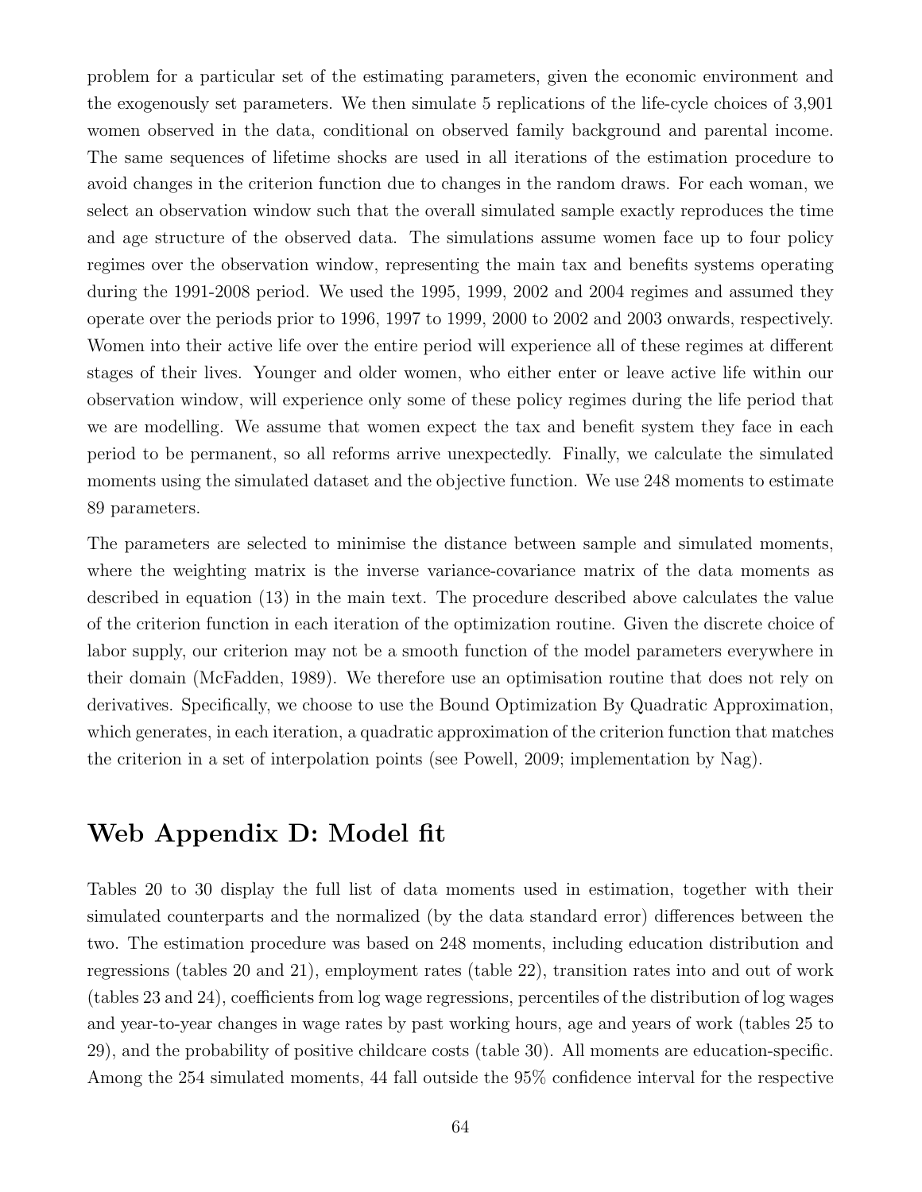problem for a particular set of the estimating parameters, given the economic environment and the exogenously set parameters. We then simulate 5 replications of the life-cycle choices of 3,901 women observed in the data, conditional on observed family background and parental income. The same sequences of lifetime shocks are used in all iterations of the estimation procedure to avoid changes in the criterion function due to changes in the random draws. For each woman, we select an observation window such that the overall simulated sample exactly reproduces the time and age structure of the observed data. The simulations assume women face up to four policy regimes over the observation window, representing the main tax and benefits systems operating during the 1991-2008 period. We used the 1995, 1999, 2002 and 2004 regimes and assumed they operate over the periods prior to 1996, 1997 to 1999, 2000 to 2002 and 2003 onwards, respectively. Women into their active life over the entire period will experience all of these regimes at different stages of their lives. Younger and older women, who either enter or leave active life within our observation window, will experience only some of these policy regimes during the life period that we are modelling. We assume that women expect the tax and benefit system they face in each period to be permanent, so all reforms arrive unexpectedly. Finally, we calculate the simulated moments using the simulated dataset and the objective function. We use 248 moments to estimate 89 parameters.

The parameters are selected to minimise the distance between sample and simulated moments, where the weighting matrix is the inverse variance-covariance matrix of the data moments as described in equation (13) in the main text. The procedure described above calculates the value of the criterion function in each iteration of the optimization routine. Given the discrete choice of labor supply, our criterion may not be a smooth function of the model parameters everywhere in their domain (McFadden, 1989). We therefore use an optimisation routine that does not rely on derivatives. Specifically, we choose to use the Bound Optimization By Quadratic Approximation, which generates, in each iteration, a quadratic approximation of the criterion function that matches the criterion in a set of interpolation points (see Powell, 2009; implementation by Nag).

## Web Appendix D: Model fit

Tables 20 to 30 display the full list of data moments used in estimation, together with their simulated counterparts and the normalized (by the data standard error) differences between the two. The estimation procedure was based on 248 moments, including education distribution and regressions (tables 20 and 21), employment rates (table 22), transition rates into and out of work (tables 23 and 24), coefficients from log wage regressions, percentiles of the distribution of log wages and year-to-year changes in wage rates by past working hours, age and years of work (tables 25 to 29), and the probability of positive childcare costs (table 30). All moments are education-specific. Among the 254 simulated moments, 44 fall outside the 95% confidence interval for the respective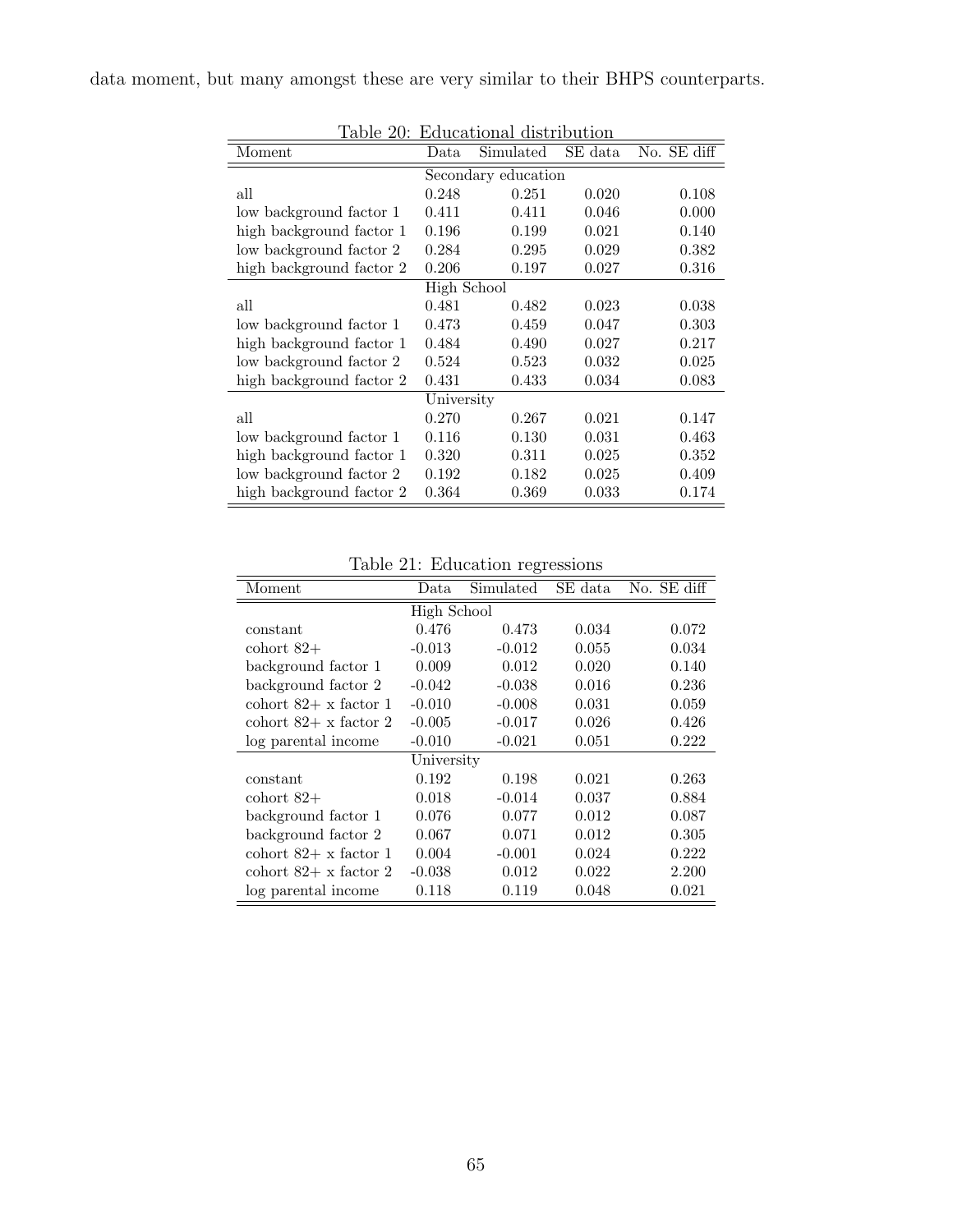data moment, but many amongst these are very similar to their BHPS counterparts.

Table 20: Educational distribution

| Moment | Data | Simulated | SE data | No. SE diff |
|---|---|---|---|---|
| | Secondary education | | | |
| all | 0.248 | 0.251 | 0.020 | 0.108 |
| low background factor 1 | 0.411 | 0.411 | 0.046 | 0.000 |
| high background factor 1 | 0.196 | 0.199 | 0.021 | 0.140 |
| low background factor 2 | 0.284 | 0.295 | 0.029 | 0.382 |
| high background factor 2 | 0.206 | 0.197 | 0.027 | 0.316 |
| | High School | | | |
| all | 0.481 | 0.482 | 0.023 | 0.038 |
| low background factor 1 | 0.473 | 0.459 | 0.047 | 0.303 |
| high background factor 1 | 0.484 | 0.490 | 0.027 | 0.217 |
| low background factor 2 | 0.524 | 0.523 | 0.032 | 0.025 |
| high background factor 2 | 0.431 | 0.433 | 0.034 | 0.083 |
| | University | | | |
| all | 0.270 | 0.267 | 0.021 | 0.147 |
| low background factor 1 | 0.116 | 0.130 | 0.031 | 0.463 |
| high background factor 1 | 0.320 | 0.311 | 0.025 | 0.352 |
| low background factor 2 | 0.192 | 0.182 | 0.025 | 0.409 |
| high background factor 2 | 0.364 | 0.369 | 0.033 | 0.174 |

Table 21: Education regressions

| Moment | Data | Simulated | SE data | No. SE diff |
|---|---|---|---|---|
| | High School | | | |
| constant | 0.476 | 0.473 | 0.034 | 0.072 |
| cohort 82+ | -0.013 | -0.012 | 0.055 | 0.034 |
| background factor 1 | 0.009 | 0.012 | 0.020 | 0.140 |
| background factor 2 | -0.042 | -0.038 | 0.016 | 0.236 |
| cohort 82+ x factor 1 | -0.010 | -0.008 | 0.031 | 0.059 |
| cohort 82+ x factor 2 | -0.005 | -0.017 | 0.026 | 0.426 |
| log parental income | -0.010 | -0.021 | 0.051 | 0.222 |
| | University | | | |
| constant | 0.192 | 0.198 | 0.021 | 0.263 |
| cohort 82+ | 0.018 | -0.014 | 0.037 | 0.884 |
| background factor 1 | 0.076 | 0.077 | 0.012 | 0.087 |
| background factor 2 | 0.067 | 0.071 | 0.012 | 0.305 |
| cohort 82+ x factor 1 | 0.004 | -0.001 | 0.024 | 0.222 |
| cohort 82+ x factor 2 | -0.038 | 0.012 | 0.022 | 2.200 |
| log parental income | 0.118 | 0.119 | 0.048 | 0.021 |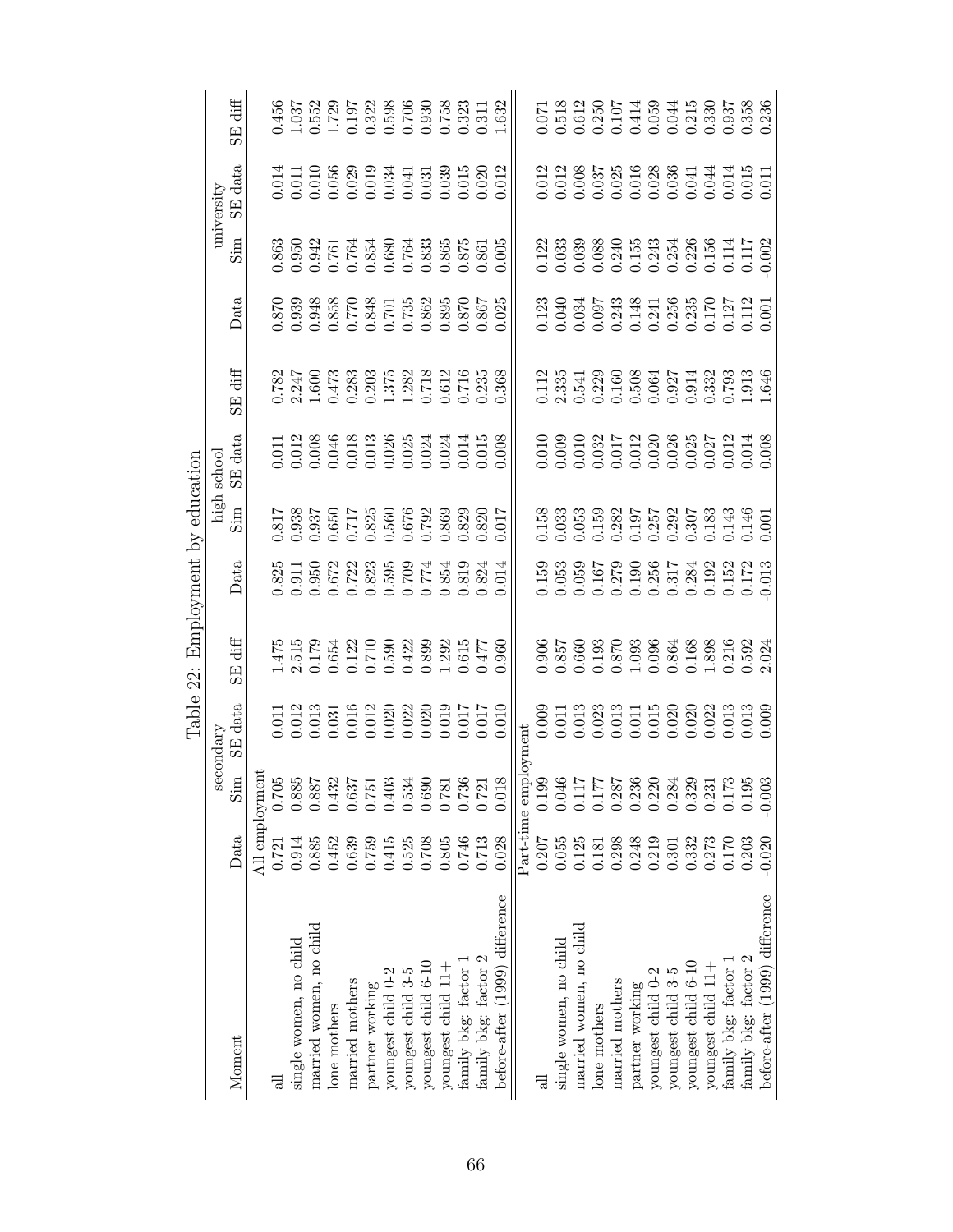Table 22: Employment by education

| Moment | secondary | | | | high school | | | | university | | | |
|---|---|---|---|---|---|---|---|---|---|---|---|---|
| | Data | Sim | SE data | SE diff | Data | Sim | SE data | SE diff | Data | Sim | SE data | SE diff |
| All employment | | | | | | | | | | | | |
| all | 0.721 | 0.705 | 0.011 | 1.475 | 0.825 | 0.817 | 0.011 | 0.782 | 0.870 | 0.863 | 0.014 | 0.456 |
| single women, no child | 0.914 | 0.885 | 0.012 | 2.515 | 0.911 | 0.938 | 0.012 | 2.247 | 0.939 | 0.950 | 0.011 | 1.037 |
| married women, no child | 0.885 | 0.887 | 0.013 | 0.179 | 0.950 | 0.937 | 0.008 | 1.600 | 0.948 | 0.942 | 0.010 | 0.552 |
| lone mothers | 0.452 | 0.432 | 0.031 | 0.654 | 0.672 | 0.650 | 0.046 | 0.473 | 0.858 | 0.761 | 0.056 | 1.729 |
| married mothers | 0.639 | 0.637 | 0.016 | 0.122 | 0.722 | 0.717 | 0.018 | 0.283 | 0.770 | 0.764 | 0.029 | 0.197 |
| partner working | 0.759 | 0.751 | 0.012 | 0.710 | 0.823 | 0.825 | 0.013 | 0.203 | 0.848 | 0.854 | 0.019 | 0.322 |
| youngest child 0-2 | 0.415 | 0.403 | 0.020 | 0.590 | 0.595 | 0.560 | 0.026 | 1.375 | 0.701 | 0.680 | 0.034 | 0.598 |
| youngest child 3-5 | 0.525 | 0.534 | 0.022 | 0.422 | 0.709 | 0.676 | 0.025 | 1.282 | 0.735 | 0.764 | 0.041 | 0.706 |
| youngest child 6-10 | 0.708 | 0.690 | 0.020 | 0.899 | 0.774 | 0.792 | 0.024 | 0.718 | 0.862 | 0.833 | 0.031 | 0.930 |
| youngest child 11+ | 0.805 | 0.781 | 0.019 | 1.292 | 0.854 | 0.869 | 0.024 | 0.612 | 0.895 | 0.865 | 0.039 | 0.758 |
| family bkg: factor 1 | 0.746 | 0.736 | 0.017 | 0.615 | 0.819 | 0.829 | 0.014 | 0.716 | 0.870 | 0.875 | 0.015 | 0.323 |
| family bkg: factor 2 | 0.713 | 0.721 | 0.017 | 0.477 | 0.824 | 0.820 | 0.015 | 0.235 | 0.867 | 0.861 | 0.020 | 0.311 |
| before-after (1999) difference | 0.028 | 0.018 | 0.010 | 0.960 | 0.014 | 0.017 | 0.008 | 0.368 | 0.025 | 0.005 | 0.012 | 1.632 |
| Part-time employment | | | | | | | | | | | | |
| all | 0.207 | 0.199 | 0.009 | 0.906 | 0.159 | 0.158 | 0.010 | 0.112 | 0.123 | 0.122 | 0.012 | 0.071 |
| single women, no child | 0.055 | 0.046 | 0.011 | 0.857 | 0.053 | 0.033 | 0.009 | 2.335 | 0.040 | 0.033 | 0.012 | 0.518 |
| married women, no child | 0.125 | 0.117 | 0.013 | 0.660 | 0.059 | 0.053 | 0.010 | 0.541 | 0.034 | 0.039 | 0.008 | 0.612 |
| lone mothers | 0.181 | 0.177 | 0.023 | 0.193 | 0.167 | 0.159 | 0.032 | 0.229 | 0.097 | 0.088 | 0.037 | 0.250 |
| married mothers | 0.298 | 0.287 | 0.013 | 0.870 | 0.279 | 0.282 | 0.017 | 0.160 | 0.243 | 0.240 | 0.025 | 0.107 |
| partner working | 0.248 | 0.236 | 0.011 | 1.093 | 0.190 | 0.197 | 0.012 | 0.508 | 0.148 | 0.155 | 0.016 | 0.414 |
| youngest child 0-2 | 0.219 | 0.220 | 0.015 | 0.096 | 0.256 | 0.257 | 0.020 | 0.064 | 0.241 | 0.243 | 0.028 | 0.059 |
| youngest child 3-5 | 0.301 | 0.284 | 0.020 | 0.864 | 0.317 | 0.292 | 0.026 | 0.927 | 0.256 | 0.254 | 0.036 | 0.044 |
| youngest child 6-10 | 0.332 | 0.329 | 0.020 | 0.168 | 0.284 | 0.307 | 0.025 | 0.914 | 0.235 | 0.226 | 0.041 | 0.215 |
| youngest child 11+ | 0.273 | 0.231 | 0.022 | 1.898 | 0.192 | 0.183 | 0.027 | 0.332 | 0.170 | 0.156 | 0.044 | 0.330 |
| family bkg: factor 1 | 0.170 | 0.173 | 0.013 | 0.216 | 0.152 | 0.143 | 0.012 | 0.793 | 0.127 | 0.114 | 0.014 | 0.937 |
| family bkg: factor 2 | 0.203 | 0.195 | 0.013 | 0.592 | 0.172 | 0.146 | 0.014 | 1.913 | 0.112 | 0.117 | 0.015 | 0.358 |
| before-after (1999) difference | -0.020 | -0.003 | 0.009 | 2.024 | -0.013 | 0.001 | 0.008 | 1.646 | 0.001 | -0.002 | 0.011 | 0.236 |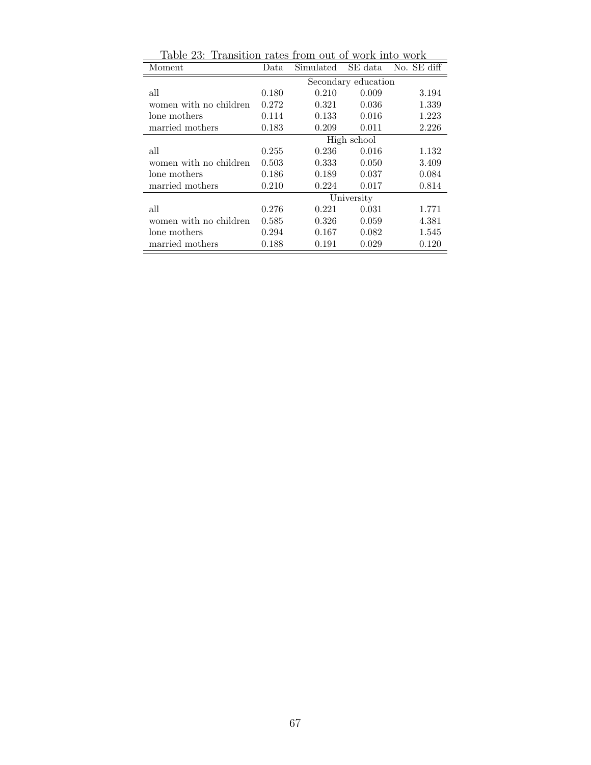Table 23: Transition rates from out of work into work

| Moment | Data | Simulated | SE data | No. SE diff |
|---|---|---|---|---|
| | | Secondary education | | |
| all | 0.180 | 0.210 | 0.009 | 3.194 |
| women with no children | 0.272 | 0.321 | 0.036 | 1.339 |
| lone mothers | 0.114 | 0.133 | 0.016 | 1.223 |
| married mothers | 0.183 | 0.209 | 0.011 | 2.226 |
| | | High school | | |
| all | 0.255 | 0.236 | 0.016 | 1.132 |
| women with no children | 0.503 | 0.333 | 0.050 | 3.409 |
| lone mothers | 0.186 | 0.189 | 0.037 | 0.084 |
| married mothers | 0.210 | 0.224 | 0.017 | 0.814 |
| | | University | | |
| all | 0.276 | 0.221 | 0.031 | 1.771 |
| women with no children | 0.585 | 0.326 | 0.059 | 4.381 |
| lone mothers | 0.294 | 0.167 | 0.082 | 1.545 |
| married mothers | 0.188 | 0.191 | 0.029 | 0.120 |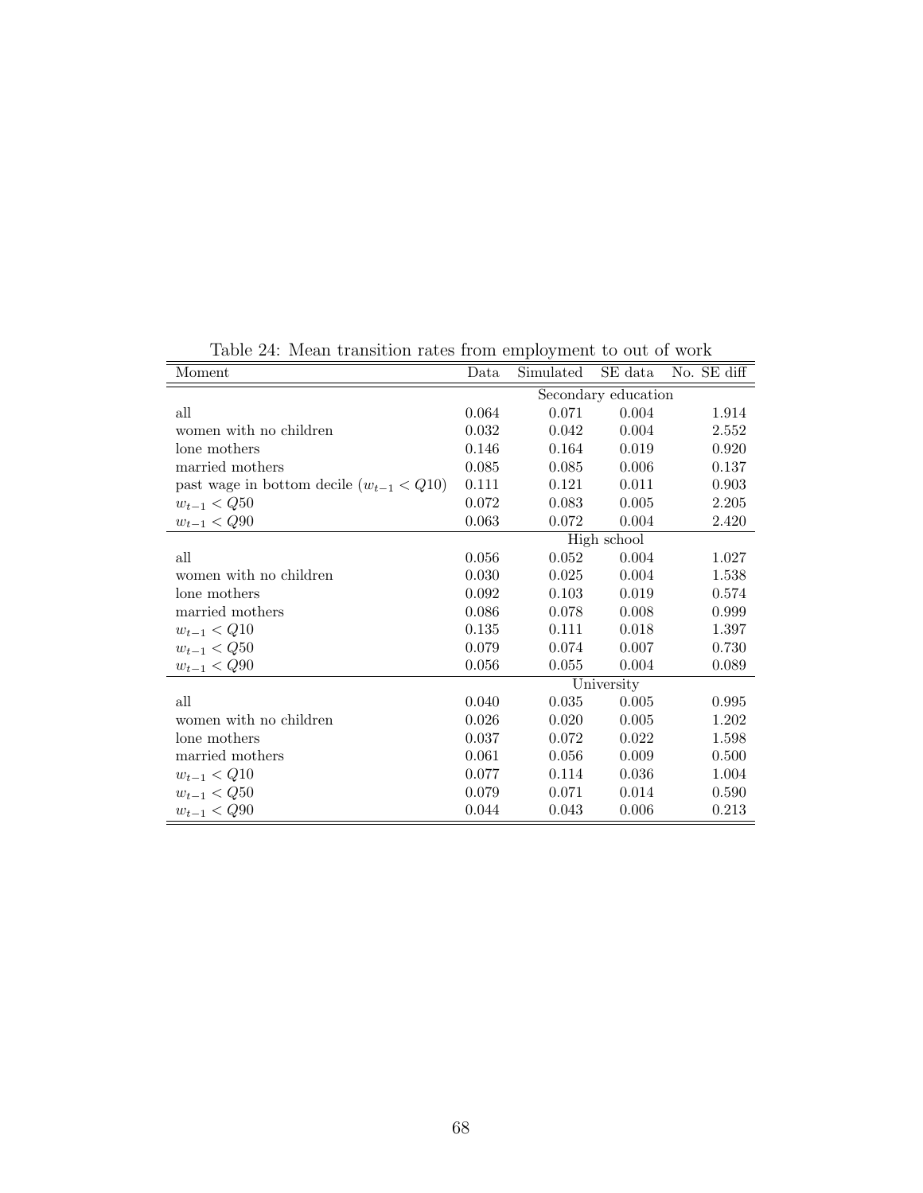Table 24: Mean transition rates from employment to out of work

| Moment | Data | Simulated | SE data | No. SE diff |
|---|---|---|---|---|
| | Secondary education | | | |
| all | 0.064 | 0.071 | 0.004 | 1.914 |
| women with no children | 0.032 | 0.042 | 0.004 | 2.552 |
| lone mothers | 0.146 | 0.164 | 0.019 | 0.920 |
| married mothers | 0.085 | 0.085 | 0.006 | 0.137 |
| past wage in bottom decile ($w_{t-1} < Q10$) | 0.111 | 0.121 | 0.011 | 0.903 |
| $w_{t-1} < Q50$ | 0.072 | 0.083 | 0.005 | 2.205 |
| $w_{t-1} < Q90$ | 0.063 | 0.072 | 0.004 | 2.420 |
| | High school | | | |
| all | 0.056 | 0.052 | 0.004 | 1.027 |
| women with no children | 0.030 | 0.025 | 0.004 | 1.538 |
| lone mothers | 0.092 | 0.103 | 0.019 | 0.574 |
| married mothers | 0.086 | 0.078 | 0.008 | 0.999 |
| $w_{t-1} < Q10$ | 0.135 | 0.111 | 0.018 | 1.397 |
| $w_{t-1} < Q50$ | 0.079 | 0.074 | 0.007 | 0.730 |
| $w_{t-1} < Q90$ | 0.056 | 0.055 | 0.004 | 0.089 |
| | University | | | |
| all | 0.040 | 0.035 | 0.005 | 0.995 |
| women with no children | 0.026 | 0.020 | 0.005 | 1.202 |
| lone mothers | 0.037 | 0.072 | 0.022 | 1.598 |
| married mothers | 0.061 | 0.056 | 0.009 | 0.500 |
| $w_{t-1} < Q10$ | 0.077 | 0.114 | 0.036 | 1.004 |
| $w_{t-1} < Q50$ | 0.079 | 0.071 | 0.014 | 0.590 |
| $w_{t-1} < Q90$ | 0.044 | 0.043 | 0.006 | 0.213 |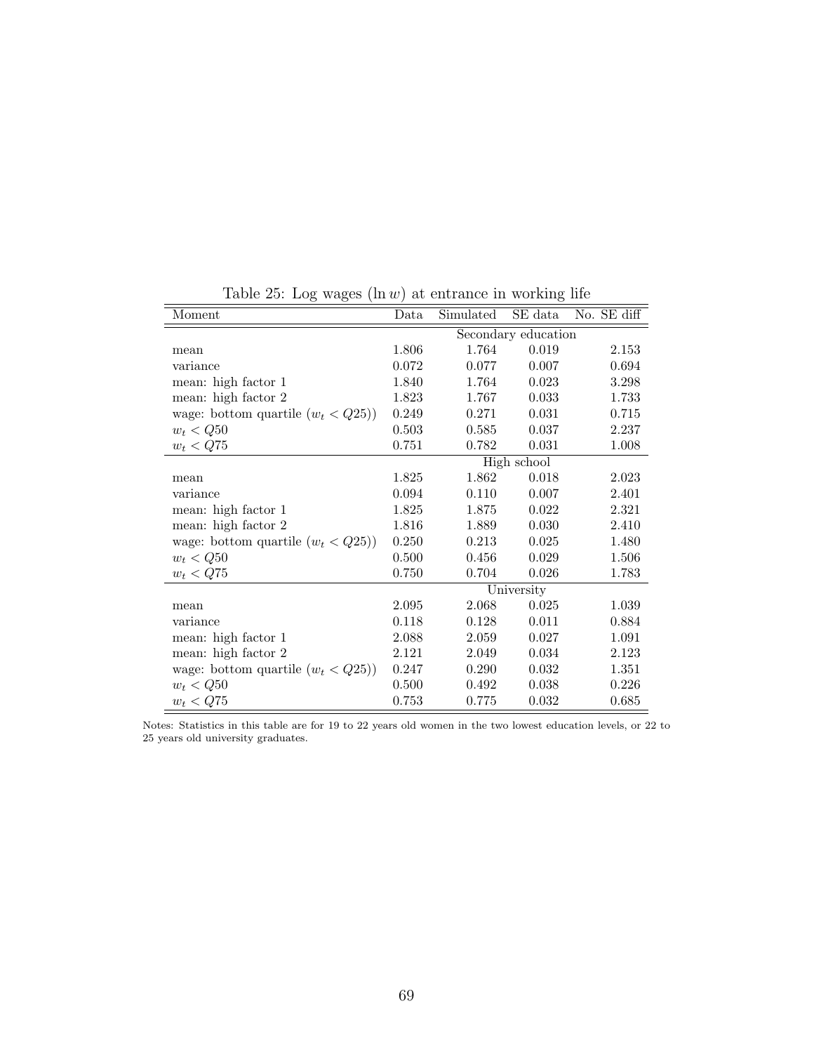Table 25: Log wages ($\ln w$) at entrance in working life

| Moment | Data | Simulated | SE data | No. SE diff |
|---|---|---|---|---|
| | Secondary education | | | |
| mean | 1.806 | 1.764 | 0.019 | 2.153 |
| variance | 0.072 | 0.077 | 0.007 | 0.694 |
| mean: high factor 1 | 1.840 | 1.764 | 0.023 | 3.298 |
| mean: high factor 2 | 1.823 | 1.767 | 0.033 | 1.733 |
| wage: bottom quartile ($w_t < Q25$)) | 0.249 | 0.271 | 0.031 | 0.715 |
| $w_t < Q50$ | 0.503 | 0.585 | 0.037 | 2.237 |
| $w_t < Q75$ | 0.751 | 0.782 | 0.031 | 1.008 |
| | High school | | | |
| mean | 1.825 | 1.862 | 0.018 | 2.023 |
| variance | 0.094 | 0.110 | 0.007 | 2.401 |
| mean: high factor 1 | 1.825 | 1.875 | 0.022 | 2.321 |
| mean: high factor 2 | 1.816 | 1.889 | 0.030 | 2.410 |
| wage: bottom quartile ($w_t < Q25$)) | 0.250 | 0.213 | 0.025 | 1.480 |
| $w_t < Q50$ | 0.500 | 0.456 | 0.029 | 1.506 |
| $w_t < Q75$ | 0.750 | 0.704 | 0.026 | 1.783 |
| | University | | | |
| mean | 2.095 | 2.068 | 0.025 | 1.039 |
| variance | 0.118 | 0.128 | 0.011 | 0.884 |
| mean: high factor 1 | 2.088 | 2.059 | 0.027 | 1.091 |
| mean: high factor 2 | 2.121 | 2.049 | 0.034 | 2.123 |
| wage: bottom quartile ($w_t < Q25$)) | 0.247 | 0.290 | 0.032 | 1.351 |
| $w_t < Q50$ | 0.500 | 0.492 | 0.038 | 0.226 |
| $w_t < Q75$ | 0.753 | 0.775 | 0.032 | 0.685 |

Notes: Statistics in this table are for 19 to 22 years old women in the two lowest education levels, or 22 to 25 years old university graduates.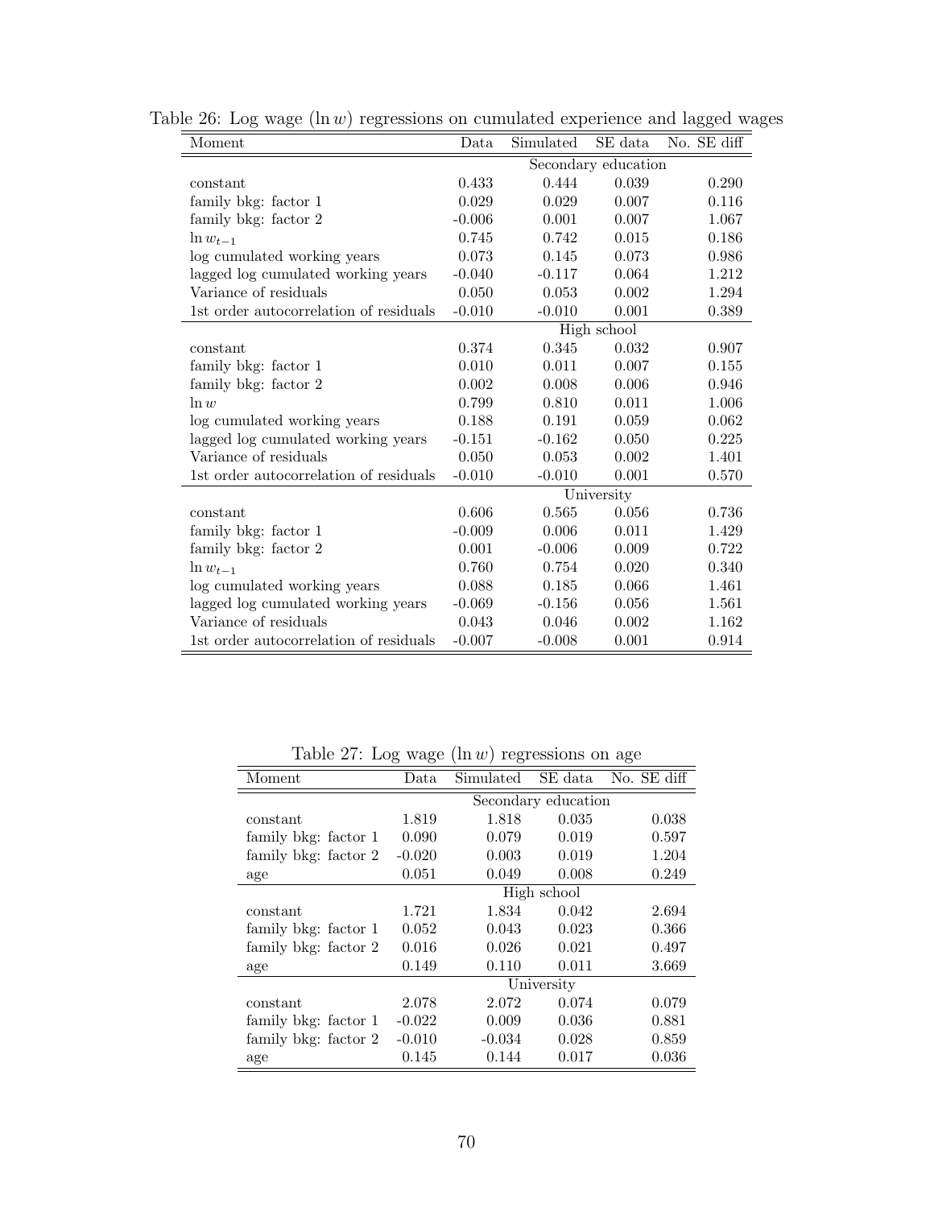Table 26: Log wage ($\ln w$) regressions on cumulated experience and lagged wages

| Moment | Data | Simulated | SE data | No. SE diff |
|---|---|---|---|---|
| | | Secondary education | | |
| constant | 0.433 | 0.444 | 0.039 | 0.290 |
| family bkg: factor 1 | 0.029 | 0.029 | 0.007 | 0.116 |
| family bkg: factor 2 | -0.006 | 0.001 | 0.007 | 1.067 |
| $\ln w_{t-1}$ | 0.745 | 0.742 | 0.015 | 0.186 |
| log cumulated working years | 0.073 | 0.145 | 0.073 | 0.986 |
| lagged log cumulated working years | -0.040 | -0.117 | 0.064 | 1.212 |
| Variance of residuals | 0.050 | 0.053 | 0.002 | 1.294 |
| 1st order autocorrelation of residuals | -0.010 | -0.010 | 0.001 | 0.389 |
| | | High school | | |
| constant | 0.374 | 0.345 | 0.032 | 0.907 |
| family bkg: factor 1 | 0.010 | 0.011 | 0.007 | 0.155 |
| family bkg: factor 2 | 0.002 | 0.008 | 0.006 | 0.946 |
| $\ln w$ | 0.799 | 0.810 | 0.011 | 1.006 |
| log cumulated working years | 0.188 | 0.191 | 0.059 | 0.062 |
| lagged log cumulated working years | -0.151 | -0.162 | 0.050 | 0.225 |
| Variance of residuals | 0.050 | 0.053 | 0.002 | 1.401 |
| 1st order autocorrelation of residuals | -0.010 | -0.010 | 0.001 | 0.570 |
| | | University | | |
| constant | 0.606 | 0.565 | 0.056 | 0.736 |
| family bkg: factor 1 | -0.009 | 0.006 | 0.011 | 1.429 |
| family bkg: factor 2 | 0.001 | -0.006 | 0.009 | 0.722 |
| $\ln w_{t-1}$ | 0.760 | 0.754 | 0.020 | 0.340 |
| log cumulated working years | 0.088 | 0.185 | 0.066 | 1.461 |
| lagged log cumulated working years | -0.069 | -0.156 | 0.056 | 1.561 |
| Variance of residuals | 0.043 | 0.046 | 0.002 | 1.162 |
| 1st order autocorrelation of residuals | -0.007 | -0.008 | 0.001 | 0.914 |

Table 27: Log wage ($\ln w$) regressions on age

| Moment | Data | Simulated | SE data | No. SE diff |
|---|---|---|---|---|
| | | Secondary education | | |
| constant | 1.819 | 1.818 | 0.035 | 0.038 |
| family bkg: factor 1 | 0.090 | 0.079 | 0.019 | 0.597 |
| family bkg: factor 2 | -0.020 | 0.003 | 0.019 | 1.204 |
| age | 0.051 | 0.049 | 0.008 | 0.249 |
| | | High school | | |
| constant | 1.721 | 1.834 | 0.042 | 2.694 |
| family bkg: factor 1 | 0.052 | 0.043 | 0.023 | 0.366 |
| family bkg: factor 2 | 0.016 | 0.026 | 0.021 | 0.497 |
| age | 0.149 | 0.110 | 0.011 | 3.669 |
| | | University | | |
| constant | 2.078 | 2.072 | 0.074 | 0.079 |
| family bkg: factor 1 | -0.022 | 0.009 | 0.036 | 0.881 |
| family bkg: factor 2 | -0.010 | -0.034 | 0.028 | 0.859 |
| age | 0.145 | 0.144 | 0.017 | 0.036 |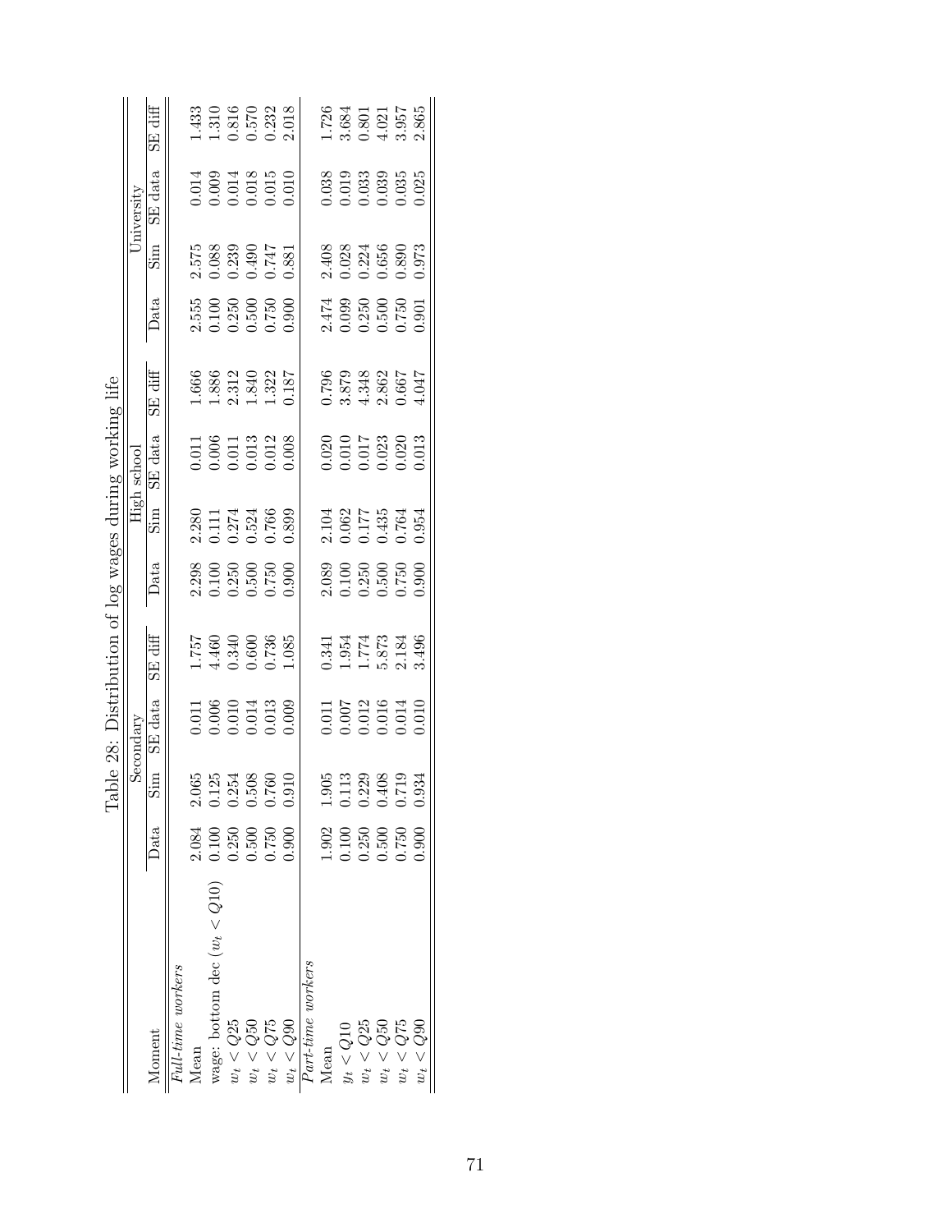Table 28: Distribution of log wages during working life

| Moment | Secondary | | | | High school | | | | University | | | |
|---|---|---|---|---|---|---|---|---|---|---|---|---|
| | Data | Sim | SE data | SE diff | Data | Sim | SE data | SE diff | Data | Sim | SE data | SE diff |
| *Full-time workers* | | | | | | | | | | | | |
| Mean | 2.084 | 2.065 | 0.011 | 1.757 | 2.298 | 2.280 | 0.011 | 1.666 | 2.555 | 2.575 | 0.014 | 1.433 |
| wage: bottom dec ($w_t < Q10$) | 0.100 | 0.125 | 0.006 | 4.460 | 0.100 | 0.111 | 0.006 | 1.886 | 0.100 | 0.088 | 0.009 | 1.310 |
| $w_t < Q25$ | 0.250 | 0.254 | 0.010 | 0.340 | 0.250 | 0.274 | 0.011 | 2.312 | 0.250 | 0.239 | 0.014 | 0.816 |
| $w_t < Q50$ | 0.500 | 0.508 | 0.014 | 0.600 | 0.500 | 0.524 | 0.013 | 1.840 | 0.500 | 0.490 | 0.018 | 0.570 |
| $w_t < Q75$ | 0.750 | 0.760 | 0.013 | 0.736 | 0.750 | 0.766 | 0.012 | 1.322 | 0.750 | 0.747 | 0.015 | 0.232 |
| $w_t < Q90$ | 0.900 | 0.910 | 0.009 | 1.085 | 0.900 | 0.899 | 0.008 | 0.187 | 0.900 | 0.881 | 0.010 | 2.018 |
| *Part-time workers* | | | | | | | | | | | | |
| Mean | 1.902 | 1.905 | 0.011 | 0.341 | 2.089 | 2.104 | 0.020 | 0.796 | 2.474 | 2.408 | 0.038 | 1.726 |
| $y_t < Q10$ | 0.100 | 0.113 | 0.007 | 1.954 | 0.100 | 0.062 | 0.010 | 3.879 | 0.099 | 0.028 | 0.019 | 3.684 |
| $w_t < Q25$ | 0.250 | 0.229 | 0.012 | 1.774 | 0.250 | 0.177 | 0.017 | 4.348 | 0.250 | 0.224 | 0.033 | 0.801 |
| $w_t < Q50$ | 0.500 | 0.408 | 0.016 | 5.873 | 0.500 | 0.435 | 0.023 | 2.862 | 0.500 | 0.656 | 0.039 | 4.021 |
| $w_t < Q75$ | 0.750 | 0.719 | 0.014 | 2.184 | 0.750 | 0.764 | 0.020 | 0.667 | 0.750 | 0.890 | 0.035 | 3.957 |
| $w_t < Q90$ | 0.900 | 0.934 | 0.010 | 3.496 | 0.900 | 0.954 | 0.013 | 4.047 | 0.901 | 0.973 | 0.025 | 2.865 |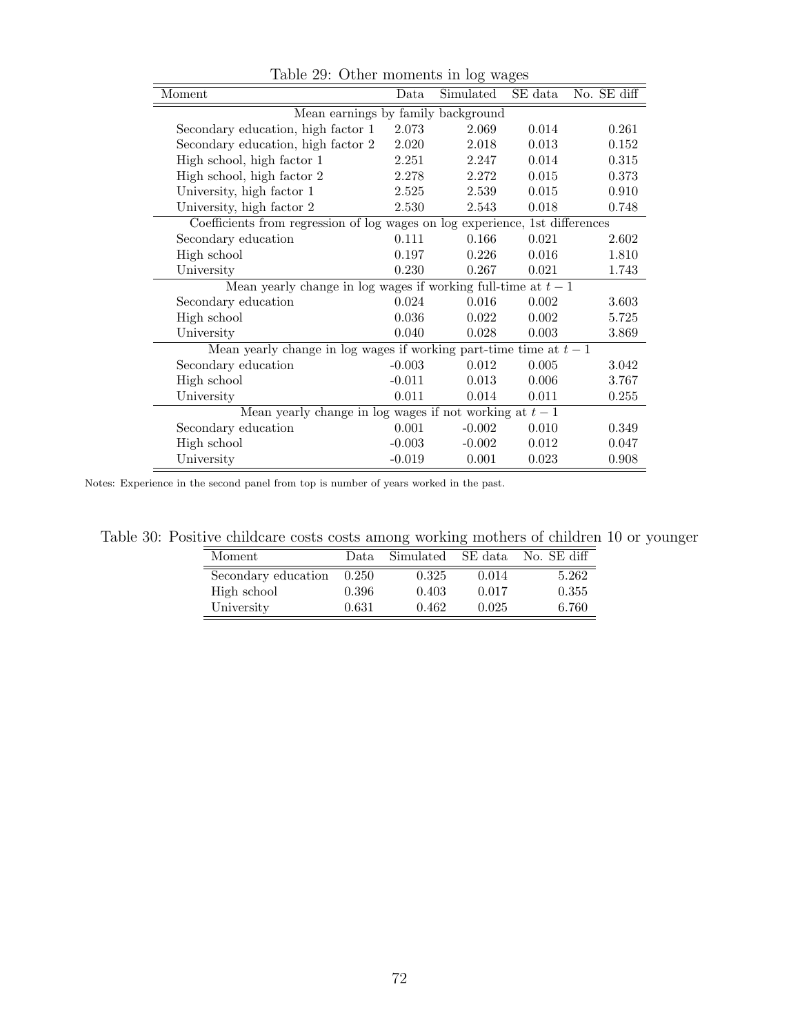Table 29: Other moments in log wages

| Moment | Data | Simulated | SE data | No. SE diff |
|---|---|---|---|---|
| Mean earnings by family background | | | | |
| Secondary education, high factor 1 | 2.073 | 2.069 | 0.014 | 0.261 |
| Secondary education, high factor 2 | 2.020 | 2.018 | 0.013 | 0.152 |
| High school, high factor 1 | 2.251 | 2.247 | 0.014 | 0.315 |
| High school, high factor 2 | 2.278 | 2.272 | 0.015 | 0.373 |
| University, high factor 1 | 2.525 | 2.539 | 0.015 | 0.910 |
| University, high factor 2 | 2.530 | 2.543 | 0.018 | 0.748 |
| Coefficients from regression of log wages on log experience, 1st differences | | | | |
| Secondary education | 0.111 | 0.166 | 0.021 | 2.602 |
| High school | 0.197 | 0.226 | 0.016 | 1.810 |
| University | 0.230 | 0.267 | 0.021 | 1.743 |
| Mean yearly change in log wages if working full-time at $t-1$ | | | | |
| Secondary education | 0.024 | 0.016 | 0.002 | 3.603 |
| High school | 0.036 | 0.022 | 0.002 | 5.725 |
| University | 0.040 | 0.028 | 0.003 | 3.869 |
| Mean yearly change in log wages if working part-time time at $t-1$ | | | | |
| Secondary education | -0.003 | 0.012 | 0.005 | 3.042 |
| High school | -0.011 | 0.013 | 0.006 | 3.767 |
| University | 0.011 | 0.014 | 0.011 | 0.255 |
| Mean yearly change in log wages if not working at $t-1$ | | | | |
| Secondary education | 0.001 | -0.002 | 0.010 | 0.349 |
| High school | -0.003 | -0.002 | 0.012 | 0.047 |
| University | -0.019 | 0.001 | 0.023 | 0.908 |

Notes: Experience in the second panel from top is number of years worked in the past.

Table 30: Positive childcare costs costs among working mothers of children 10 or younger

| Moment | Data | Simulated | SE data | No. SE diff |
|---|---|---|---|---|
| Secondary education | 0.250 | 0.325 | 0.014 | 5.262 |
| High school | 0.396 | 0.403 | 0.017 | 0.355 |
| University | 0.631 | 0.462 | 0.025 | 6.760 |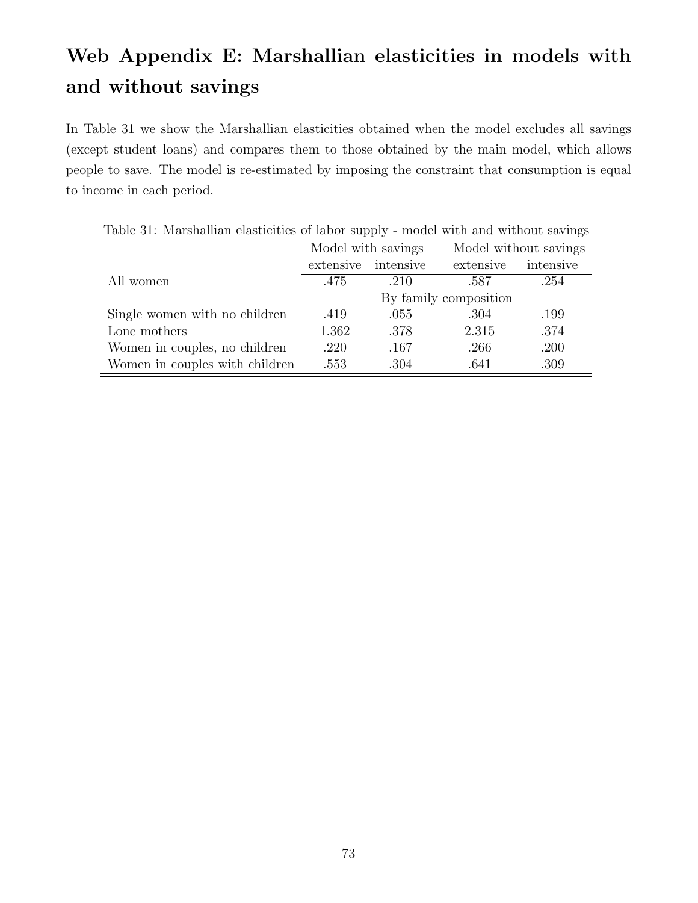# Web Appendix E: Marshallian elasticities in models with and without savings

In Table 31 we show the Marshallian elasticities obtained when the model excludes all savings (except student loans) and compares them to those obtained by the main model, which allows people to save. The model is re-estimated by imposing the constraint that consumption is equal to income in each period.

Table 31: Marshallian elasticities of labor supply - model with and without savings

| | Model with savings | | Model without savings | |
|---|---|---|---|---|
| | extensive | intensive | extensive | intensive |
| All women | .475 | .210 | .587 | .254 |
| | By family composition | | | |
| Single women with no children | .419 | .055 | .304 | .199 |
| Lone mothers | 1.362 | .378 | 2.315 | .374 |
| Women in couples, no children | .220 | .167 | .266 | .200 |
| Women in couples with children | .553 | .304 | .641 | .309 |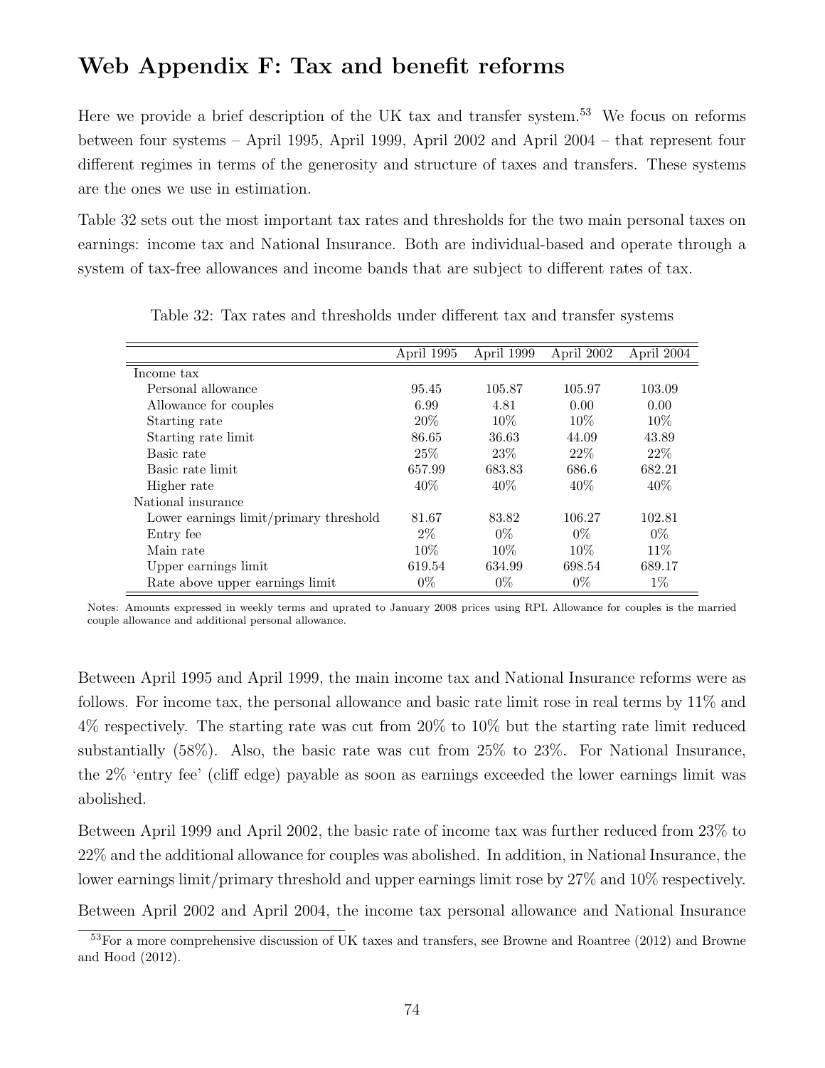## Web Appendix F: Tax and benefit reforms

Here we provide a brief description of the UK tax and transfer system.[53] We focus on reforms between four systems – April 1995, April 1999, April 2002 and April 2004 – that represent four different regimes in terms of the generosity and structure of taxes and transfers. These systems are the ones we use in estimation.

Table 32 sets out the most important tax rates and thresholds for the two main personal taxes on earnings: income tax and National Insurance. Both are individual-based and operate through a system of tax-free allowances and income bands that are subject to different rates of tax.

Table 32: Tax rates and thresholds under different tax and transfer systems

| | April 1995 | April 1999 | April 2002 | April 2004 |
|---|---|---|---|---|
| Income tax | | | | |
| Personal allowance | 95.45 | 105.87 | 105.97 | 103.09 |
| Allowance for couples | 6.99 | 4.81 | 0.00 | 0.00 |
| Starting rate | 20% | 10% | 10% | 10% |
| Starting rate limit | 86.65 | 36.63 | 44.09 | 43.89 |
| Basic rate | 25% | 23% | 22% | 22% |
| Basic rate limit | 657.99 | 683.83 | 686.6 | 682.21 |
| Higher rate | 40% | 40% | 40% | 40% |
| National insurance | | | | |
| Lower earnings limit/primary threshold | 81.67 | 83.82 | 106.27 | 102.81 |
| Entry fee | 2% | 0% | 0% | 0% |
| Main rate | 10% | 10% | 10% | 11% |
| Upper earnings limit | 619.54 | 634.99 | 698.54 | 689.17 |
| Rate above upper earnings limit | 0% | 0% | 0% | 1% |

Notes: Amounts expressed in weekly terms and uprated to January 2008 prices using RPI. Allowance for couples is the married couple allowance and additional personal allowance.

Between April 1995 and April 1999, the main income tax and National Insurance reforms were as follows. For income tax, the personal allowance and basic rate limit rose in real terms by 11% and 4% respectively. The starting rate was cut from 20% to 10% but the starting rate limit reduced substantially (58%). Also, the basic rate was cut from 25% to 23%. For National Insurance, the 2% 'entry fee' (cliff edge) payable as soon as earnings exceeded the lower earnings limit was abolished.

Between April 1999 and April 2002, the basic rate of income tax was further reduced from 23% to 22% and the additional allowance for couples was abolished. In addition, in National Insurance, the lower earnings limit/primary threshold and upper earnings limit rose by 27% and 10% respectively.

Between April 2002 and April 2004, the income tax personal allowance and National Insurance

[53] For a more comprehensive discussion of UK taxes and transfers, see Browne and Roantree (2012) and Browne and Hood (2012).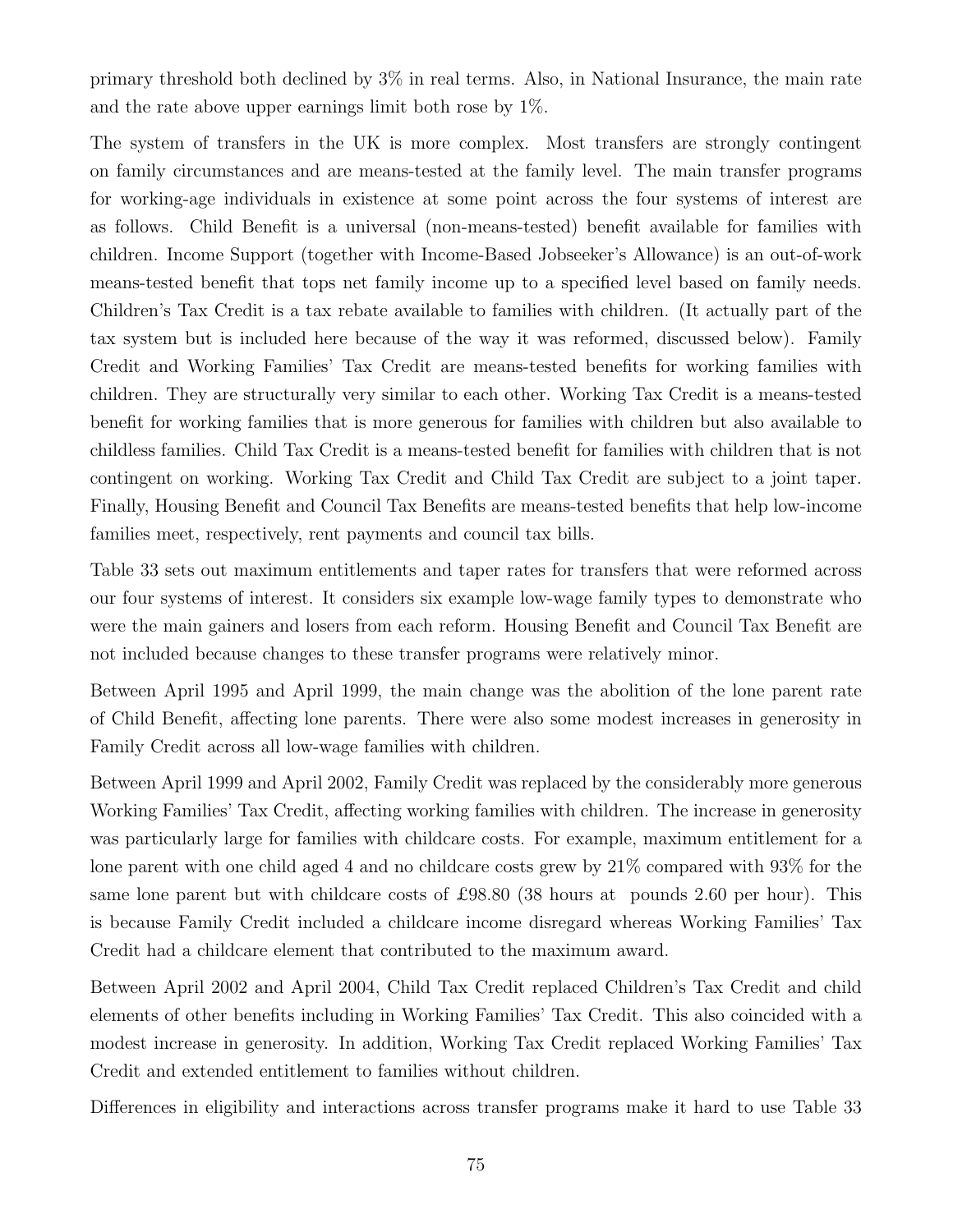primary threshold both declined by 3% in real terms. Also, in National Insurance, the main rate and the rate above upper earnings limit both rose by 1%.

The system of transfers in the UK is more complex. Most transfers are strongly contingent on family circumstances and are means-tested at the family level. The main transfer programs for working-age individuals in existence at some point across the four systems of interest are as follows. Child Benefit is a universal (non-means-tested) benefit available for families with children. Income Support (together with Income-Based Jobseeker's Allowance) is an out-of-work means-tested benefit that tops net family income up to a specified level based on family needs. Children's Tax Credit is a tax rebate available to families with children. (It actually part of the tax system but is included here because of the way it was reformed, discussed below). Family Credit and Working Families' Tax Credit are means-tested benefits for working families with children. They are structurally very similar to each other. Working Tax Credit is a means-tested benefit for working families that is more generous for families with children but also available to childless families. Child Tax Credit is a means-tested benefit for families with children that is not contingent on working. Working Tax Credit and Child Tax Credit are subject to a joint taper. Finally, Housing Benefit and Council Tax Benefits are means-tested benefits that help low-income families meet, respectively, rent payments and council tax bills.

Table 33 sets out maximum entitlements and taper rates for transfers that were reformed across our four systems of interest. It considers six example low-wage family types to demonstrate who were the main gainers and losers from each reform. Housing Benefit and Council Tax Benefit are not included because changes to these transfer programs were relatively minor.

Between April 1995 and April 1999, the main change was the abolition of the lone parent rate of Child Benefit, affecting lone parents. There were also some modest increases in generosity in Family Credit across all low-wage families with children.

Between April 1999 and April 2002, Family Credit was replaced by the considerably more generous Working Families' Tax Credit, affecting working families with children. The increase in generosity was particularly large for families with childcare costs. For example, maximum entitlement for a lone parent with one child aged 4 and no childcare costs grew by 21% compared with 93% for the same lone parent but with childcare costs of £98.80 (38 hours at pounds 2.60 per hour). This is because Family Credit included a childcare income disregard whereas Working Families' Tax Credit had a childcare element that contributed to the maximum award.

Between April 2002 and April 2004, Child Tax Credit replaced Children's Tax Credit and child elements of other benefits including in Working Families' Tax Credit. This also coincided with a modest increase in generosity. In addition, Working Tax Credit replaced Working Families' Tax Credit and extended entitlement to families without children.

Differences in eligibility and interactions across transfer programs make it hard to use Table 33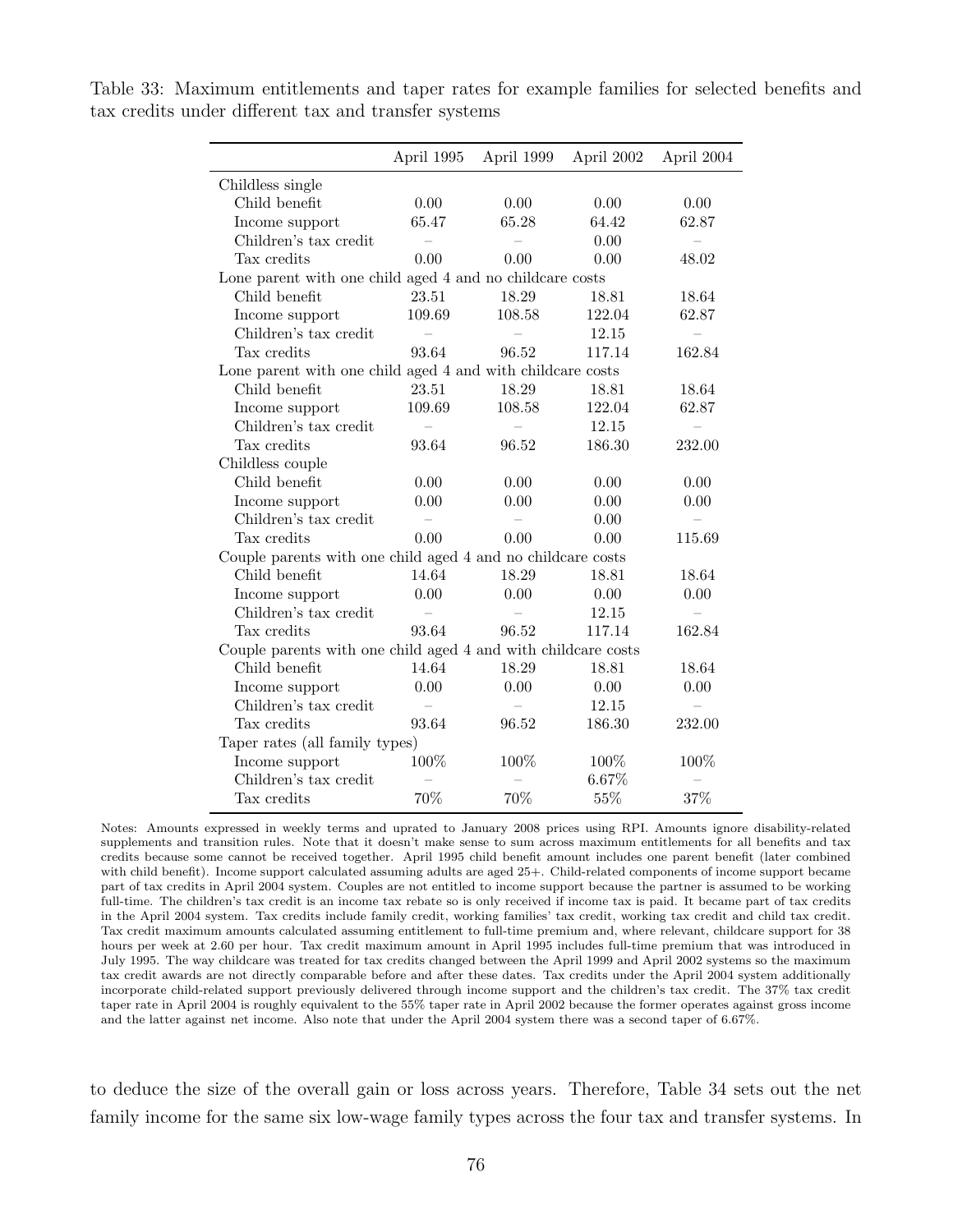Table 33: Maximum entitlements and taper rates for example families for selected benefits and tax credits under different tax and transfer systems

| | April 1995 | April 1999 | April 2002 | April 2004 |
|---|---|---|---|---|
| Childless single | | | | |
| Child benefit | 0.00 | 0.00 | 0.00 | 0.00 |
| Income support | 65.47 | 65.28 | 64.42 | 62.87 |
| Children's tax credit | – | – | 0.00 | – |
| Tax credits | 0.00 | 0.00 | 0.00 | 48.02 |
| Lone parent with one child aged 4 and no childcare costs | | | | |
| Child benefit | 23.51 | 18.29 | 18.81 | 18.64 |
| Income support | 109.69 | 108.58 | 122.04 | 62.87 |
| Children's tax credit | – | – | 12.15 | – |
| Tax credits | 93.64 | 96.52 | 117.14 | 162.84 |
| Lone parent with one child aged 4 and with childcare costs | | | | |
| Child benefit | 23.51 | 18.29 | 18.81 | 18.64 |
| Income support | 109.69 | 108.58 | 122.04 | 62.87 |
| Children's tax credit | – | – | 12.15 | – |
| Tax credits | 93.64 | 96.52 | 186.30 | 232.00 |
| Childless couple | | | | |
| Child benefit | 0.00 | 0.00 | 0.00 | 0.00 |
| Income support | 0.00 | 0.00 | 0.00 | 0.00 |
| Children's tax credit | – | – | 0.00 | – |
| Tax credits | 0.00 | 0.00 | 0.00 | 115.69 |
| Couple parents with one child aged 4 and no childcare costs | | | | |
| Child benefit | 14.64 | 18.29 | 18.81 | 18.64 |
| Income support | 0.00 | 0.00 | 0.00 | 0.00 |
| Children's tax credit | – | – | 12.15 | – |
| Tax credits | 93.64 | 96.52 | 117.14 | 162.84 |
| Couple parents with one child aged 4 and with childcare costs | | | | |
| Child benefit | 14.64 | 18.29 | 18.81 | 18.64 |
| Income support | 0.00 | 0.00 | 0.00 | 0.00 |
| Children's tax credit | – | – | 12.15 | – |
| Tax credits | 93.64 | 96.52 | 186.30 | 232.00 |
| Taper rates (all family types) | | | | |
| Income support | 100% | 100% | 100% | 100% |
| Children's tax credit | – | – | 6.67% | – |
| Tax credits | 70% | 70% | 55% | 37% |

Notes: Amounts expressed in weekly terms and uprated to January 2008 prices using RPI. Amounts ignore disability-related supplements and transition rules. Note that it doesn't make sense to sum across maximum entitlements for all benefits and tax credits because some cannot be received together. April 1995 child benefit amount includes one parent benefit (later combined with child benefit). Income support calculated assuming adults are aged 25+. Child-related components of income support became part of tax credits in April 2004 system. Couples are not entitled to income support because the partner is assumed to be working full-time. The children's tax credit is an income tax rebate so is only received if income tax is paid. It became part of tax credits in the April 2004 system. Tax credits include family credit, working families' tax credit, working tax credit and child tax credit. Tax credit maximum amounts calculated assuming entitlement to full-time premium and, where relevant, childcare support for 38 hours per week at 2.60 per hour. Tax credit maximum amount in April 1995 includes full-time premium that was introduced in July 1995. The way childcare was treated for tax credits changed between the April 1999 and April 2002 systems so the maximum tax credit awards are not directly comparable before and after these dates. Tax credits under the April 2004 system additionally incorporate child-related support previously delivered through income support and the children's tax credit. The 37% tax credit taper rate in April 2004 is roughly equivalent to the 55% taper rate in April 2002 because the former operates against gross income and the latter against net income. Also note that under the April 2004 system there was a second taper of 6.67%.

to deduce the size of the overall gain or loss across years. Therefore, Table 34 sets out the net family income for the same six low-wage family types across the four tax and transfer systems. In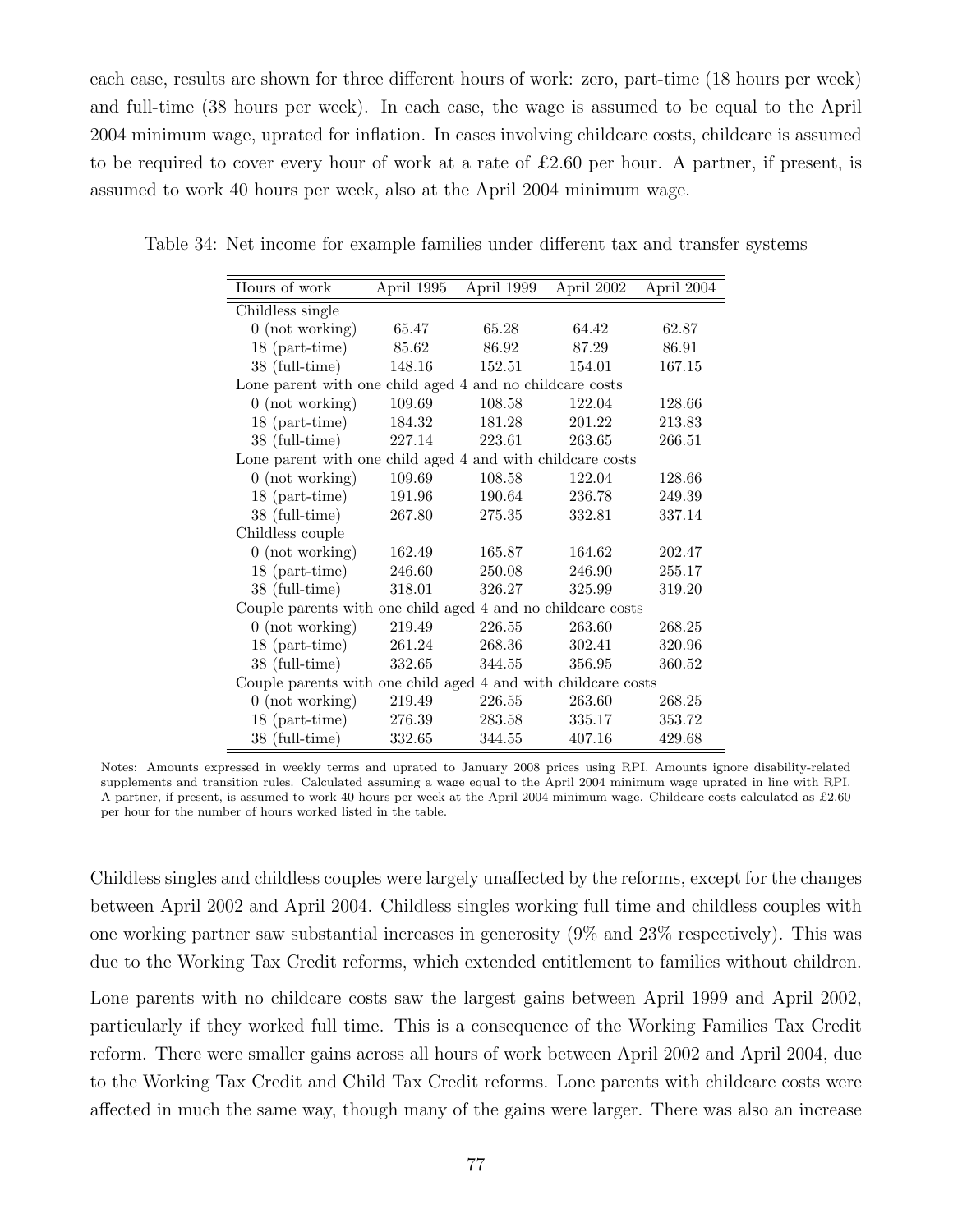each case, results are shown for three different hours of work: zero, part-time (18 hours per week) and full-time (38 hours per week). In each case, the wage is assumed to be equal to the April 2004 minimum wage, uprated for inflation. In cases involving childcare costs, childcare is assumed to be required to cover every hour of work at a rate of £2.60 per hour. A partner, if present, is assumed to work 40 hours per week, also at the April 2004 minimum wage.

Table 34: Net income for example families under different tax and transfer systems

| Hours of work | April 1995 | April 1999 | April 2002 | April 2004 |
|---|---|---|---|---|
| Childless single | | | | |
| 0 (not working) | 65.47 | 65.28 | 64.42 | 62.87 |
| 18 (part-time) | 85.62 | 86.92 | 87.29 | 86.91 |
| 38 (full-time) | 148.16 | 152.51 | 154.01 | 167.15 |
| Lone parent with one child aged 4 and no childcare costs | | | | |
| 0 (not working) | 109.69 | 108.58 | 122.04 | 128.66 |
| 18 (part-time) | 184.32 | 181.28 | 201.22 | 213.83 |
| 38 (full-time) | 227.14 | 223.61 | 263.65 | 266.51 |
| Lone parent with one child aged 4 and with childcare costs | | | | |
| 0 (not working) | 109.69 | 108.58 | 122.04 | 128.66 |
| 18 (part-time) | 191.96 | 190.64 | 236.78 | 249.39 |
| 38 (full-time) | 267.80 | 275.35 | 332.81 | 337.14 |
| Childless couple | | | | |
| 0 (not working) | 162.49 | 165.87 | 164.62 | 202.47 |
| 18 (part-time) | 246.60 | 250.08 | 246.90 | 255.17 |
| 38 (full-time) | 318.01 | 326.27 | 325.99 | 319.20 |
| Couple parents with one child aged 4 and no childcare costs | | | | |
| 0 (not working) | 219.49 | 226.55 | 263.60 | 268.25 |
| 18 (part-time) | 261.24 | 268.36 | 302.41 | 320.96 |
| 38 (full-time) | 332.65 | 344.55 | 356.95 | 360.52 |
| Couple parents with one child aged 4 and with childcare costs | | | | |
| 0 (not working) | 219.49 | 226.55 | 263.60 | 268.25 |
| 18 (part-time) | 276.39 | 283.58 | 335.17 | 353.72 |
| 38 (full-time) | 332.65 | 344.55 | 407.16 | 429.68 |

Notes: Amounts expressed in weekly terms and uprated to January 2008 prices using RPI. Amounts ignore disability-related supplements and transition rules. Calculated assuming a wage equal to the April 2004 minimum wage uprated in line with RPI. A partner, if present, is assumed to work 40 hours per week at the April 2004 minimum wage. Childcare costs calculated as £2.60 per hour for the number of hours worked listed in the table.

Childless singles and childless couples were largely unaffected by the reforms, except for the changes between April 2002 and April 2004. Childless singles working full time and childless couples with one working partner saw substantial increases in generosity (9% and 23% respectively). This was due to the Working Tax Credit reforms, which extended entitlement to families without children.

Lone parents with no childcare costs saw the largest gains between April 1999 and April 2002, particularly if they worked full time. This is a consequence of the Working Families Tax Credit reform. There were smaller gains across all hours of work between April 2002 and April 2004, due to the Working Tax Credit and Child Tax Credit reforms. Lone parents with childcare costs were affected in much the same way, though many of the gains were larger. There was also an increase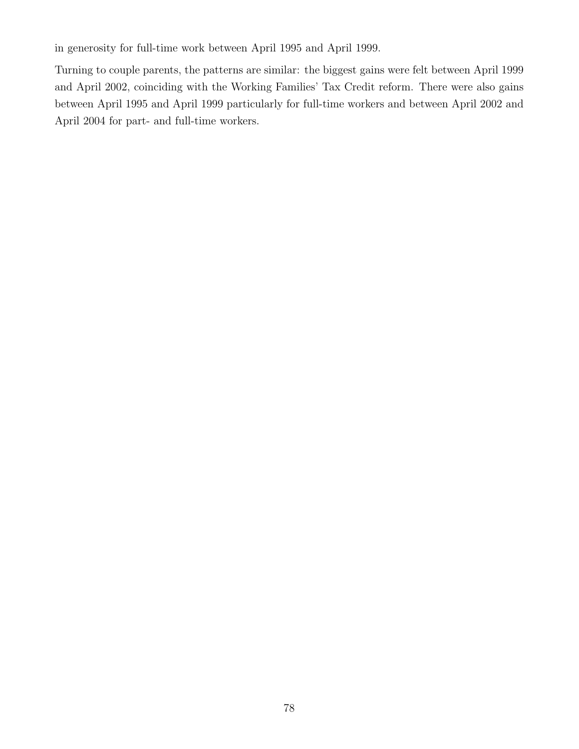in generosity for full-time work between April 1995 and April 1999.

Turning to couple parents, the patterns are similar: the biggest gains were felt between April 1999 and April 2002, coinciding with the Working Families' Tax Credit reform. There were also gains between April 1995 and April 1999 particularly for full-time workers and between April 2002 and April 2004 for part- and full-time workers.